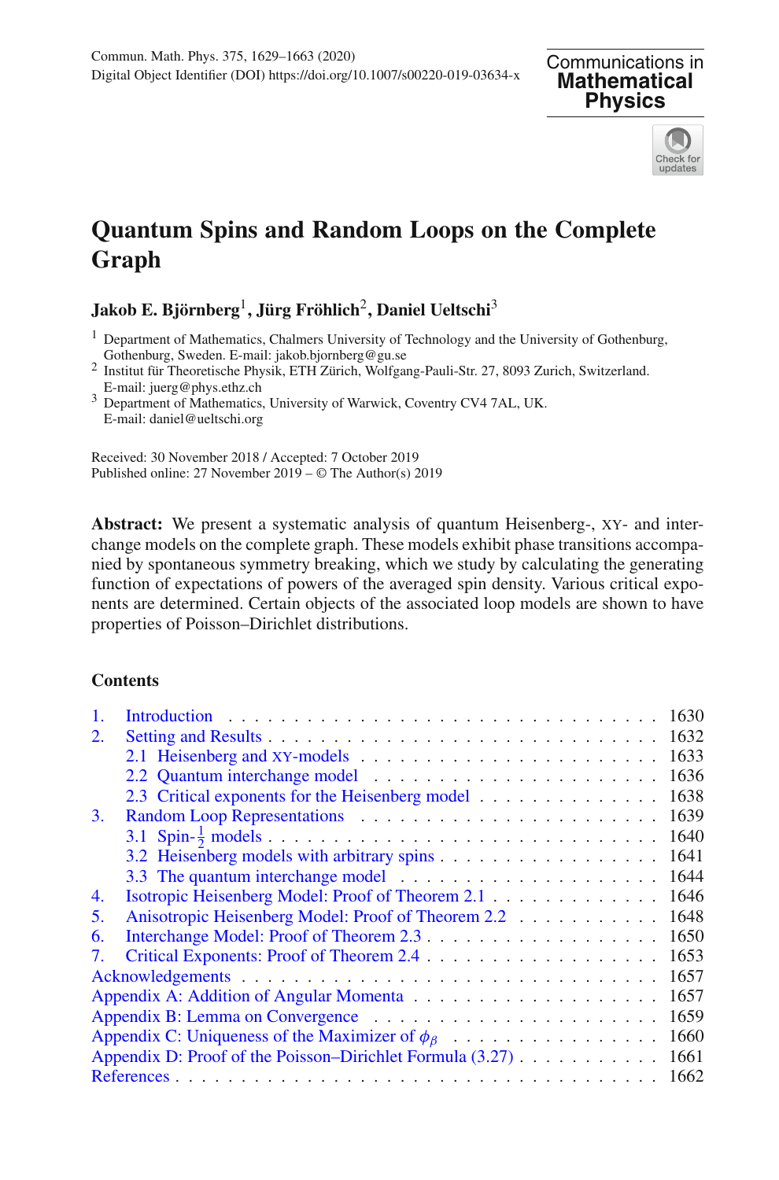# Quantum Spins and Random Loops on the Complete Graph

**Jakob E. Björnberg**[1], **Jürg Fröhlich**[2], **Daniel Ueltschi**[3]

[1] Department of Mathematics, Chalmers University of Technology and the University of Gothenburg, Gothenburg, Sweden. E-mail: jakob.bjornberg@gu.se

[2] Institut für Theoretische Physik, ETH Zürich, Wolfgang-Pauli-Str. 27, 8093 Zurich, Switzerland. E-mail: juerg@phys.ethz.ch

[3] Department of Mathematics, University of Warwick, Coventry CV4 7AL, UK. E-mail: daniel@ueltschi.org

Received: 30 November 2018 / Accepted: 7 October 2019
Published online: 27 November 2019 – © The Author(s) 2019

**Abstract:** We present a systematic analysis of quantum Heisenberg-, XY- and interchange models on the complete graph. These models exhibit phase transitions accompanied by spontaneous symmetry breaking, which we study by calculating the generating function of expectations of powers of the averaged spin density. Various critical exponents are determined. Certain objects of the associated loop models are shown to have properties of Poisson–Dirichlet distributions.

## Contents

1. Introduction . . . 1630
2. Setting and Results . . . 1632
   - 2.1 Heisenberg and XY-models . . . 1633
   - 2.2 Quantum interchange model . . . 1636
   - 2.3 Critical exponents for the Heisenberg model . . . 1638
3. Random Loop Representations . . . 1639
   - 3.1 Spin-$\frac{1}{2}$ models . . . 1640
   - 3.2 Heisenberg models with arbitrary spins . . . 1641
   - 3.3 The quantum interchange model . . . 1644
4. Isotropic Heisenberg Model: Proof of Theorem 2.1 . . . 1646
5. Anisotropic Heisenberg Model: Proof of Theorem 2.2 . . . 1648
6. Interchange Model: Proof of Theorem 2.3 . . . 1650
7. Critical Exponents: Proof of Theorem 2.4 . . . 1653

Acknowledgements . . . 1657
Appendix A: Addition of Angular Momenta . . . 1657
Appendix B: Lemma on Convergence . . . 1659
Appendix C: Uniqueness of the Maximizer of $\phi_\beta$ . . . 1660
Appendix D: Proof of the Poisson–Dirichlet Formula (3.27) . . . 1661
References . . . 1662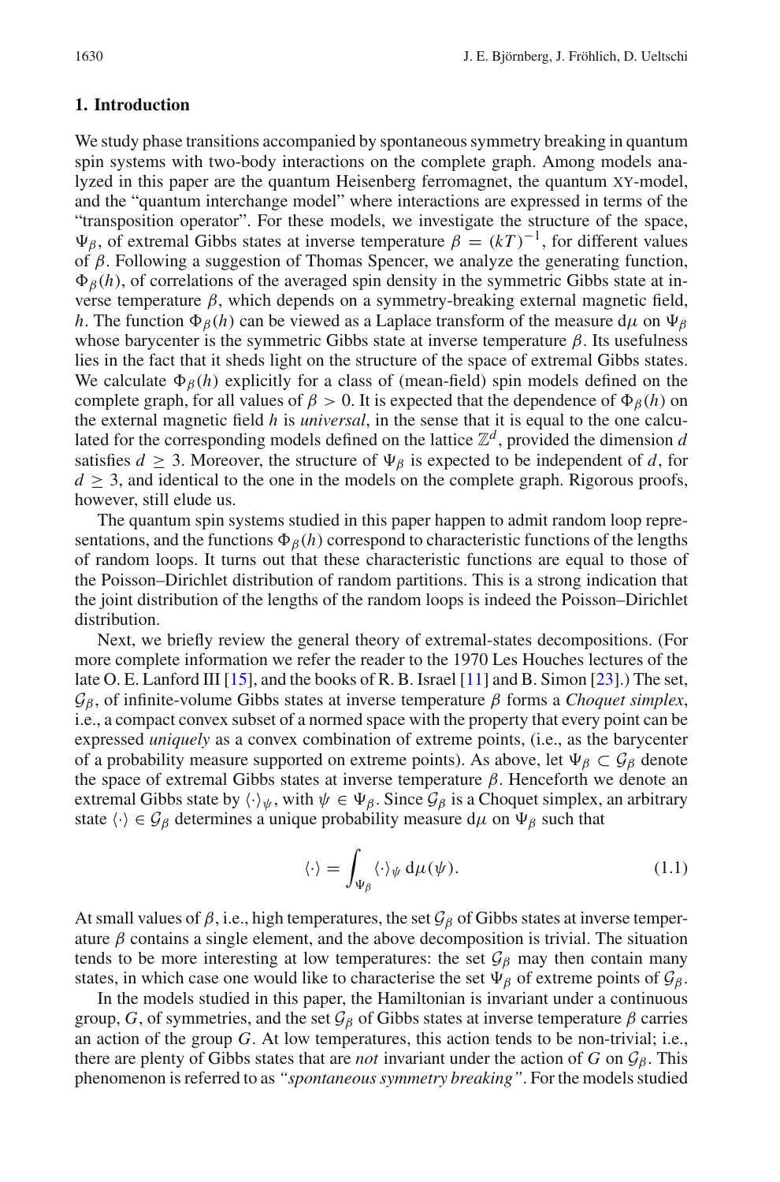## 1. Introduction

We study phase transitions accompanied by spontaneous symmetry breaking in quantum spin systems with two-body interactions on the complete graph. Among models analyzed in this paper are the quantum Heisenberg ferromagnet, the quantum XY-model, and the "quantum interchange model" where interactions are expressed in terms of the "transposition operator". For these models, we investigate the structure of the space, $\Psi_\beta$, of extremal Gibbs states at inverse temperature $\beta = (kT)^{-1}$, for different values of $\beta$. Following a suggestion of Thomas Spencer, we analyze the generating function, $\Phi_\beta(h)$, of correlations of the averaged spin density in the symmetric Gibbs state at inverse temperature $\beta$, which depends on a symmetry-breaking external magnetic field, $h$. The function $\Phi_\beta(h)$ can be viewed as a Laplace transform of the measure $\mathrm{d}\mu$ on $\Psi_\beta$ whose barycenter is the symmetric Gibbs state at inverse temperature $\beta$. Its usefulness lies in the fact that it sheds light on the structure of the space of extremal Gibbs states. We calculate $\Phi_\beta(h)$ explicitly for a class of (mean-field) spin models defined on the complete graph, for all values of $\beta > 0$. It is expected that the dependence of $\Phi_\beta(h)$ on the external magnetic field $h$ is *universal*, in the sense that it is equal to the one calculated for the corresponding models defined on the lattice $\mathbb{Z}^d$, provided the dimension $d$ satisfies $d \geq 3$. Moreover, the structure of $\Psi_\beta$ is expected to be independent of $d$, for $d \geq 3$, and identical to the one in the models on the complete graph. Rigorous proofs, however, still elude us.

The quantum spin systems studied in this paper happen to admit random loop representations, and the functions $\Phi_\beta(h)$ correspond to characteristic functions of the lengths of random loops. It turns out that these characteristic functions are equal to those of the Poisson–Dirichlet distribution of random partitions. This is a strong indication that the joint distribution of the lengths of the random loops is indeed the Poisson–Dirichlet distribution.

Next, we briefly review the general theory of extremal-states decompositions. (For more complete information we refer the reader to the 1970 Les Houches lectures of the late O. E. Lanford III [15], and the books of R. B. Israel [11] and B. Simon [23].) The set, $\mathcal{G}_\beta$, of infinite-volume Gibbs states at inverse temperature $\beta$ forms a *Choquet simplex*, i.e., a compact convex subset of a normed space with the property that every point can be expressed *uniquely* as a convex combination of extreme points, (i.e., as the barycenter of a probability measure supported on extreme points). As above, let $\Psi_\beta \subset \mathcal{G}_\beta$ denote the space of extremal Gibbs states at inverse temperature $\beta$. Henceforth we denote an extremal Gibbs state by $\langle\cdot\rangle_\psi$, with $\psi \in \Psi_\beta$. Since $\mathcal{G}_\beta$ is a Choquet simplex, an arbitrary state $\langle\cdot\rangle \in \mathcal{G}_\beta$ determines a unique probability measure $\mathrm{d}\mu$ on $\Psi_\beta$ such that

$$\langle\cdot\rangle = \int_{\Psi_\beta} \langle\cdot\rangle_\psi \, \mathrm{d}\mu(\psi). \tag{1.1}$$

At small values of $\beta$, i.e., high temperatures, the set $\mathcal{G}_\beta$ of Gibbs states at inverse temperature $\beta$ contains a single element, and the above decomposition is trivial. The situation tends to be more interesting at low temperatures: the set $\mathcal{G}_\beta$ may then contain many states, in which case one would like to characterise the set $\Psi_\beta$ of extreme points of $\mathcal{G}_\beta$.

In the models studied in this paper, the Hamiltonian is invariant under a continuous group, $G$, of symmetries, and the set $\mathcal{G}_\beta$ of Gibbs states at inverse temperature $\beta$ carries an action of the group $G$. At low temperatures, this action tends to be non-trivial; i.e., there are plenty of Gibbs states that are *not* invariant under the action of $G$ on $\mathcal{G}_\beta$. This phenomenon is referred to as *"spontaneous symmetry breaking"*. For the models studied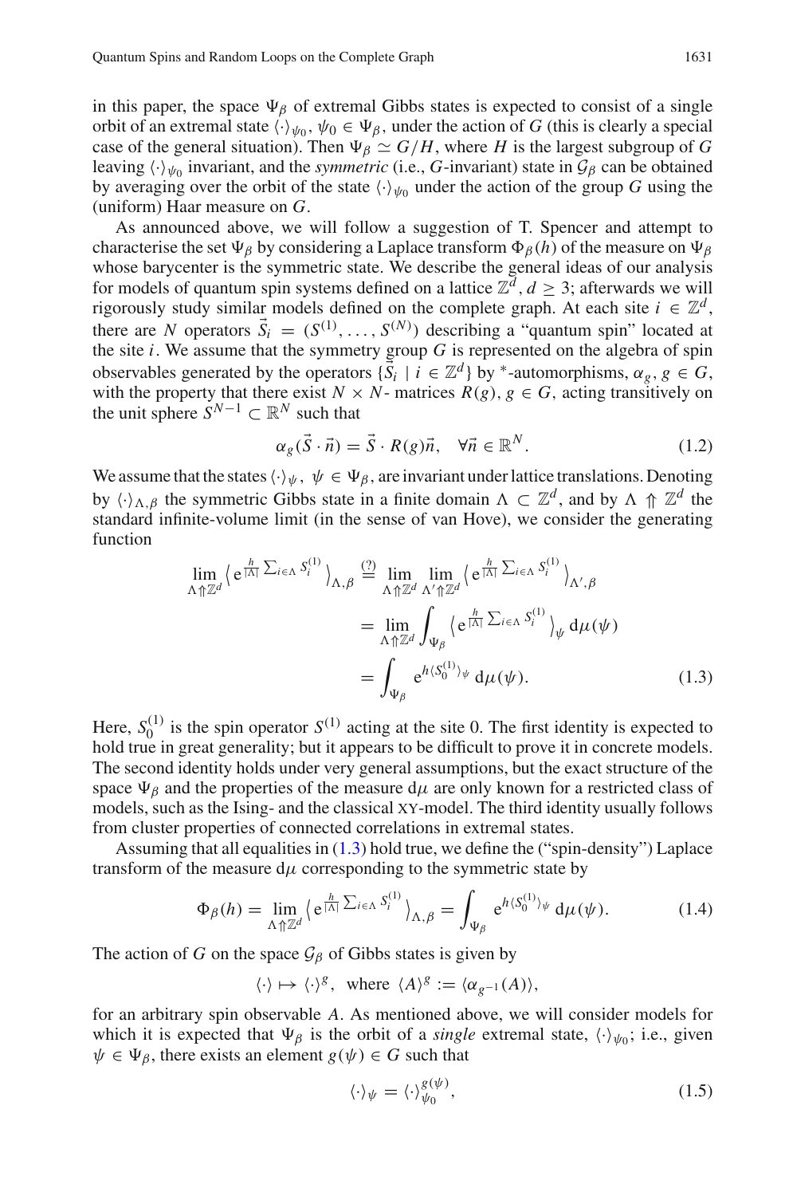in this paper, the space $\Psi_\beta$ of extremal Gibbs states is expected to consist of a single orbit of an extremal state $\langle\cdot\rangle_{\psi_0}$, $\psi_0 \in \Psi_\beta$, under the action of $G$ (this is clearly a special case of the general situation). Then $\Psi_\beta \simeq G/H$, where $H$ is the largest subgroup of $G$ leaving $\langle\cdot\rangle_{\psi_0}$ invariant, and the *symmetric* (i.e., $G$-invariant) state in $\mathcal{G}_\beta$ can be obtained by averaging over the orbit of the state $\langle\cdot\rangle_{\psi_0}$ under the action of the group $G$ using the (uniform) Haar measure on $G$.

As announced above, we will follow a suggestion of T. Spencer and attempt to characterise the set $\Psi_\beta$ by considering a Laplace transform $\Phi_\beta(h)$ of the measure on $\Psi_\beta$ whose barycenter is the symmetric state. We describe the general ideas of our analysis for models of quantum spin systems defined on a lattice $\mathbb{Z}^d$, $d \geq 3$; afterwards we will rigorously study similar models defined on the complete graph. At each site $i \in \mathbb{Z}^d$, there are $N$ operators $\vec{S}_i = (S^{(1)}, \ldots, S^{(N)})$ describing a "quantum spin" located at the site $i$. We assume that the symmetry group $G$ is represented on the algebra of spin observables generated by the operators $\{\vec{S}_i \mid i \in \mathbb{Z}^d\}$ by $^*$-automorphisms, $\alpha_g$, $g \in G$, with the property that there exist $N \times N$- matrices $R(g)$, $g \in G$, acting transitively on the unit sphere $S^{N-1} \subset \mathbb{R}^N$ such that

$$\alpha_g(\vec{S} \cdot \vec{n}) = \vec{S} \cdot R(g)\vec{n}, \quad \forall \vec{n} \in \mathbb{R}^N. \tag{1.2}$$

We assume that the states $\langle\cdot\rangle_\psi$, $\psi \in \Psi_\beta$, are invariant under lattice translations. Denoting by $\langle\cdot\rangle_{\Lambda,\beta}$ the symmetric Gibbs state in a finite domain $\Lambda \subset \mathbb{Z}^d$, and by $\Lambda \Uparrow \mathbb{Z}^d$ the standard infinite-volume limit (in the sense of van Hove), we consider the generating function

$$\begin{aligned}
\lim_{\Lambda \Uparrow \mathbb{Z}^d} \big\langle \mathrm{e}^{\frac{h}{|\Lambda|}\sum_{i\in\Lambda} S_i^{(1)}} \big\rangle_{\Lambda,\beta} &\overset{(?)}{=} \lim_{\Lambda \Uparrow \mathbb{Z}^d} \lim_{\Lambda' \Uparrow \mathbb{Z}^d} \big\langle \mathrm{e}^{\frac{h}{|\Lambda|}\sum_{i\in\Lambda} S_i^{(1)}} \big\rangle_{\Lambda',\beta} \\
&= \lim_{\Lambda \Uparrow \mathbb{Z}^d} \int_{\Psi_\beta} \big\langle \mathrm{e}^{\frac{h}{|\Lambda|}\sum_{i\in\Lambda} S_i^{(1)}} \big\rangle_\psi \, \mathrm{d}\mu(\psi) \\
&= \int_{\Psi_\beta} \mathrm{e}^{h\langle S_0^{(1)}\rangle_\psi} \, \mathrm{d}\mu(\psi).
\end{aligned} \tag{1.3}$$

Here, $S_0^{(1)}$ is the spin operator $S^{(1)}$ acting at the site 0. The first identity is expected to hold true in great generality; but it appears to be difficult to prove it in concrete models. The second identity holds under very general assumptions, but the exact structure of the space $\Psi_\beta$ and the properties of the measure $\mathrm{d}\mu$ are only known for a restricted class of models, such as the Ising- and the classical XY-model. The third identity usually follows from cluster properties of connected correlations in extremal states.

Assuming that all equalities in (1.3) hold true, we define the ("spin-density") Laplace transform of the measure $\mathrm{d}\mu$ corresponding to the symmetric state by

$$\Phi_\beta(h) = \lim_{\Lambda \Uparrow \mathbb{Z}^d} \big\langle \mathrm{e}^{\frac{h}{|\Lambda|}\sum_{i\in\Lambda} S_i^{(1)}} \big\rangle_{\Lambda,\beta} = \int_{\Psi_\beta} \mathrm{e}^{h\langle S_0^{(1)}\rangle_\psi} \, \mathrm{d}\mu(\psi). \tag{1.4}$$

The action of $G$ on the space $\mathcal{G}_\beta$ of Gibbs states is given by

$$\langle\cdot\rangle \mapsto \langle\cdot\rangle^g, \;\text{ where } \langle A\rangle^g := \langle \alpha_{g^{-1}}(A)\rangle,$$

for an arbitrary spin observable $A$. As mentioned above, we will consider models for which it is expected that $\Psi_\beta$ is the orbit of a *single* extremal state, $\langle\cdot\rangle_{\psi_0}$; i.e., given $\psi \in \Psi_\beta$, there exists an element $g(\psi) \in G$ such that

$$\langle\cdot\rangle_\psi = \langle\cdot\rangle_{\psi_0}^{g(\psi)}, \tag{1.5}$$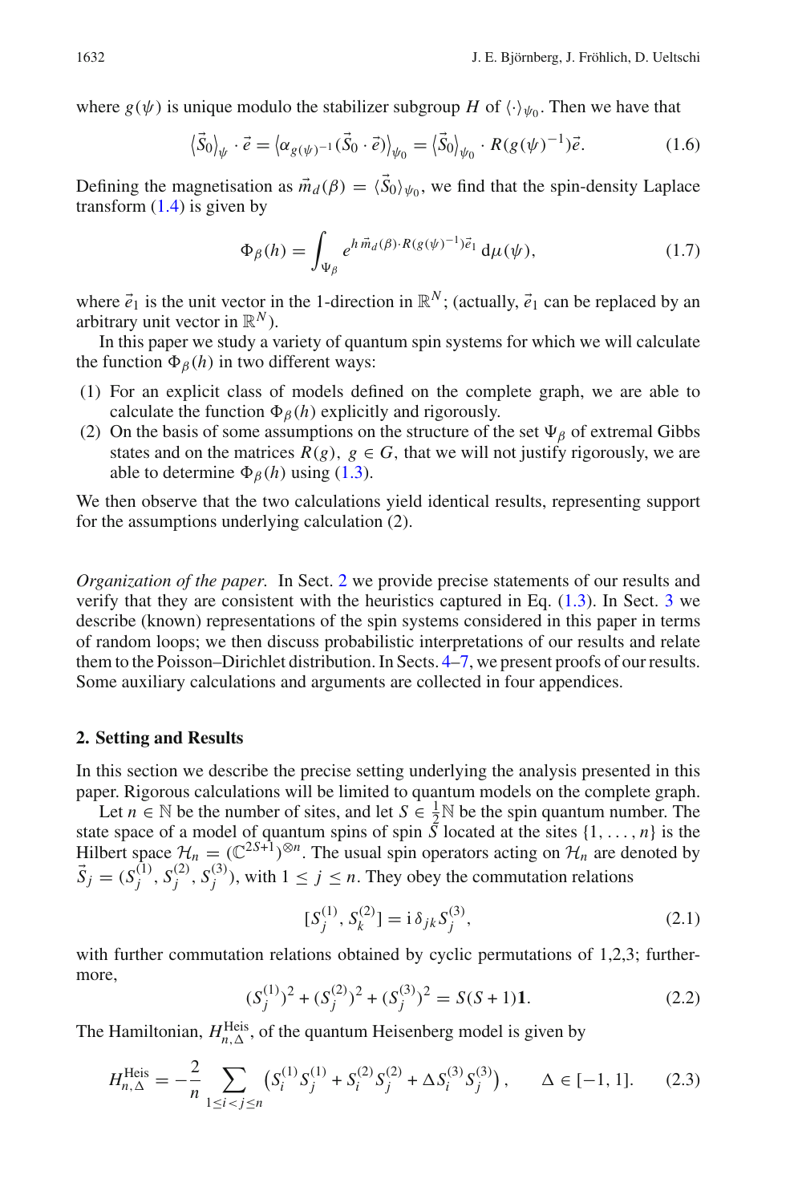where $g(\psi)$ is unique modulo the stabilizer subgroup $H$ of $\langle\cdot\rangle_{\psi_0}$. Then we have that

$$\big\langle \vec{S}_0 \big\rangle_{\psi} \cdot \vec{e} = \big\langle \alpha_{g(\psi)^{-1}}(\vec{S}_0 \cdot \vec{e}) \big\rangle_{\psi_0} = \big\langle \vec{S}_0 \big\rangle_{\psi_0} \cdot R(g(\psi)^{-1})\vec{e}. \tag{1.6}$$

Defining the magnetisation as $\vec{m}_d(\beta) = \langle \vec{S}_0 \rangle_{\psi_0}$, we find that the spin-density Laplace transform (1.4) is given by

$$\Phi_\beta(h) = \int_{\Psi_\beta} e^{h\, \vec{m}_d(\beta)\cdot R(g(\psi)^{-1})\vec{e}_1} \,\mathrm{d}\mu(\psi), \tag{1.7}$$

where $\vec{e}_1$ is the unit vector in the 1-direction in $\mathbb{R}^N$; (actually, $\vec{e}_1$ can be replaced by an arbitrary unit vector in $\mathbb{R}^N$).

In this paper we study a variety of quantum spin systems for which we will calculate the function $\Phi_\beta(h)$ in two different ways:

1. For an explicit class of models defined on the complete graph, we are able to calculate the function $\Phi_\beta(h)$ explicitly and rigorously.
2. On the basis of some assumptions on the structure of the set $\Psi_\beta$ of extremal Gibbs states and on the matrices $R(g)$, $g \in G$, that we will not justify rigorously, we are able to determine $\Phi_\beta(h)$ using (1.3).

We then observe that the two calculations yield identical results, representing support for the assumptions underlying calculation (2).

*Organization of the paper.* In Sect. 2 we provide precise statements of our results and verify that they are consistent with the heuristics captured in Eq. (1.3). In Sect. 3 we describe (known) representations of the spin systems considered in this paper in terms of random loops; we then discuss probabilistic interpretations of our results and relate them to the Poisson–Dirichlet distribution. In Sects. 4–7, we present proofs of our results. Some auxiliary calculations and arguments are collected in four appendices.

## 2. Setting and Results

In this section we describe the precise setting underlying the analysis presented in this paper. Rigorous calculations will be limited to quantum models on the complete graph.

Let $n \in \mathbb{N}$ be the number of sites, and let $S \in \frac{1}{2}\mathbb{N}$ be the spin quantum number. The state space of a model of quantum spins of spin $S$ located at the sites $\{1, \ldots, n\}$ is the Hilbert space $\mathcal{H}_n = (\mathbb{C}^{2S+1})^{\otimes n}$. The usual spin operators acting on $\mathcal{H}_n$ are denoted by $\vec{S}_j = (S_j^{(1)}, S_j^{(2)}, S_j^{(3)})$, with $1 \le j \le n$. They obey the commutation relations

$$[S_j^{(1)}, S_k^{(2)}] = \mathrm{i}\, \delta_{jk} S_j^{(3)}, \tag{2.1}$$

with further commutation relations obtained by cyclic permutations of 1,2,3; furthermore,

$$(S_j^{(1)})^2 + (S_j^{(2)})^2 + (S_j^{(3)})^2 = S(S+1)\mathbf{1}. \tag{2.2}$$

The Hamiltonian, $H_{n,\Delta}^{\mathrm{Heis}}$, of the quantum Heisenberg model is given by

$$H_{n,\Delta}^{\mathrm{Heis}} = -\frac{2}{n} \sum_{1 \le i < j \le n} \left( S_i^{(1)} S_j^{(1)} + S_i^{(2)} S_j^{(2)} + \Delta S_i^{(3)} S_j^{(3)} \right), \qquad \Delta \in [-1, 1]. \tag{2.3}$$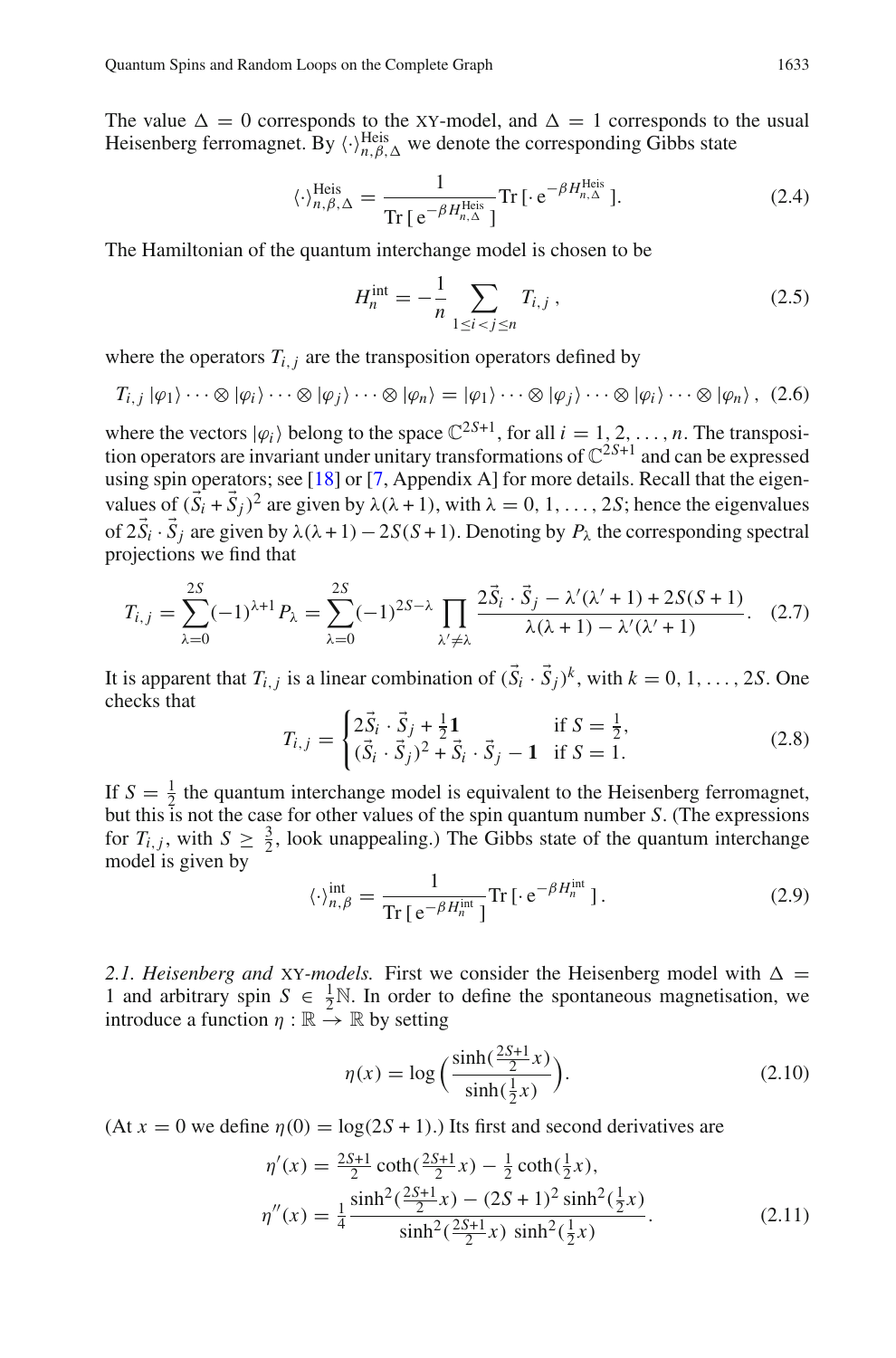The value $\Delta = 0$ corresponds to the XY-model, and $\Delta = 1$ corresponds to the usual Heisenberg ferromagnet. By $\langle\cdot\rangle^{\text{Heis}}_{n,\beta,\Delta}$ we denote the corresponding Gibbs state

$$\langle\cdot\rangle^{\text{Heis}}_{n,\beta,\Delta} = \frac{1}{\operatorname{Tr}[\,\mathrm{e}^{-\beta H^{\text{Heis}}_{n,\Delta}}\,]}\operatorname{Tr}[\,\cdot\,\mathrm{e}^{-\beta H^{\text{Heis}}_{n,\Delta}}\,]. \tag{2.4}$$

The Hamiltonian of the quantum interchange model is chosen to be

$$H^{\text{int}}_n = -\frac{1}{n}\sum_{1\le i<j\le n} T_{i,j}\,, \tag{2.5}$$

where the operators $T_{i,j}$ are the transposition operators defined by

$$T_{i,j}\,|\varphi_1\rangle\cdots\otimes|\varphi_i\rangle\cdots\otimes|\varphi_j\rangle\cdots\otimes|\varphi_n\rangle = |\varphi_1\rangle\cdots\otimes|\varphi_j\rangle\cdots\otimes|\varphi_i\rangle\cdots\otimes|\varphi_n\rangle\,, \tag{2.6}$$

where the vectors $|\varphi_i\rangle$ belong to the space $\mathbb{C}^{2S+1}$, for all $i = 1, 2, \ldots, n$. The transposition operators are invariant under unitary transformations of $\mathbb{C}^{2S+1}$ and can be expressed using spin operators; see [18] or [7, Appendix A] for more details. Recall that the eigenvalues of $(\vec{S}_i + \vec{S}_j)^2$ are given by $\lambda(\lambda+1)$, with $\lambda = 0, 1, \ldots, 2S$; hence the eigenvalues of $2\vec{S}_i\cdot\vec{S}_j$ are given by $\lambda(\lambda+1) - 2S(S+1)$. Denoting by $P_\lambda$ the corresponding spectral projections we find that

$$T_{i,j} = \sum_{\lambda=0}^{2S}(-1)^{\lambda+1}P_\lambda = \sum_{\lambda=0}^{2S}(-1)^{2S-\lambda}\prod_{\lambda'\neq\lambda}\frac{2\vec{S}_i\cdot\vec{S}_j - \lambda'(\lambda'+1) + 2S(S+1)}{\lambda(\lambda+1) - \lambda'(\lambda'+1)}. \tag{2.7}$$

It is apparent that $T_{i,j}$ is a linear combination of $(\vec{S}_i\cdot\vec{S}_j)^k$, with $k = 0, 1, \ldots, 2S$. One checks that

$$T_{i,j} = \begin{cases} 2\vec{S}_i\cdot\vec{S}_j + \frac{1}{2}\mathbf{1} & \text{if } S = \frac{1}{2},\\ (\vec{S}_i\cdot\vec{S}_j)^2 + \vec{S}_i\cdot\vec{S}_j - \mathbf{1} & \text{if } S = 1. \end{cases} \tag{2.8}$$

If $S = \frac{1}{2}$ the quantum interchange model is equivalent to the Heisenberg ferromagnet, but this is not the case for other values of the spin quantum number $S$. (The expressions for $T_{i,j}$, with $S \ge \frac{3}{2}$, look unappealing.) The Gibbs state of the quantum interchange model is given by

$$\langle\cdot\rangle^{\text{int}}_{n,\beta} = \frac{1}{\operatorname{Tr}[\,\mathrm{e}^{-\beta H^{\text{int}}_n}\,]}\operatorname{Tr}[\,\cdot\,\mathrm{e}^{-\beta H^{\text{int}}_n}\,]\,. \tag{2.9}$$

*2.1. Heisenberg and* XY*-models.* First we consider the Heisenberg model with $\Delta = 1$ and arbitrary spin $S \in \frac{1}{2}\mathbb{N}$. In order to define the spontaneous magnetisation, we introduce a function $\eta : \mathbb{R} \to \mathbb{R}$ by setting

$$\eta(x) = \log\Big(\frac{\sinh(\frac{2S+1}{2}x)}{\sinh(\frac{1}{2}x)}\Big). \tag{2.10}$$

(At $x = 0$ we define $\eta(0) = \log(2S+1)$.) Its first and second derivatives are

$$\begin{aligned} \eta'(x) &= \tfrac{2S+1}{2}\coth(\tfrac{2S+1}{2}x) - \tfrac{1}{2}\coth(\tfrac{1}{2}x),\\ \eta''(x) &= \frac{1}{4}\,\frac{\sinh^2(\frac{2S+1}{2}x) - (2S+1)^2\sinh^2(\frac{1}{2}x)}{\sinh^2(\frac{2S+1}{2}x)\,\sinh^2(\frac{1}{2}x)}. \end{aligned} \tag{2.11}$$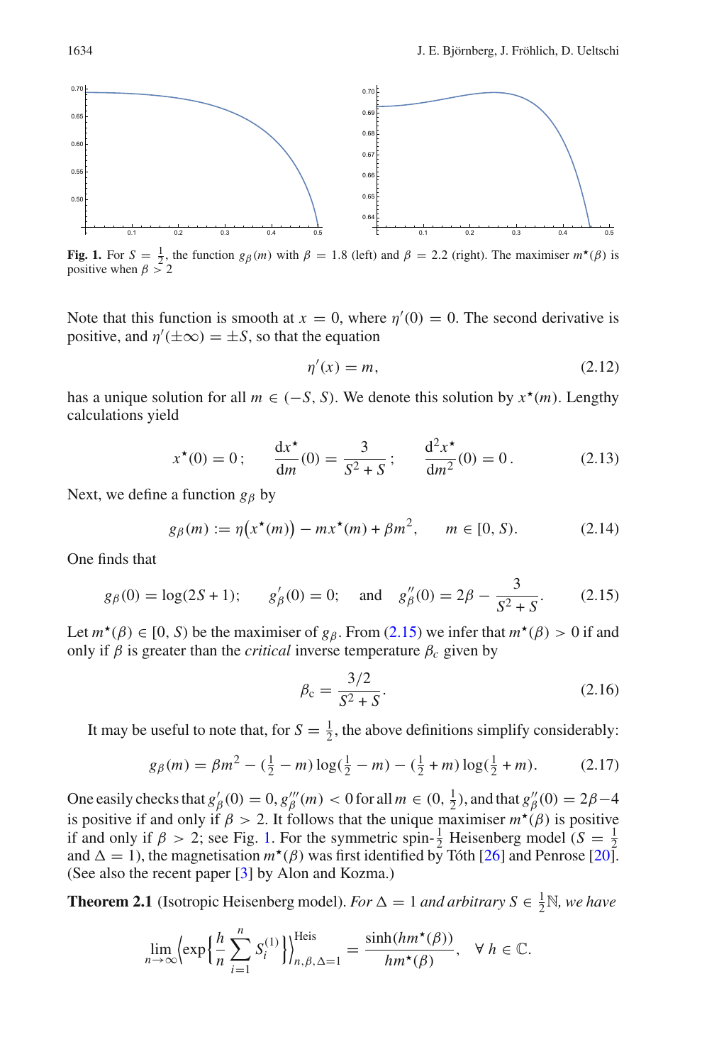**Fig. 1.** For $S = \frac{1}{2}$, the function $g_\beta(m)$ with $\beta = 1.8$ (left) and $\beta = 2.2$ (right). The maximiser $m^\star(\beta)$ is positive when $\beta > 2$

Note that this function is smooth at $x = 0$, where $\eta'(0) = 0$. The second derivative is positive, and $\eta'(\pm\infty) = \pm S$, so that the equation

$$\eta'(x) = m, \tag{2.12}$$

has a unique solution for all $m \in (-S, S)$. We denote this solution by $x^\star(m)$. Lengthy calculations yield

$$x^\star(0) = 0\,; \qquad \frac{\mathrm{d}x^\star}{\mathrm{d}m}(0) = \frac{3}{S^2 + S}\,; \qquad \frac{\mathrm{d}^2 x^\star}{\mathrm{d}m^2}(0) = 0\,. \tag{2.13}$$

Next, we define a function $g_\beta$ by

$$g_\beta(m) := \eta\big(x^\star(m)\big) - m x^\star(m) + \beta m^2, \qquad m \in [0, S). \tag{2.14}$$

One finds that

$$g_\beta(0) = \log(2S + 1); \qquad g'_\beta(0) = 0; \qquad \text{and} \qquad g''_\beta(0) = 2\beta - \frac{3}{S^2 + S}. \tag{2.15}$$

Let $m^\star(\beta) \in [0, S)$ be the maximiser of $g_\beta$. From (2.15) we infer that $m^\star(\beta) > 0$ if and only if $\beta$ is greater than the *critical* inverse temperature $\beta_c$ given by

$$\beta_\mathrm{c} = \frac{3/2}{S^2 + S}. \tag{2.16}$$

It may be useful to note that, for $S = \frac{1}{2}$, the above definitions simplify considerably:

$$g_\beta(m) = \beta m^2 - (\tfrac{1}{2} - m)\log(\tfrac{1}{2} - m) - (\tfrac{1}{2} + m)\log(\tfrac{1}{2} + m). \tag{2.17}$$

One easily checks that $g'_\beta(0) = 0$, $g'''_\beta(m) < 0$ for all $m \in (0, \frac{1}{2})$, and that $g''_\beta(0) = 2\beta - 4$ is positive if and only if $\beta > 2$. It follows that the unique maximiser $m^\star(\beta)$ is positive if and only if $\beta > 2$; see Fig. 1. For the symmetric spin-$\frac{1}{2}$ Heisenberg model ($S = \frac{1}{2}$ and $\Delta = 1$), the magnetisation $m^\star(\beta)$ was first identified by Tóth [26] and Penrose [20]. (See also the recent paper [3] by Alon and Kozma.)

**Theorem 2.1** (Isotropic Heisenberg model). *For $\Delta = 1$ and arbitrary $S \in \frac{1}{2}\mathbb{N}$, we have*

$$\lim_{n\to\infty} \Big\langle \exp\Big\{\frac{h}{n}\sum_{i=1}^{n} S_i^{(1)}\Big\}\Big\rangle^{\mathrm{Heis}}_{n,\beta,\Delta=1} = \frac{\sinh(hm^\star(\beta))}{hm^\star(\beta)}, \quad \forall\, h \in \mathbb{C}.$$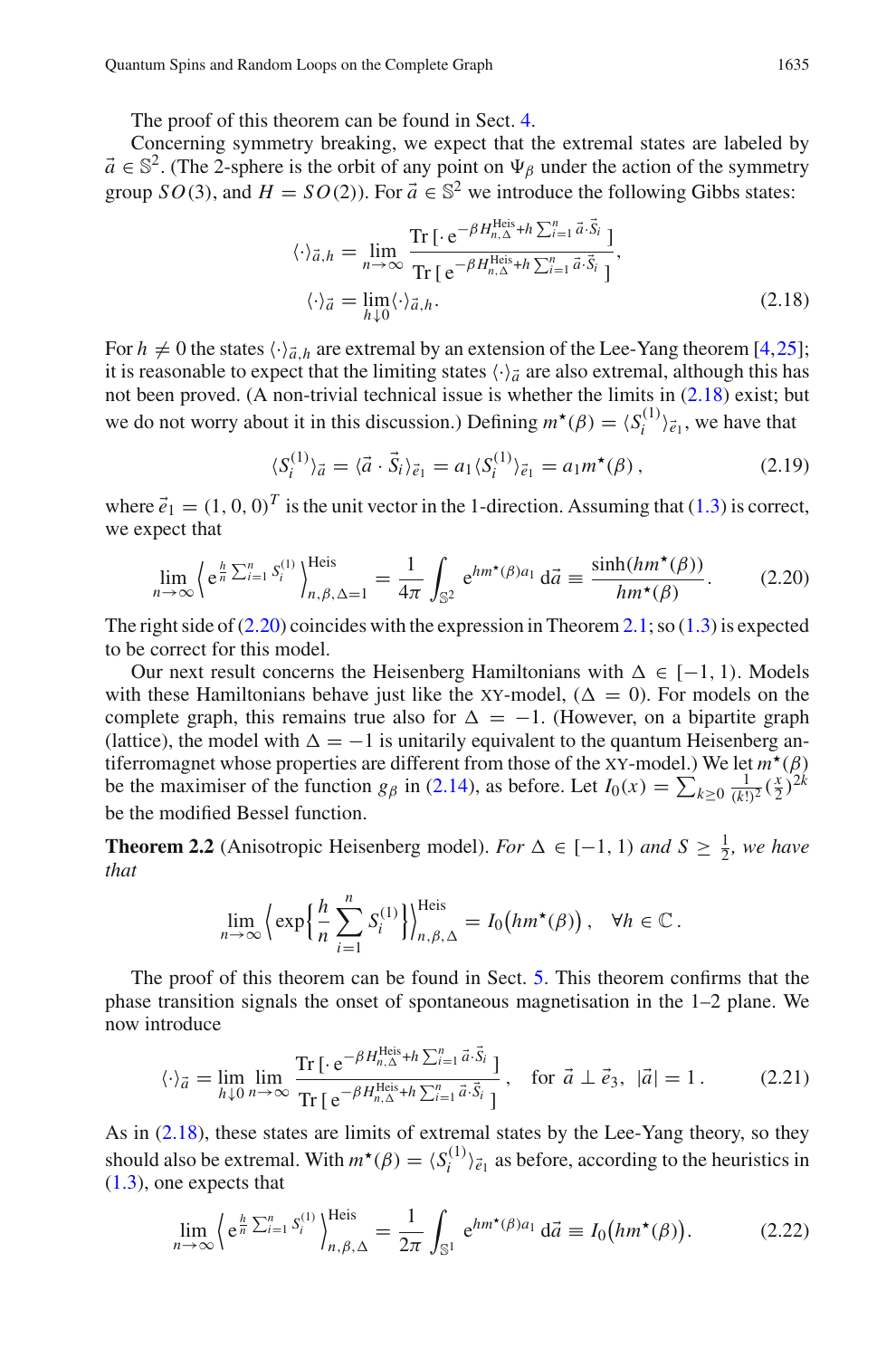The proof of this theorem can be found in Sect. 4.

Concerning symmetry breaking, we expect that the extremal states are labeled by $\vec{a} \in \mathbb{S}^2$. (The 2-sphere is the orbit of any point on $\Psi_\beta$ under the action of the symmetry group $SO(3)$, and $H = SO(2)$). For $\vec{a} \in \mathbb{S}^2$ we introduce the following Gibbs states:

$$
\begin{aligned}
\langle \cdot \rangle_{\vec{a},h} &= \lim_{n\to\infty} \frac{\mathrm{Tr}\,[\cdot\, \mathrm{e}^{-\beta H^{\mathrm{Heis}}_{n,\Delta} + h\sum_{i=1}^n \vec{a}\cdot\vec{S}_i}\,]}{\mathrm{Tr}\,[\,\mathrm{e}^{-\beta H^{\mathrm{Heis}}_{n,\Delta} + h\sum_{i=1}^n \vec{a}\cdot\vec{S}_i}\,]}, \\
\langle \cdot \rangle_{\vec{a}} &= \lim_{h\downarrow 0} \langle \cdot \rangle_{\vec{a},h}.
\end{aligned} \tag{2.18}
$$

For $h \neq 0$ the states $\langle \cdot \rangle_{\vec{a},h}$ are extremal by an extension of the Lee-Yang theorem [4,25]; it is reasonable to expect that the limiting states $\langle \cdot \rangle_{\vec{a}}$ are also extremal, although this has not been proved. (A non-trivial technical issue is whether the limits in (2.18) exist; but we do not worry about it in this discussion.) Defining $m^\star(\beta) = \langle S^{(1)}_i \rangle_{\vec{e}_1}$, we have that

$$
\langle S^{(1)}_i \rangle_{\vec{a}} = \langle \vec{a}\cdot\vec{S}_i \rangle_{\vec{e}_1} = a_1 \langle S^{(1)}_i \rangle_{\vec{e}_1} = a_1 m^\star(\beta)\,, \tag{2.19}
$$

where $\vec{e}_1 = (1,0,0)^T$ is the unit vector in the 1-direction. Assuming that (1.3) is correct, we expect that

$$
\lim_{n\to\infty} \Big\langle \mathrm{e}^{\frac{h}{n}\sum_{i=1}^n S^{(1)}_i} \Big\rangle^{\mathrm{Heis}}_{n,\beta,\Delta=1} = \frac{1}{4\pi} \int_{\mathbb{S}^2} \mathrm{e}^{hm^\star(\beta) a_1}\, \mathrm{d}\vec{a} \equiv \frac{\sinh(hm^\star(\beta))}{hm^\star(\beta)}. \tag{2.20}
$$

The right side of (2.20) coincides with the expression in Theorem 2.1; so (1.3) is expected to be correct for this model.

Our next result concerns the Heisenberg Hamiltonians with $\Delta \in [-1,1)$. Models with these Hamiltonians behave just like the XY-model, ($\Delta = 0$). For models on the complete graph, this remains true also for $\Delta = -1$. (However, on a bipartite graph (lattice), the model with $\Delta = -1$ is unitarily equivalent to the quantum Heisenberg antiferromagnet whose properties are different from those of the XY-model.) We let $m^\star(\beta)$ be the maximiser of the function $g_\beta$ in (2.14), as before. Let $I_0(x) = \sum_{k\geq 0} \frac{1}{(k!)^2}(\frac{x}{2})^{2k}$ be the modified Bessel function.

**Theorem 2.2** (Anisotropic Heisenberg model). *For $\Delta \in [-1,1)$ and $S \geq \frac{1}{2}$, we have that*

$$
\lim_{n\to\infty} \Big\langle \exp\Big\{ \frac{h}{n} \sum_{i=1}^n S^{(1)}_i \Big\} \Big\rangle^{\mathrm{Heis}}_{n,\beta,\Delta} = I_0\big(hm^\star(\beta)\big)\,, \quad \forall h \in \mathbb{C}\,.
$$

The proof of this theorem can be found in Sect. 5. This theorem confirms that the phase transition signals the onset of spontaneous magnetisation in the 1–2 plane. We now introduce

$$
\langle \cdot \rangle_{\vec{a}} = \lim_{h\downarrow 0} \lim_{n\to\infty} \frac{\mathrm{Tr}\,[\cdot\, \mathrm{e}^{-\beta H^{\mathrm{Heis}}_{n,\Delta} + h\sum_{i=1}^n \vec{a}\cdot\vec{S}_i}\,]}{\mathrm{Tr}\,[\,\mathrm{e}^{-\beta H^{\mathrm{Heis}}_{n,\Delta} + h\sum_{i=1}^n \vec{a}\cdot\vec{S}_i}\,]}\,, \quad \text{for } \vec{a} \perp \vec{e}_3,\ |\vec{a}| = 1\,. \tag{2.21}
$$

As in (2.18), these states are limits of extremal states by the Lee-Yang theory, so they should also be extremal. With $m^\star(\beta) = \langle S^{(1)}_i \rangle_{\vec{e}_1}$ as before, according to the heuristics in (1.3), one expects that

$$
\lim_{n\to\infty} \Big\langle \mathrm{e}^{\frac{h}{n}\sum_{i=1}^n S^{(1)}_i} \Big\rangle^{\mathrm{Heis}}_{n,\beta,\Delta} = \frac{1}{2\pi} \int_{\mathbb{S}^1} \mathrm{e}^{hm^\star(\beta) a_1}\, \mathrm{d}\vec{a} \equiv I_0\big(hm^\star(\beta)\big). \tag{2.22}
$$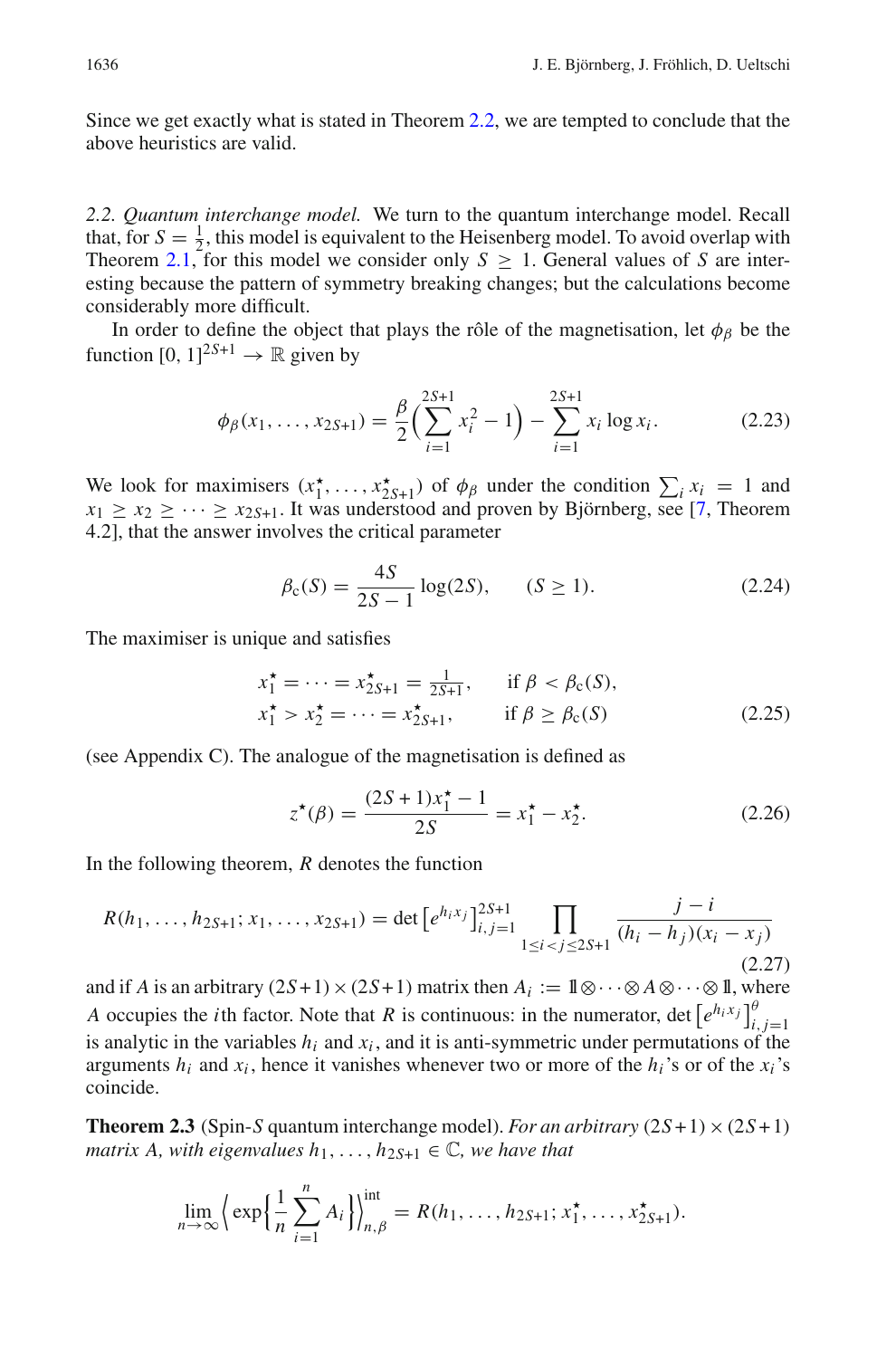Since we get exactly what is stated in Theorem 2.2, we are tempted to conclude that the above heuristics are valid.

*2.2. Quantum interchange model.* We turn to the quantum interchange model. Recall that, for $S = \frac{1}{2}$, this model is equivalent to the Heisenberg model. To avoid overlap with Theorem 2.1, for this model we consider only $S \geq 1$. General values of $S$ are interesting because the pattern of symmetry breaking changes; but the calculations become considerably more difficult.

In order to define the object that plays the rôle of the magnetisation, let $\phi_\beta$ be the function $[0, 1]^{2S+1} \to \mathbb{R}$ given by

$$\phi_\beta(x_1, \dots, x_{2S+1}) = \frac{\beta}{2}\Big(\sum_{i=1}^{2S+1} x_i^2 - 1\Big) - \sum_{i=1}^{2S+1} x_i \log x_i. \tag{2.23}$$

We look for maximisers $(x_1^\star, \dots, x_{2S+1}^\star)$ of $\phi_\beta$ under the condition $\sum_i x_i = 1$ and $x_1 \geq x_2 \geq \dots \geq x_{2S+1}$. It was understood and proven by Björnberg, see [7, Theorem 4.2], that the answer involves the critical parameter

$$\beta_c(S) = \frac{4S}{2S-1} \log(2S), \qquad (S \geq 1). \tag{2.24}$$

The maximiser is unique and satisfies

$$\begin{aligned} x_1^\star &= \dots = x_{2S+1}^\star = \tfrac{1}{2S+1}, &&\text{if } \beta < \beta_c(S), \\ x_1^\star &> x_2^\star = \dots = x_{2S+1}^\star, &&\text{if } \beta \geq \beta_c(S) \end{aligned} \tag{2.25}$$

(see Appendix C). The analogue of the magnetisation is defined as

$$z^\star(\beta) = \frac{(2S+1)x_1^\star - 1}{2S} = x_1^\star - x_2^\star. \tag{2.26}$$

In the following theorem, $R$ denotes the function

$$R(h_1, \dots, h_{2S+1}; x_1, \dots, x_{2S+1}) = \det\big[e^{h_i x_j}\big]_{i,j=1}^{2S+1} \prod_{1 \leq i < j \leq 2S+1} \frac{j-i}{(h_i - h_j)(x_i - x_j)} \tag{2.27}$$

and if $A$ is an arbitrary $(2S+1) \times (2S+1)$ matrix then $A_i := \mathbb{1} \otimes \dots \otimes A \otimes \dots \otimes \mathbb{1}$, where $A$ occupies the $i$th factor. Note that $R$ is continuous: in the numerator, $\det\big[e^{h_i x_j}\big]_{i,j=1}^{\theta}$ is analytic in the variables $h_i$ and $x_i$, and it is anti-symmetric under permutations of the arguments $h_i$ and $x_i$, hence it vanishes whenever two or more of the $h_i$'s or of the $x_i$'s coincide.

**Theorem 2.3** (Spin-$S$ quantum interchange model). *For an arbitrary $(2S+1) \times (2S+1)$ matrix $A$, with eigenvalues $h_1, \dots, h_{2S+1} \in \mathbb{C}$, we have that*

$$\lim_{n \to \infty} \Big\langle \exp\Big\{\frac{1}{n} \sum_{i=1}^{n} A_i\Big\}\Big\rangle_{n,\beta}^{\mathrm{int}} = R(h_1, \dots, h_{2S+1}; x_1^\star, \dots, x_{2S+1}^\star).$$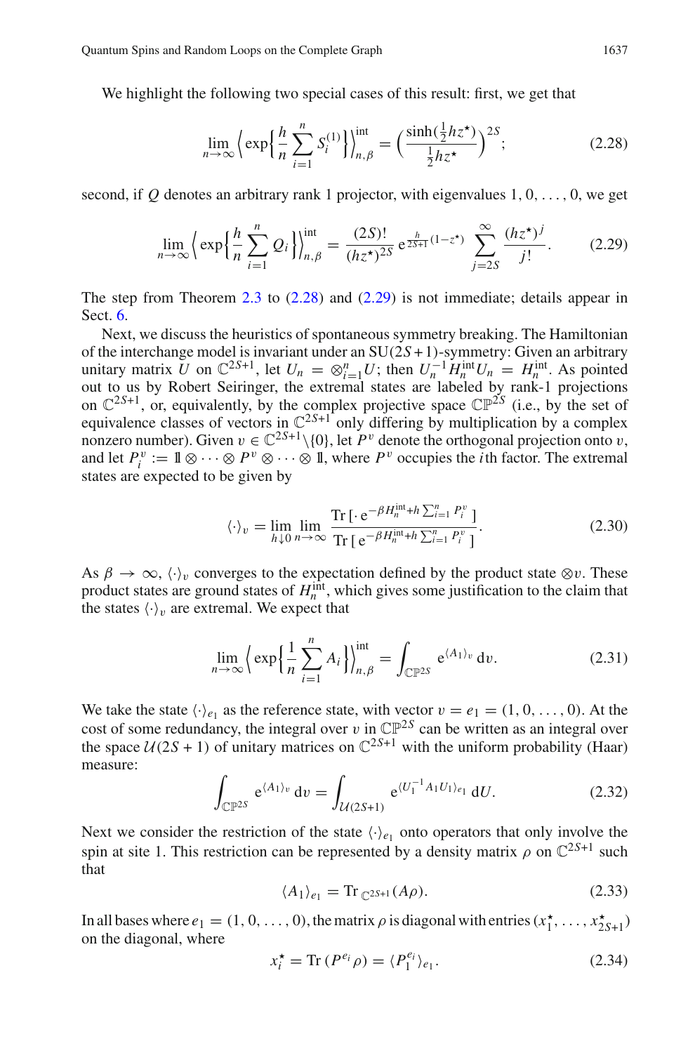We highlight the following two special cases of this result: first, we get that

$$\lim_{n\to\infty} \Big\langle \exp\Big\{\frac{h}{n}\sum_{i=1}^{n} S_i^{(1)}\Big\}\Big\rangle_{n,\beta}^{\rm int} = \Big(\frac{\sinh(\frac{1}{2}hz^\star)}{\frac{1}{2}hz^\star}\Big)^{2S}; \tag{2.28}$$

second, if $Q$ denotes an arbitrary rank 1 projector, with eigenvalues $1, 0, \ldots, 0$, we get

$$\lim_{n\to\infty} \Big\langle \exp\Big\{\frac{h}{n}\sum_{i=1}^{n} Q_i\Big\}\Big\rangle_{n,\beta}^{\rm int} = \frac{(2S)!}{(hz^\star)^{2S}}\,{\rm e}^{\frac{h}{2S+1}(1-z^\star)} \sum_{j=2S}^{\infty} \frac{(hz^\star)^j}{j!}. \tag{2.29}$$

The step from Theorem 2.3 to (2.28) and (2.29) is not immediate; details appear in Sect. 6.

Next, we discuss the heuristics of spontaneous symmetry breaking. The Hamiltonian of the interchange model is invariant under an ${\rm SU}(2S+1)$-symmetry: Given an arbitrary unitary matrix $U$ on $\mathbb{C}^{2S+1}$, let $U_n = \otimes_{i=1}^{n} U$; then $U_n^{-1} H_n^{\rm int} U_n = H_n^{\rm int}$. As pointed out to us by Robert Seiringer, the extremal states are labeled by rank-1 projections on $\mathbb{C}^{2S+1}$, or, equivalently, by the complex projective space $\mathbb{CP}^{2S}$ (i.e., by the set of equivalence classes of vectors in $\mathbb{C}^{2S+1}$ only differing by multiplication by a complex nonzero number). Given $v \in \mathbb{C}^{2S+1}\backslash\{0\}$, let $P^v$ denote the orthogonal projection onto $v$, and let $P_i^v := \mathbb{1}\otimes\cdots\otimes P^v \otimes\cdots\otimes \mathbb{1}$, where $P^v$ occupies the $i$th factor. The extremal states are expected to be given by

$$\langle\cdot\rangle_v = \lim_{h\downarrow 0}\lim_{n\to\infty} \frac{{\rm Tr}\,[\,\cdot\, {\rm e}^{-\beta H_n^{\rm int} + h\sum_{i=1}^{n} P_i^v}\,]}{{\rm Tr}\,[\,{\rm e}^{-\beta H_n^{\rm int} + h\sum_{i=1}^{n} P_i^v}\,]}. \tag{2.30}$$

As $\beta\to\infty$, $\langle\cdot\rangle_v$ converges to the expectation defined by the product state $\otimes v$. These product states are ground states of $H_n^{\rm int}$, which gives some justification to the claim that the states $\langle\cdot\rangle_v$ are extremal. We expect that

$$\lim_{n\to\infty} \Big\langle \exp\Big\{\frac{1}{n}\sum_{i=1}^{n} A_i\Big\}\Big\rangle_{n,\beta}^{\rm int} = \int_{\mathbb{CP}^{2S}} {\rm e}^{\langle A_1\rangle_v}\,{\rm d}v. \tag{2.31}$$

We take the state $\langle\cdot\rangle_{e_1}$ as the reference state, with vector $v = e_1 = (1, 0, \ldots, 0)$. At the cost of some redundancy, the integral over $v$ in $\mathbb{CP}^{2S}$ can be written as an integral over the space $\mathcal{U}(2S+1)$ of unitary matrices on $\mathbb{C}^{2S+1}$ with the uniform probability (Haar) measure:

$$\int_{\mathbb{CP}^{2S}} {\rm e}^{\langle A_1\rangle_v}\,{\rm d}v = \int_{\mathcal{U}(2S+1)} {\rm e}^{\langle U_1^{-1} A_1 U_1\rangle_{e_1}}\,{\rm d}U. \tag{2.32}$$

Next we consider the restriction of the state $\langle\cdot\rangle_{e_1}$ onto operators that only involve the spin at site 1. This restriction can be represented by a density matrix $\rho$ on $\mathbb{C}^{2S+1}$ such that

$$\langle A_1\rangle_{e_1} = {\rm Tr}_{\,\mathbb{C}^{2S+1}}(A\rho). \tag{2.33}$$

In all bases where $e_1 = (1, 0, \ldots, 0)$, the matrix $\rho$ is diagonal with entries $(x_1^\star, \ldots, x_{2S+1}^\star)$ on the diagonal, where

$$x_i^\star = {\rm Tr}\,(P^{e_i}\rho) = \langle P_1^{e_i}\rangle_{e_1}. \tag{2.34}$$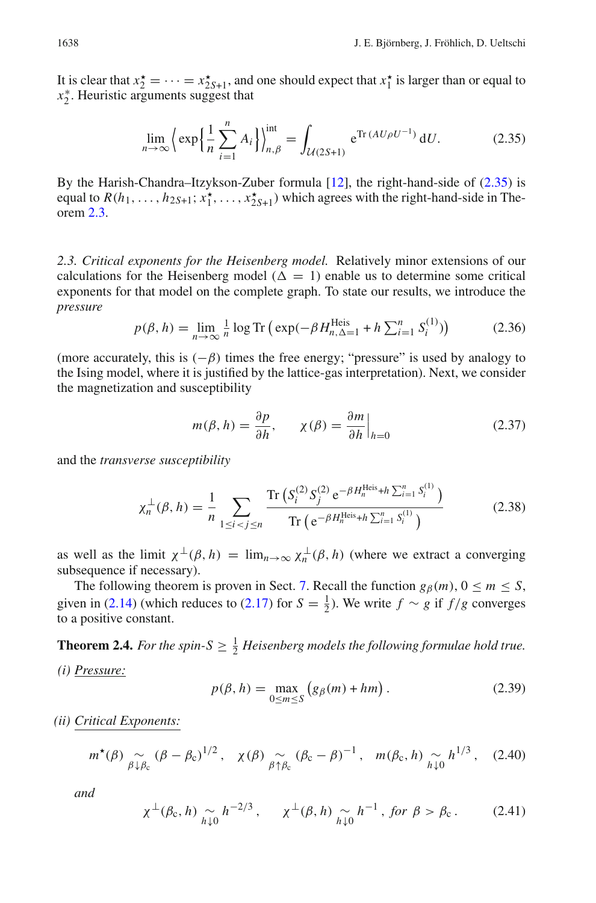It is clear that $x_2^\star = \cdots = x_{2S+1}^\star$, and one should expect that $x_1^\star$ is larger than or equal to $x_2^*$. Heuristic arguments suggest that

$$\lim_{n\to\infty} \Big\langle \exp\Big\{ \frac{1}{n} \sum_{i=1}^{n} A_i \Big\} \Big\rangle_{n,\beta}^{\text{int}} = \int_{\mathcal{U}(2S+1)} \mathrm{e}^{\operatorname{Tr}(AU\rho U^{-1})} \, \mathrm{d}U. \tag{2.35}$$

By the Harish-Chandra–Itzykson-Zuber formula [12], the right-hand-side of (2.35) is equal to $R(h_1, \dots, h_{2S+1}; x_1^\star, \dots, x_{2S+1}^\star)$ which agrees with the right-hand-side in Theorem 2.3.

*2.3. Critical exponents for the Heisenberg model.* Relatively minor extensions of our calculations for the Heisenberg model ($\Delta = 1$) enable us to determine some critical exponents for that model on the complete graph. To state our results, we introduce the *pressure*

$$p(\beta, h) = \lim_{n\to\infty} \tfrac{1}{n} \log \operatorname{Tr}\left( \exp(-\beta H_{n,\Delta=1}^{\text{Heis}} + h \textstyle\sum_{i=1}^{n} S_i^{(1)}) \right) \tag{2.36}$$

(more accurately, this is $(-\beta)$ times the free energy; "pressure" is used by analogy to the Ising model, where it is justified by the lattice-gas interpretation). Next, we consider the magnetization and susceptibility

$$m(\beta, h) = \frac{\partial p}{\partial h}, \qquad \chi(\beta) = \frac{\partial m}{\partial h}\Big|_{h=0} \tag{2.37}$$

and the *transverse susceptibility*

$$\chi_n^\perp(\beta, h) = \frac{1}{n} \sum_{1 \le i < j \le n} \frac{\operatorname{Tr}\left( S_i^{(2)} S_j^{(2)} \, \mathrm{e}^{-\beta H_n^{\text{Heis}} + h \sum_{i=1}^{n} S_i^{(1)}} \right)}{\operatorname{Tr}\left( \mathrm{e}^{-\beta H_n^{\text{Heis}} + h \sum_{i=1}^{n} S_i^{(1)}} \right)} \tag{2.38}$$

as well as the limit $\chi^\perp(\beta, h) = \lim_{n\to\infty} \chi_n^\perp(\beta, h)$ (where we extract a converging subsequence if necessary).

The following theorem is proven in Sect. 7. Recall the function $g_\beta(m)$, $0 \le m \le S$, given in (2.14) (which reduces to (2.17) for $S = \frac{1}{2}$). We write $f \sim g$ if $f/g$ converges to a positive constant.

**Theorem 2.4.** *For the spin-$S \ge \frac{1}{2}$ Heisenberg models the following formulae hold true.*

*(i)* *Pressure:*

$$p(\beta, h) = \max_{0 \le m \le S} \left( g_\beta(m) + hm \right). \tag{2.39}$$

*(ii)* *Critical Exponents:*

$$m^\star(\beta) \underset{\beta \downarrow \beta_c}{\sim} (\beta - \beta_c)^{1/2}, \quad \chi(\beta) \underset{\beta \uparrow \beta_c}{\sim} (\beta_c - \beta)^{-1}, \quad m(\beta_c, h) \underset{h \downarrow 0}{\sim} h^{1/3}, \tag{2.40}$$

*and*

$$\chi^\perp(\beta_c, h) \underset{h \downarrow 0}{\sim} h^{-2/3}, \qquad \chi^\perp(\beta, h) \underset{h \downarrow 0}{\sim} h^{-1}, \textit{ for } \beta > \beta_c. \tag{2.41}$$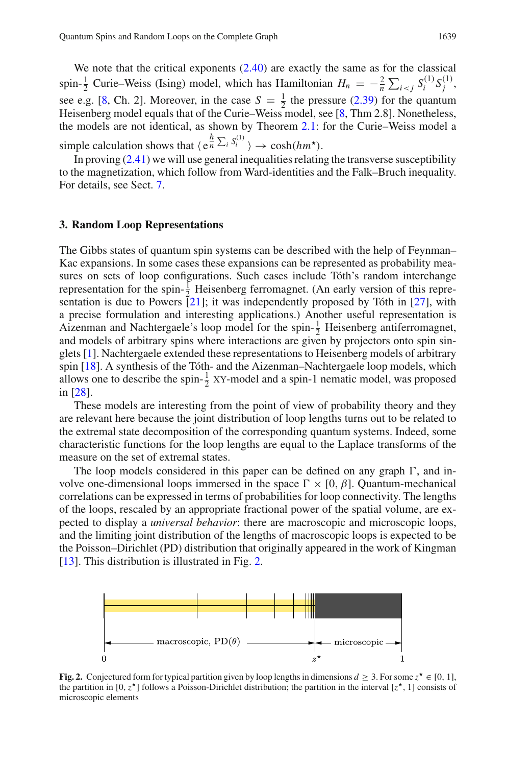We note that the critical exponents (2.40) are exactly the same as for the classical spin-$\frac{1}{2}$ Curie–Weiss (Ising) model, which has Hamiltonian $H_n = -\frac{2}{n}\sum_{i<j} S_i^{(1)} S_j^{(1)}$, see e.g. [8, Ch. 2]. Moreover, in the case $S = \frac{1}{2}$ the pressure (2.39) for the quantum Heisenberg model equals that of the Curie–Weiss model, see [8, Thm 2.8]. Nonetheless, the models are not identical, as shown by Theorem 2.1: for the Curie–Weiss model a simple calculation shows that $\langle \mathrm{e}^{\frac{h}{n}\sum_i S_i^{(1)}} \rangle \to \cosh(hm^\star)$.

In proving (2.41) we will use general inequalities relating the transverse susceptibility to the magnetization, which follow from Ward-identities and the Falk–Bruch inequality. For details, see Sect. 7.

## 3. Random Loop Representations

The Gibbs states of quantum spin systems can be described with the help of Feynman–Kac expansions. In some cases these expansions can be represented as probability measures on sets of loop configurations. Such cases include Tóth's random interchange representation for the spin-$\frac{1}{2}$ Heisenberg ferromagnet. (An early version of this representation is due to Powers [21]; it was independently proposed by Tóth in [27], with a precise formulation and interesting applications.) Another useful representation is Aizenman and Nachtergaele's loop model for the spin-$\frac{1}{2}$ Heisenberg antiferromagnet, and models of arbitrary spins where interactions are given by projectors onto spin singlets [1]. Nachtergaele extended these representations to Heisenberg models of arbitrary spin [18]. A synthesis of the Tóth- and the Aizenman–Nachtergaele loop models, which allows one to describe the spin-$\frac{1}{2}$ XY-model and a spin-1 nematic model, was proposed in [28].

These models are interesting from the point of view of probability theory and they are relevant here because the joint distribution of loop lengths turns out to be related to the extremal state decomposition of the corresponding quantum systems. Indeed, some characteristic functions for the loop lengths are equal to the Laplace transforms of the measure on the set of extremal states.

The loop models considered in this paper can be defined on any graph $\Gamma$, and involve one-dimensional loops immersed in the space $\Gamma \times [0, \beta]$. Quantum-mechanical correlations can be expressed in terms of probabilities for loop connectivity. The lengths of the loops, rescaled by an appropriate fractional power of the spatial volume, are expected to display a *universal behavior*: there are macroscopic and microscopic loops, and the limiting joint distribution of the lengths of macroscopic loops is expected to be the Poisson–Dirichlet (PD) distribution that originally appeared in the work of Kingman [13]. This distribution is illustrated in Fig. 2.

**Fig. 2.** Conjectured form for typical partition given by loop lengths in dimensions $d \geq 3$. For some $z^\star \in [0, 1]$, the partition in $[0, z^\star]$ follows a Poisson-Dirichlet distribution; the partition in the interval $[z^\star, 1]$ consists of microscopic elements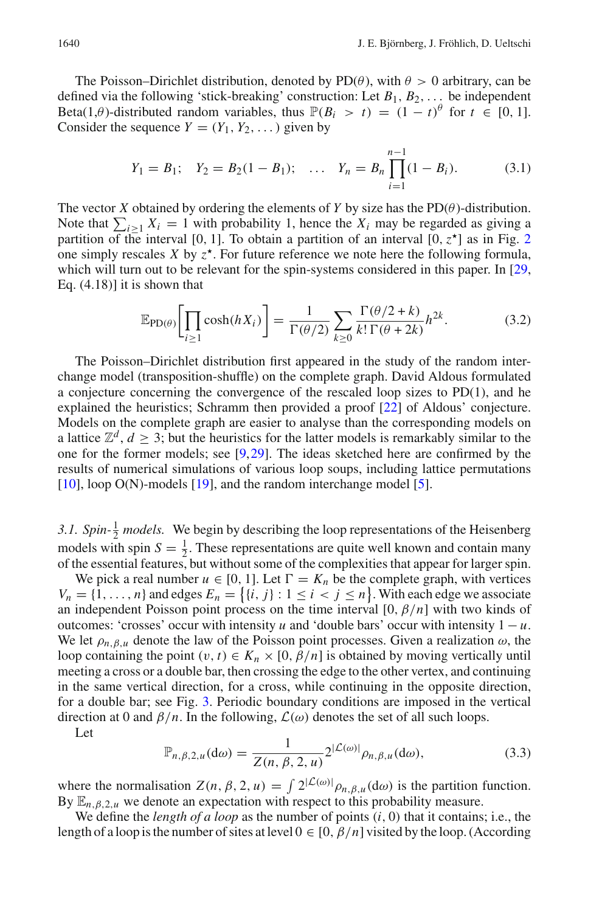The Poisson–Dirichlet distribution, denoted by PD($\theta$), with $\theta > 0$ arbitrary, can be defined via the following 'stick-breaking' construction: Let $B_1, B_2, \dots$ be independent Beta(1,$\theta$)-distributed random variables, thus $\mathbb{P}(B_i > t) = (1-t)^\theta$ for $t \in [0,1]$. Consider the sequence $Y = (Y_1, Y_2, \dots)$ given by

$$Y_1 = B_1; \quad Y_2 = B_2(1-B_1); \quad \dots \quad Y_n = B_n \prod_{i=1}^{n-1}(1-B_i). \tag{3.1}$$

The vector $X$ obtained by ordering the elements of $Y$ by size has the PD($\theta$)-distribution. Note that $\sum_{i\geq 1} X_i = 1$ with probability 1, hence the $X_i$ may be regarded as giving a partition of the interval [0, 1]. To obtain a partition of an interval $[0, z^\star]$ as in Fig. 2 one simply rescales $X$ by $z^\star$. For future reference we note here the following formula, which will turn out to be relevant for the spin-systems considered in this paper. In [29, Eq. (4.18)] it is shown that

$$\mathbb{E}_{\text{PD}(\theta)}\left[\prod_{i\geq 1}\cosh(hX_i)\right] = \frac{1}{\Gamma(\theta/2)}\sum_{k\geq 0}\frac{\Gamma(\theta/2+k)}{k!\,\Gamma(\theta+2k)}h^{2k}. \tag{3.2}$$

The Poisson–Dirichlet distribution first appeared in the study of the random interchange model (transposition-shuffle) on the complete graph. David Aldous formulated a conjecture concerning the convergence of the rescaled loop sizes to PD(1), and he explained the heuristics; Schramm then provided a proof [22] of Aldous' conjecture. Models on the complete graph are easier to analyse than the corresponding models on a lattice $\mathbb{Z}^d$, $d \geq 3$; but the heuristics for the latter models is remarkably similar to the one for the former models; see [9,29]. The ideas sketched here are confirmed by the results of numerical simulations of various loop soups, including lattice permutations [10], loop O(N)-models [19], and the random interchange model [5].

### 3.1. Spin-$\frac{1}{2}$ models.

We begin by describing the loop representations of the Heisenberg models with spin $S = \frac{1}{2}$. These representations are quite well known and contain many of the essential features, but without some of the complexities that appear for larger spin.

We pick a real number $u \in [0,1]$. Let $\Gamma = K_n$ be the complete graph, with vertices $V_n = \{1, \dots, n\}$ and edges $E_n = \{\{i,j\} : 1 \leq i < j \leq n\}$. With each edge we associate an independent Poisson point process on the time interval $[0, \beta/n]$ with two kinds of outcomes: 'crosses' occur with intensity $u$ and 'double bars' occur with intensity $1-u$. We let $\rho_{n,\beta,u}$ denote the law of the Poisson point processes. Given a realization $\omega$, the loop containing the point $(v,t) \in K_n \times [0,\beta/n]$ is obtained by moving vertically until meeting a cross or a double bar, then crossing the edge to the other vertex, and continuing in the same vertical direction, for a cross, while continuing in the opposite direction, for a double bar; see Fig. 3. Periodic boundary conditions are imposed in the vertical direction at 0 and $\beta/n$. In the following, $\mathcal{L}(\omega)$ denotes the set of all such loops.

Let

$$\mathbb{P}_{n,\beta,2,u}(\mathrm{d}\omega) = \frac{1}{Z(n,\beta,2,u)}2^{|\mathcal{L}(\omega)|}\rho_{n,\beta,u}(\mathrm{d}\omega), \tag{3.3}$$

where the normalisation $Z(n,\beta,2,u) = \int 2^{|\mathcal{L}(\omega)|}\rho_{n,\beta,u}(\mathrm{d}\omega)$ is the partition function. By $\mathbb{E}_{n,\beta,2,u}$ we denote an expectation with respect to this probability measure.

We define the *length of a loop* as the number of points $(i,0)$ that it contains; i.e., the length of a loop is the number of sites at level $0 \in [0,\beta/n]$ visited by the loop. (According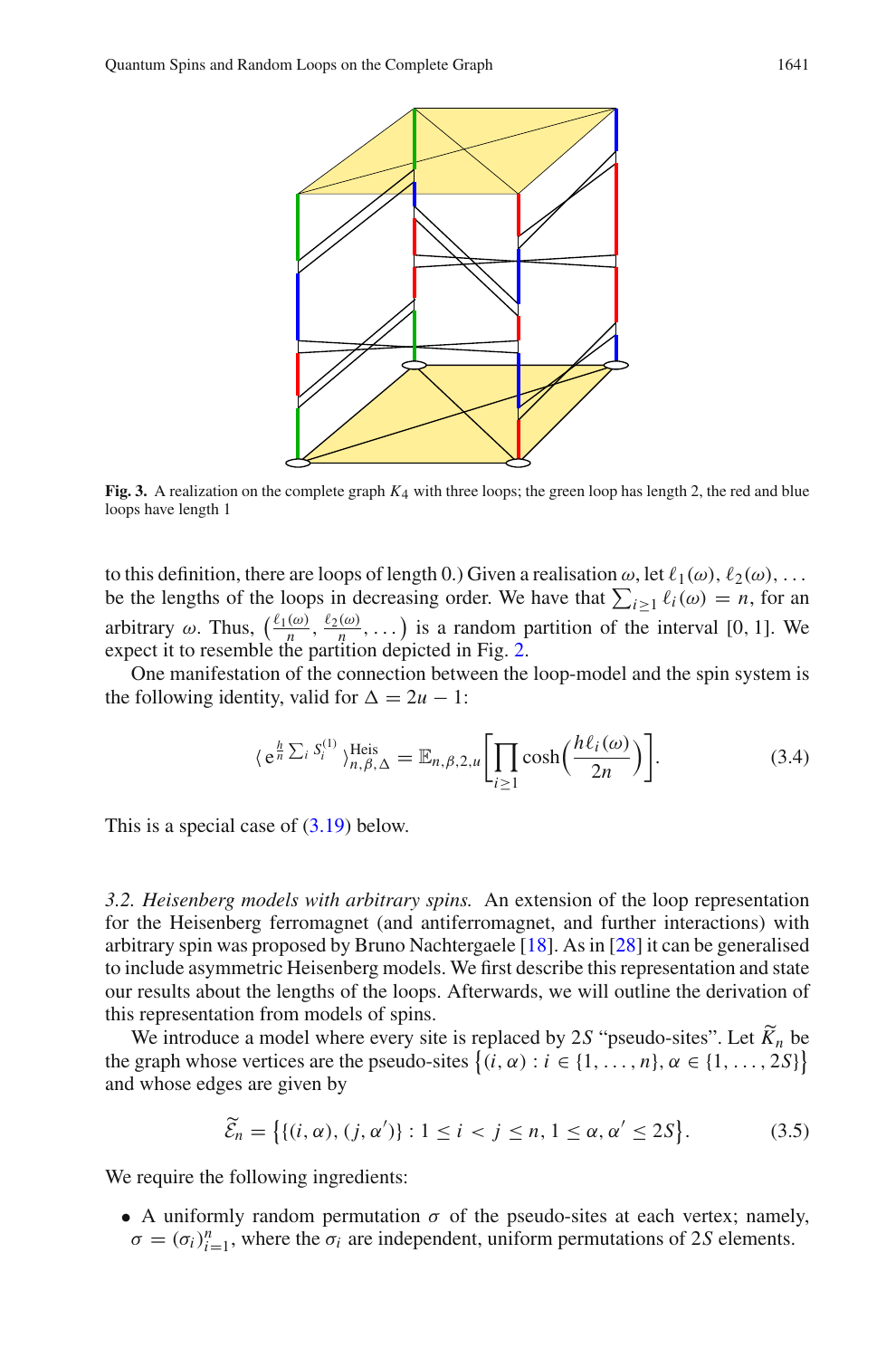**Fig. 3.** A realization on the complete graph $K_4$ with three loops; the green loop has length 2, the red and blue loops have length 1

to this definition, there are loops of length 0.) Given a realisation $\omega$, let $\ell_1(\omega), \ell_2(\omega), \dots$ be the lengths of the loops in decreasing order. We have that $\sum_{i \geq 1} \ell_i(\omega) = n$, for an arbitrary $\omega$. Thus, $\left(\frac{\ell_1(\omega)}{n}, \frac{\ell_2(\omega)}{n}, \dots\right)$ is a random partition of the interval $[0, 1]$. We expect it to resemble the partition depicted in Fig. 2.

One manifestation of the connection between the loop-model and the spin system is the following identity, valid for $\Delta = 2u - 1$:

$$\langle \mathrm{e}^{\frac{h}{n} \sum_i S_i^{(1)}} \rangle_{n,\beta,\Delta}^{\mathrm{Heis}} = \mathbb{E}_{n,\beta,2,u}\left[\prod_{i \geq 1} \cosh\left(\frac{h \ell_i(\omega)}{2n}\right)\right]. \tag{3.4}$$

This is a special case of (3.19) below.

*3.2. Heisenberg models with arbitrary spins.* An extension of the loop representation for the Heisenberg ferromagnet (and antiferromagnet, and further interactions) with arbitrary spin was proposed by Bruno Nachtergaele [18]. As in [28] it can be generalised to include asymmetric Heisenberg models. We first describe this representation and state our results about the lengths of the loops. Afterwards, we will outline the derivation of this representation from models of spins.

We introduce a model where every site is replaced by $2S$ "pseudo-sites". Let $\widetilde{K}_n$ be the graph whose vertices are the pseudo-sites $\{(i, \alpha) : i \in \{1, \dots, n\}, \alpha \in \{1, \dots, 2S\}\}$ and whose edges are given by

$$\widetilde{\mathcal{E}}_n = \left\{\{(i, \alpha), (j, \alpha')\} : 1 \leq i < j \leq n, 1 \leq \alpha, \alpha' \leq 2S\right\}. \tag{3.5}$$

We require the following ingredients:

- A uniformly random permutation $\sigma$ of the pseudo-sites at each vertex; namely, $\sigma = (\sigma_i)_{i=1}^n$, where the $\sigma_i$ are independent, uniform permutations of $2S$ elements.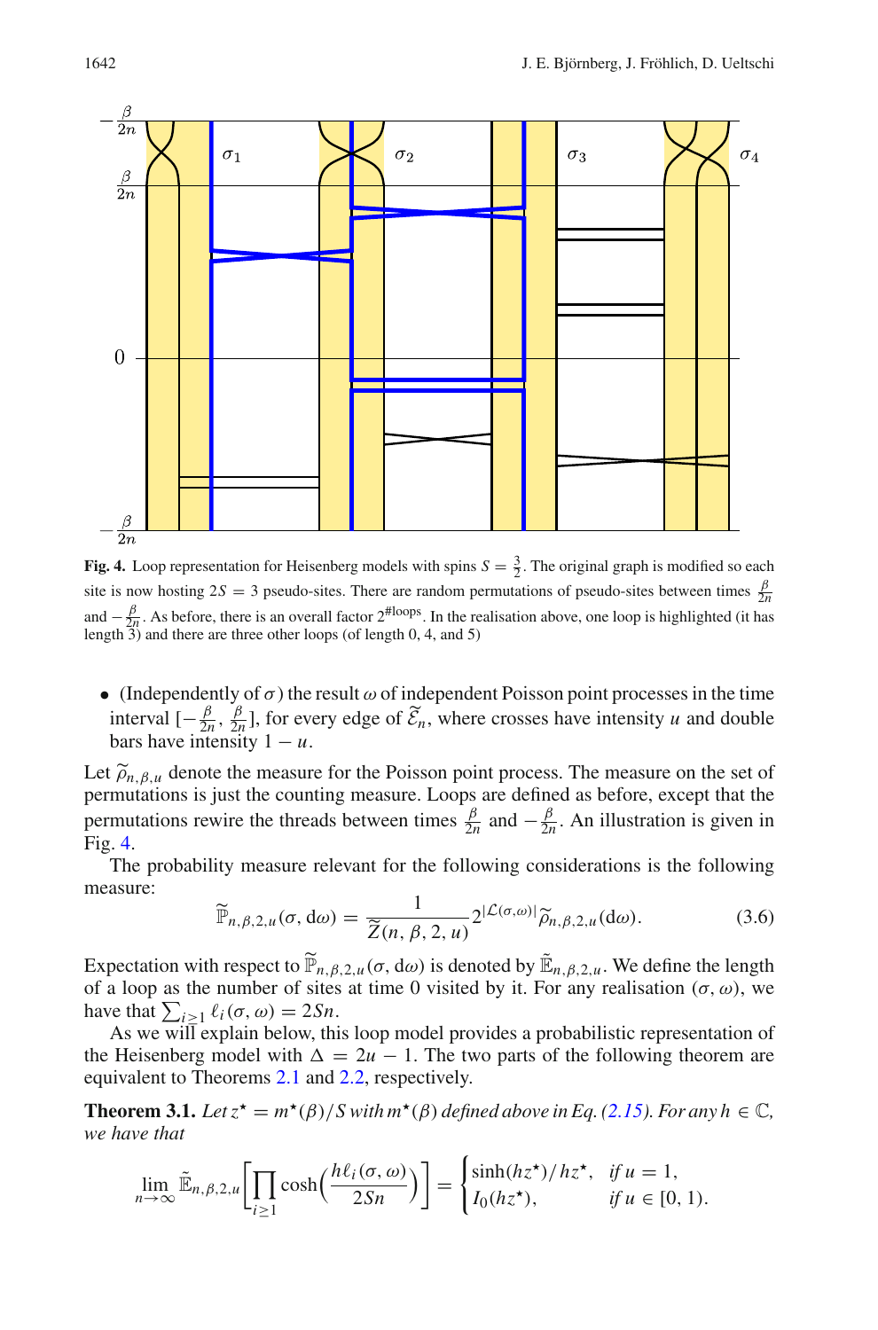**Fig. 4.** Loop representation for Heisenberg models with spins $S = \frac{3}{2}$. The original graph is modified so each site is now hosting $2S = 3$ pseudo-sites. There are random permutations of pseudo-sites between times $\frac{\beta}{2n}$ and $-\frac{\beta}{2n}$. As before, there is an overall factor $2^{\#\text{loops}}$. In the realisation above, one loop is highlighted (it has length 3) and there are three other loops (of length 0, 4, and 5)

- (Independently of $\sigma$) the result $\omega$ of independent Poisson point processes in the time interval $[-\frac{\beta}{2n}, \frac{\beta}{2n}]$, for every edge of $\widetilde{\mathcal{E}}_n$, where crosses have intensity $u$ and double bars have intensity $1-u$.

Let $\widetilde{\rho}_{n,\beta,u}$ denote the measure for the Poisson point process. The measure on the set of permutations is just the counting measure. Loops are defined as before, except that the permutations rewire the threads between times $\frac{\beta}{2n}$ and $-\frac{\beta}{2n}$. An illustration is given in Fig. 4.

The probability measure relevant for the following considerations is the following measure:

$$\widetilde{\mathbb{P}}_{n,\beta,2,u}(\sigma, \mathrm{d}\omega) = \frac{1}{\widetilde{Z}(n,\beta,2,u)} 2^{|\mathcal{L}(\sigma,\omega)|} \widetilde{\rho}_{n,\beta,2,u}(\mathrm{d}\omega). \tag{3.6}$$

Expectation with respect to $\widetilde{\mathbb{P}}_{n,\beta,2,u}(\sigma, \mathrm{d}\omega)$ is denoted by $\widetilde{\mathbb{E}}_{n,\beta,2,u}$. We define the length of a loop as the number of sites at time 0 visited by it. For any realisation $(\sigma, \omega)$, we have that $\sum_{i \geq 1} \ell_i(\sigma, \omega) = 2Sn$.

As we will explain below, this loop model provides a probabilistic representation of the Heisenberg model with $\Delta = 2u - 1$. The two parts of the following theorem are equivalent to Theorems 2.1 and 2.2, respectively.

**Theorem 3.1.** *Let $z^\star = m^\star(\beta)/S$ with $m^\star(\beta)$ defined above in Eq. (2.15). For any $h \in \mathbb{C}$, we have that*

$$\lim_{n\to\infty} \widetilde{\mathbb{E}}_{n,\beta,2,u}\Big[\prod_{i\geq 1} \cosh\Big(\frac{h\ell_i(\sigma,\omega)}{2Sn}\Big)\Big] = \begin{cases} \sinh(hz^\star)/hz^\star, & \text{if } u = 1, \\ I_0(hz^\star), & \text{if } u \in [0,1). \end{cases}$$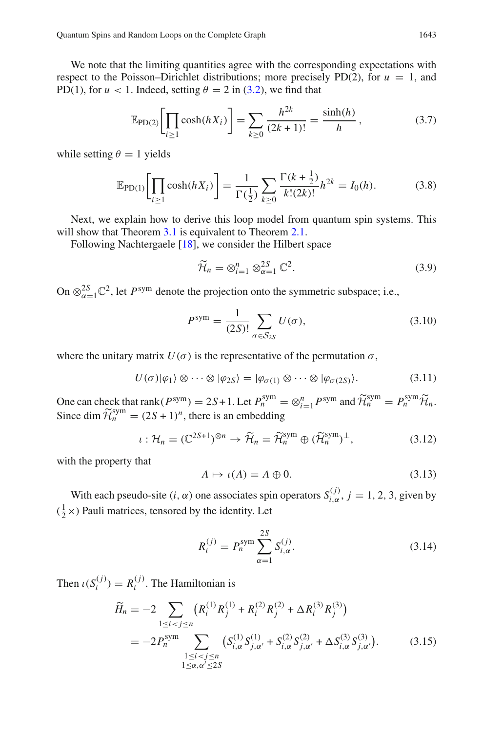We note that the limiting quantities agree with the corresponding expectations with respect to the Poisson–Dirichlet distributions; more precisely PD(2), for $u = 1$, and PD(1), for $u < 1$. Indeed, setting $\theta = 2$ in (3.2), we find that

$$\mathbb{E}_{\mathrm{PD}(2)}\Big[\prod_{i\geq 1}\cosh(hX_i)\Big] = \sum_{k\geq 0}\frac{h^{2k}}{(2k+1)!} = \frac{\sinh(h)}{h}, \tag{3.7}$$

while setting $\theta = 1$ yields

$$\mathbb{E}_{\mathrm{PD}(1)}\Big[\prod_{i\geq 1}\cosh(hX_i)\Big] = \frac{1}{\Gamma(\frac{1}{2})}\sum_{k\geq 0}\frac{\Gamma(k+\frac{1}{2})}{k!(2k)!}h^{2k} = I_0(h). \tag{3.8}$$

Next, we explain how to derive this loop model from quantum spin systems. This will show that Theorem 3.1 is equivalent to Theorem 2.1.

Following Nachtergaele [18], we consider the Hilbert space

$$\widetilde{\mathcal{H}}_n = \otimes_{i=1}^n \otimes_{\alpha=1}^{2S} \mathbb{C}^2. \tag{3.9}$$

On $\otimes_{\alpha=1}^{2S}\mathbb{C}^2$, let $P^{\mathrm{sym}}$ denote the projection onto the symmetric subspace; i.e.,

$$P^{\mathrm{sym}} = \frac{1}{(2S)!}\sum_{\sigma\in\mathcal{S}_{2S}} U(\sigma), \tag{3.10}$$

where the unitary matrix $U(\sigma)$ is the representative of the permutation $\sigma$,

$$U(\sigma)|\varphi_1\rangle\otimes\cdots\otimes|\varphi_{2S}\rangle = |\varphi_{\sigma(1)}\otimes\cdots\otimes|\varphi_{\sigma(2S)}\rangle. \tag{3.11}$$

One can check that $\mathrm{rank}(P^{\mathrm{sym}}) = 2S+1$. Let $P_n^{\mathrm{sym}} = \otimes_{i=1}^n P^{\mathrm{sym}}$ and $\widetilde{\mathcal{H}}_n^{\mathrm{sym}} = P_n^{\mathrm{sym}}\widetilde{\mathcal{H}}_n$. Since $\dim\widetilde{\mathcal{H}}_n^{\mathrm{sym}} = (2S+1)^n$, there is an embedding

$$\iota : \mathcal{H}_n = (\mathbb{C}^{2S+1})^{\otimes n} \to \widetilde{\mathcal{H}}_n = \widetilde{\mathcal{H}}_n^{\mathrm{sym}} \oplus (\widetilde{\mathcal{H}}_n^{\mathrm{sym}})^{\perp}, \tag{3.12}$$

with the property that

$$A \mapsto \iota(A) = A \oplus 0. \tag{3.13}$$

With each pseudo-site $(i,\alpha)$ one associates spin operators $S_{i,\alpha}^{(j)}$, $j = 1,2,3$, given by $(\frac{1}{2}\times)$ Pauli matrices, tensored by the identity. Let

$$R_i^{(j)} = P_n^{\mathrm{sym}}\sum_{\alpha=1}^{2S} S_{i,\alpha}^{(j)}. \tag{3.14}$$

Then $\iota(S_i^{(j)}) = R_i^{(j)}$. The Hamiltonian is

$$\begin{aligned}\widetilde{H}_n &= -2\sum_{1\leq i<j\leq n}\big(R_i^{(1)}R_j^{(1)} + R_i^{(2)}R_j^{(2)} + \Delta R_i^{(3)}R_j^{(3)}\big)\\ &= -2P_n^{\mathrm{sym}}\sum_{\substack{1\leq i<j\leq n\\ 1\leq\alpha,\alpha'\leq 2S}}\big(S_{i,\alpha}^{(1)}S_{j,\alpha'}^{(1)} + S_{i,\alpha}^{(2)}S_{j,\alpha'}^{(2)} + \Delta S_{i,\alpha}^{(3)}S_{j,\alpha'}^{(3)}\big).\end{aligned} \tag{3.15}$$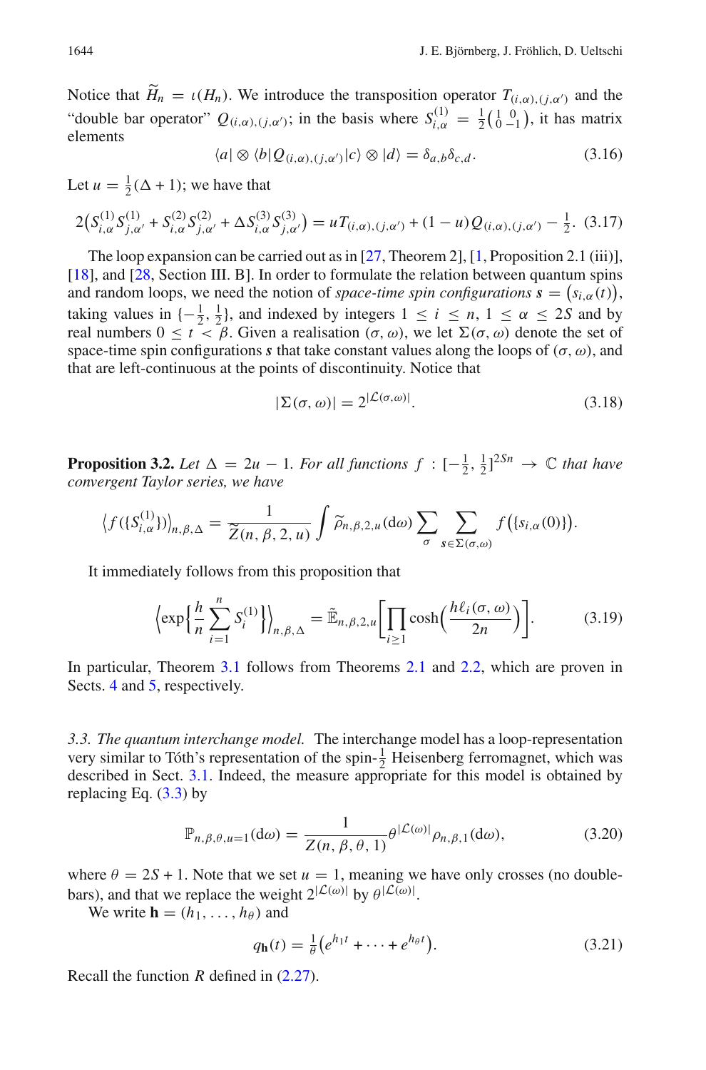Notice that $\widetilde{H}_n = \iota(H_n)$. We introduce the transposition operator $T_{(i,\alpha),(j,\alpha')}$ and the "double bar operator" $Q_{(i,\alpha),(j,\alpha')}$; in the basis where $S^{(1)}_{i,\alpha} = \frac{1}{2}\left(\begin{smallmatrix} 1 & 0 \\ 0 & -1 \end{smallmatrix}\right)$, it has matrix elements

$$\langle a| \otimes \langle b| Q_{(i,\alpha),(j,\alpha')} |c\rangle \otimes |d\rangle = \delta_{a,b}\delta_{c,d}. \tag{3.16}$$

Let $u = \frac{1}{2}(\Delta + 1)$; we have that

$$2\left(S^{(1)}_{i,\alpha}S^{(1)}_{j,\alpha'} + S^{(2)}_{i,\alpha}S^{(2)}_{j,\alpha'} + \Delta S^{(3)}_{i,\alpha}S^{(3)}_{j,\alpha'}\right) = uT_{(i,\alpha),(j,\alpha')} + (1-u)Q_{(i,\alpha),(j,\alpha')} - \tfrac{1}{2}. \tag{3.17}$$

The loop expansion can be carried out as in [27, Theorem 2], [1, Proposition 2.1 (iii)], [18], and [28, Section III. B]. In order to formulate the relation between quantum spins and random loops, we need the notion of *space-time spin configurations* $\boldsymbol{s} = \left(s_{i,\alpha}(t)\right)$, taking values in $\{-\frac{1}{2}, \frac{1}{2}\}$, and indexed by integers $1 \leq i \leq n$, $1 \leq \alpha \leq 2S$ and by real numbers $0 \leq t < \beta$. Given a realisation $(\sigma, \omega)$, we let $\Sigma(\sigma, \omega)$ denote the set of space-time spin configurations $\boldsymbol{s}$ that take constant values along the loops of $(\sigma, \omega)$, and that are left-continuous at the points of discontinuity. Notice that

$$|\Sigma(\sigma, \omega)| = 2^{|\mathcal{L}(\sigma,\omega)|}. \tag{3.18}$$

**Proposition 3.2.** *Let $\Delta = 2u - 1$. For all functions $f : [-\frac{1}{2}, \frac{1}{2}]^{2Sn} \to \mathbb{C}$ that have convergent Taylor series, we have*

$$\left\langle f(\{S^{(1)}_{i,\alpha}\})\right\rangle_{n,\beta,\Delta} = \frac{1}{\widetilde{Z}(n, \beta, 2, u)} \int \widetilde{\rho}_{n,\beta,2,u}(\mathrm{d}\omega) \sum_{\sigma} \sum_{\boldsymbol{s} \in \Sigma(\sigma,\omega)} f\left(\{s_{i,\alpha}(0)\}\right).$$

It immediately follows from this proposition that

$$\left\langle \exp\Big\{\frac{h}{n}\sum_{i=1}^{n} S^{(1)}_i\Big\}\right\rangle_{n,\beta,\Delta} = \tilde{\mathbb{E}}_{n,\beta,2,u}\Big[\prod_{i\geq 1}\cosh\Big(\frac{h\ell_i(\sigma,\omega)}{2n}\Big)\Big]. \tag{3.19}$$

In particular, Theorem 3.1 follows from Theorems 2.1 and 2.2, which are proven in Sects. 4 and 5, respectively.

*3.3. The quantum interchange model.* The interchange model has a loop-representation very similar to Tóth's representation of the spin-$\frac{1}{2}$ Heisenberg ferromagnet, which was described in Sect. 3.1. Indeed, the measure appropriate for this model is obtained by replacing Eq. (3.3) by

$$\mathbb{P}_{n,\beta,\theta,u=1}(\mathrm{d}\omega) = \frac{1}{Z(n, \beta, \theta, 1)}\theta^{|\mathcal{L}(\omega)|}\rho_{n,\beta,1}(\mathrm{d}\omega), \tag{3.20}$$

where $\theta = 2S + 1$. Note that we set $u = 1$, meaning we have only crosses (no double-bars), and that we replace the weight $2^{|\mathcal{L}(\omega)|}$ by $\theta^{|\mathcal{L}(\omega)|}$.

We write $\mathbf{h} = (h_1, \ldots, h_\theta)$ and

$$q_{\mathbf{h}}(t) = \tfrac{1}{\theta}\left(e^{h_1 t} + \cdots + e^{h_\theta t}\right). \tag{3.21}$$

Recall the function $R$ defined in (2.27).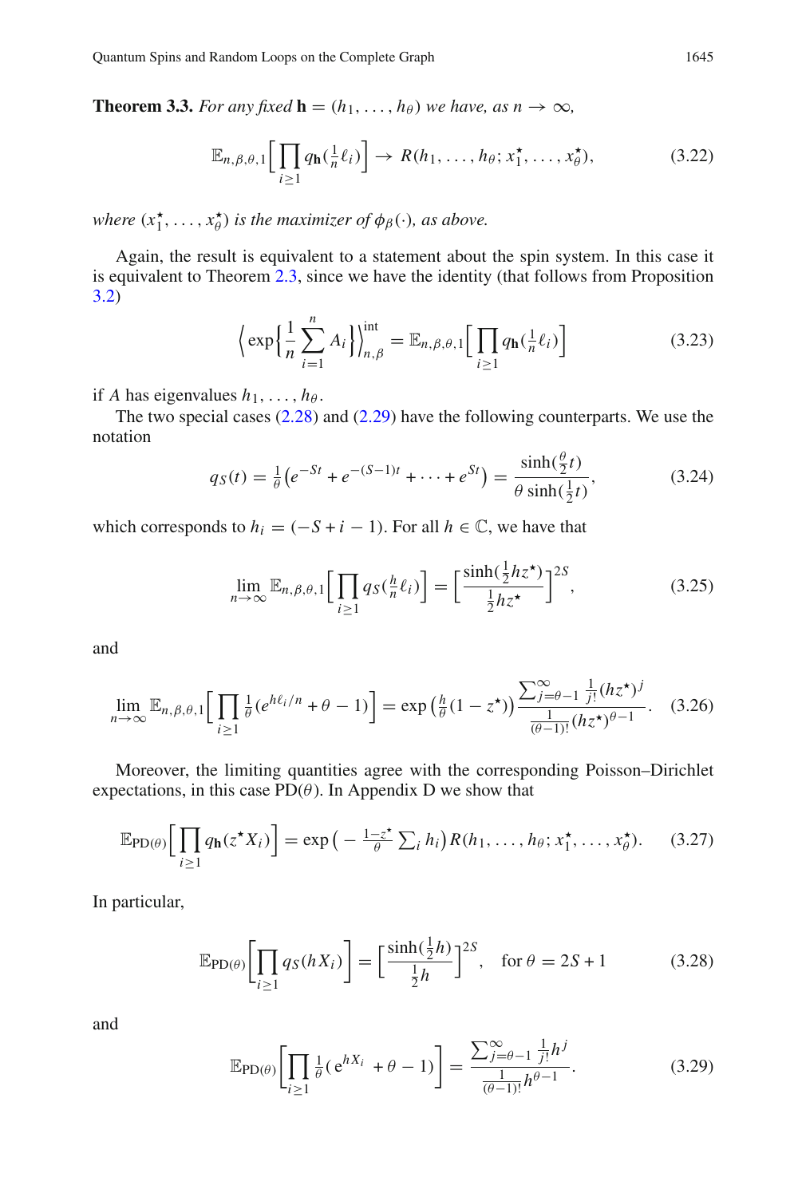**Theorem 3.3.** *For any fixed* $\mathbf{h} = (h_1, \dots, h_\theta)$ *we have, as* $n \to \infty$,

$$\mathbb{E}_{n,\beta,\theta,1}\Big[\prod_{i\geq 1} q_{\mathbf{h}}(\tfrac{1}{n}\ell_i)\Big] \to R(h_1, \dots, h_\theta; x_1^\star, \dots, x_\theta^\star), \tag{3.22}$$

*where* $(x_1^\star, \dots, x_\theta^\star)$ *is the maximizer of* $\phi_\beta(\cdot)$, *as above.*

Again, the result is equivalent to a statement about the spin system. In this case it is equivalent to Theorem 2.3, since we have the identity (that follows from Proposition 3.2)

$$\Big\langle \exp\Big\{\frac{1}{n}\sum_{i=1}^n A_i\Big\}\Big\rangle_{n,\beta}^{\mathrm{int}} = \mathbb{E}_{n,\beta,\theta,1}\Big[\prod_{i\geq 1} q_{\mathbf{h}}(\tfrac{1}{n}\ell_i)\Big] \tag{3.23}$$

if $A$ has eigenvalues $h_1, \dots, h_\theta$.

The two special cases (2.28) and (2.29) have the following counterparts. We use the notation

$$q_S(t) = \tfrac{1}{\theta}\big(e^{-St} + e^{-(S-1)t} + \cdots + e^{St}\big) = \frac{\sinh(\frac{\theta}{2}t)}{\theta\,\sinh(\frac{1}{2}t)}, \tag{3.24}$$

which corresponds to $h_i = (-S + i - 1)$. For all $h \in \mathbb{C}$, we have that

$$\lim_{n\to\infty} \mathbb{E}_{n,\beta,\theta,1}\Big[\prod_{i\geq 1} q_S(\tfrac{h}{n}\ell_i)\Big] = \Big[\frac{\sinh(\frac{1}{2}hz^\star)}{\frac{1}{2}hz^\star}\Big]^{2S}, \tag{3.25}$$

and

$$\lim_{n\to\infty} \mathbb{E}_{n,\beta,\theta,1}\Big[\prod_{i\geq 1} \tfrac{1}{\theta}(e^{h\ell_i/n} + \theta - 1)\Big] = \exp\big(\tfrac{h}{\theta}(1 - z^\star)\big)\frac{\sum_{j=\theta-1}^{\infty} \frac{1}{j!}(hz^\star)^j}{\frac{1}{(\theta-1)!}(hz^\star)^{\theta-1}}. \tag{3.26}$$

Moreover, the limiting quantities agree with the corresponding Poisson–Dirichlet expectations, in this case $\mathrm{PD}(\theta)$. In Appendix D we show that

$$\mathbb{E}_{\mathrm{PD}(\theta)}\Big[\prod_{i\geq 1} q_{\mathbf{h}}(z^\star X_i)\Big] = \exp\big(-\tfrac{1-z^\star}{\theta}\textstyle\sum_i h_i\big) R(h_1, \dots, h_\theta; x_1^\star, \dots, x_\theta^\star). \tag{3.27}$$

In particular,

$$\mathbb{E}_{\mathrm{PD}(\theta)}\Big[\prod_{i\geq 1} q_S(hX_i)\Big] = \Big[\frac{\sinh(\frac{1}{2}h)}{\frac{1}{2}h}\Big]^{2S}, \quad \text{for } \theta = 2S + 1 \tag{3.28}$$

and

$$\mathbb{E}_{\mathrm{PD}(\theta)}\Big[\prod_{i\geq 1} \tfrac{1}{\theta}(\mathrm{e}^{hX_i} + \theta - 1)\Big] = \frac{\sum_{j=\theta-1}^{\infty} \frac{1}{j!}h^j}{\frac{1}{(\theta-1)!}h^{\theta-1}}. \tag{3.29}$$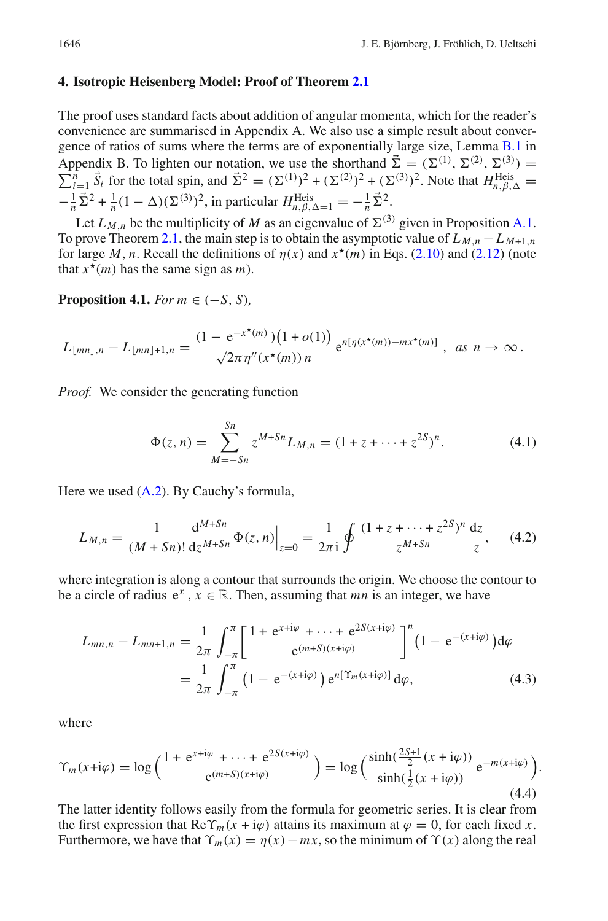## 4. Isotropic Heisenberg Model: Proof of Theorem 2.1

The proof uses standard facts about addition of angular momenta, which for the reader's convenience are summarised in Appendix A. We also use a simple result about convergence of ratios of sums where the terms are of exponentially large size, Lemma B.1 in Appendix B. To lighten our notation, we use the shorthand $\vec{\Sigma} = (\Sigma^{(1)}, \Sigma^{(2)}, \Sigma^{(3)}) = \sum_{i=1}^{n} \vec{S}_i$ for the total spin, and $\vec{\Sigma}^2 = (\Sigma^{(1)})^2 + (\Sigma^{(2)})^2 + (\Sigma^{(3)})^2$. Note that $H^{\rm Heis}_{n,\beta,\Delta} = -\frac{1}{n}\vec{\Sigma}^2 + \frac{1}{n}(1-\Delta)(\Sigma^{(3)})^2$, in particular $H^{\rm Heis}_{n,\beta,\Delta=1} = -\frac{1}{n}\vec{\Sigma}^2$.

Let $L_{M,n}$ be the multiplicity of $M$ as an eigenvalue of $\Sigma^{(3)}$ given in Proposition A.1. To prove Theorem 2.1, the main step is to obtain the asymptotic value of $L_{M,n} - L_{M+1,n}$ for large $M, n$. Recall the definitions of $\eta(x)$ and $x^\star(m)$ in Eqs. (2.10) and (2.12) (note that $x^\star(m)$ has the same sign as $m$).

**Proposition 4.1.** *For $m \in (-S, S)$,*

$$L_{\lfloor mn \rfloor,n} - L_{\lfloor mn \rfloor+1,n} = \frac{(1-{\rm e}^{-x^\star(m)})\big(1+o(1)\big)}{\sqrt{2\pi\eta''(x^\star(m))\,n}}\,{\rm e}^{n[\eta(x^\star(m)) - mx^\star(m)]}\,, \quad \text{as } n \to \infty.$$

*Proof.* We consider the generating function

$$\Phi(z,n) = \sum_{M=-Sn}^{Sn} z^{M+Sn} L_{M,n} = (1 + z + \cdots + z^{2S})^n. \tag{4.1}$$

Here we used (A.2). By Cauchy's formula,

$$L_{M,n} = \frac{1}{(M+Sn)!}\frac{{\rm d}^{M+Sn}}{{\rm d}z^{M+Sn}}\Phi(z,n)\Big|_{z=0} = \frac{1}{2\pi{\rm i}}\oint \frac{(1+z+\cdots+z^{2S})^n}{z^{M+Sn}}\frac{{\rm d}z}{z}, \tag{4.2}$$

where integration is along a contour that surrounds the origin. We choose the contour to be a circle of radius ${\rm e}^x$, $x \in \mathbb{R}$. Then, assuming that $mn$ is an integer, we have

$$\begin{aligned} L_{mn,n} - L_{mn+1,n} &= \frac{1}{2\pi}\int_{-\pi}^{\pi}\left[\frac{1+{\rm e}^{x+{\rm i}\varphi} + \cdots + {\rm e}^{2S(x+{\rm i}\varphi)}}{{\rm e}^{(m+S)(x+{\rm i}\varphi)}}\right]^n \Big(1-{\rm e}^{-(x+{\rm i}\varphi)}\Big){\rm d}\varphi \\ &= \frac{1}{2\pi}\int_{-\pi}^{\pi}\Big(1-{\rm e}^{-(x+{\rm i}\varphi)}\Big)\,{\rm e}^{n[\Upsilon_m(x+{\rm i}\varphi)]}\,{\rm d}\varphi, \end{aligned} \tag{4.3}$$

where

$$\Upsilon_m(x+{\rm i}\varphi) = \log\Big(\frac{1+{\rm e}^{x+{\rm i}\varphi} + \cdots + {\rm e}^{2S(x+{\rm i}\varphi)}}{{\rm e}^{(m+S)(x+{\rm i}\varphi)}}\Big) = \log\Big(\frac{\sinh(\frac{2S+1}{2}(x+{\rm i}\varphi))}{\sinh(\frac{1}{2}(x+{\rm i}\varphi))}\,{\rm e}^{-m(x+{\rm i}\varphi)}\Big). \tag{4.4}$$

The latter identity follows easily from the formula for geometric series. It is clear from the first expression that ${\rm Re}\Upsilon_m(x+{\rm i}\varphi)$ attains its maximum at $\varphi = 0$, for each fixed $x$. Furthermore, we have that $\Upsilon_m(x) = \eta(x) - mx$, so the minimum of $\Upsilon(x)$ along the real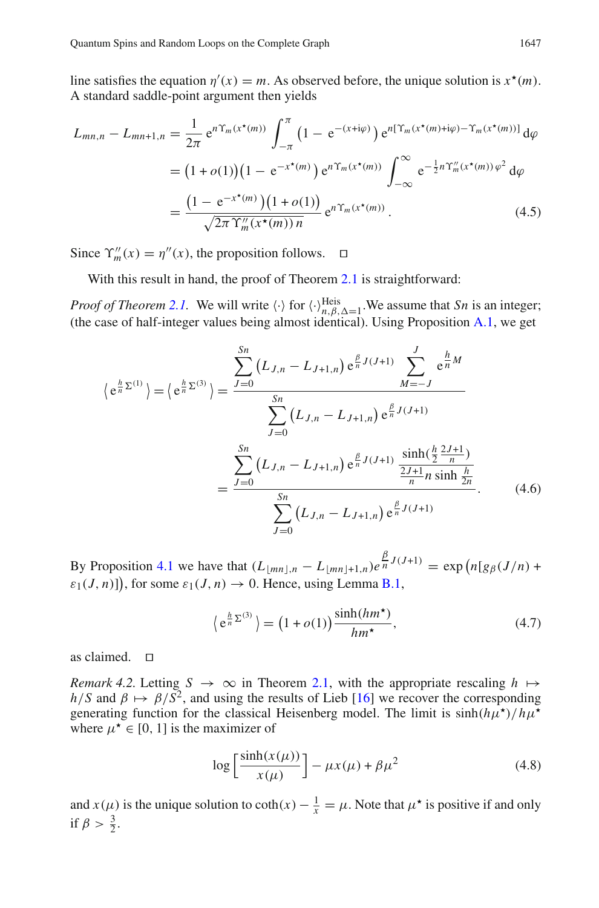line satisfies the equation $\eta'(x) = m$. As observed before, the unique solution is $x^\star(m)$. A standard saddle-point argument then yields

$$\begin{aligned} L_{mn,n} - L_{mn+1,n} &= \frac{1}{2\pi} \mathrm{e}^{n\Upsilon_m(x^\star(m))} \int_{-\pi}^{\pi} \big(1 - \mathrm{e}^{-(x+\mathrm{i}\varphi)}\big) \mathrm{e}^{n[\Upsilon_m(x^\star(m)+\mathrm{i}\varphi)-\Upsilon_m(x^\star(m))]} \,\mathrm{d}\varphi \\ &= \big(1+o(1)\big)\big(1 - \mathrm{e}^{-x^\star(m)}\big) \mathrm{e}^{n\Upsilon_m(x^\star(m))} \int_{-\infty}^{\infty} \mathrm{e}^{-\frac{1}{2}n\Upsilon_m''(x^\star(m))\,\varphi^2} \,\mathrm{d}\varphi \\ &= \frac{\big(1 - \mathrm{e}^{-x^\star(m)}\big)\big(1+o(1)\big)}{\sqrt{2\pi\,\Upsilon_m''(x^\star(m))\,n}} \mathrm{e}^{n\Upsilon_m(x^\star(m))}. \end{aligned} \tag{4.5}$$

Since $\Upsilon_m''(x) = \eta''(x)$, the proposition follows. □

With this result in hand, the proof of Theorem 2.1 is straightforward:

*Proof of Theorem 2.1.* We will write $\langle\cdot\rangle$ for $\langle\cdot\rangle^{\mathrm{Heis}}_{n,\beta,\Delta=1}$. We assume that $Sn$ is an integer; (the case of half-integer values being almost identical). Using Proposition A.1, we get

$$\begin{aligned} \big\langle \mathrm{e}^{\frac{h}{n}\Sigma^{(1)}} \big\rangle = \big\langle \mathrm{e}^{\frac{h}{n}\Sigma^{(3)}} \big\rangle &= \frac{\sum_{J=0}^{Sn} \big(L_{J,n} - L_{J+1,n}\big) \mathrm{e}^{\frac{\beta}{n}J(J+1)} \sum_{M=-J}^{J} \mathrm{e}^{\frac{h}{n}M}}{\sum_{J=0}^{Sn} \big(L_{J,n} - L_{J+1,n}\big) \mathrm{e}^{\frac{\beta}{n}J(J+1)}} \\ &= \frac{\sum_{J=0}^{Sn} \big(L_{J,n} - L_{J+1,n}\big) \mathrm{e}^{\frac{\beta}{n}J(J+1)} \dfrac{\sinh(\frac{h}{2}\frac{2J+1}{n})}{\frac{2J+1}{n} n \sinh\frac{h}{2n}}}{\sum_{J=0}^{Sn} \big(L_{J,n} - L_{J+1,n}\big) \mathrm{e}^{\frac{\beta}{n}J(J+1)}}. \end{aligned} \tag{4.6}$$

By Proposition 4.1 we have that $(L_{\lfloor mn\rfloor,n} - L_{\lfloor mn\rfloor+1,n})e^{\frac{\beta}{n}J(J+1)} = \exp\big(n[g_\beta(J/n) + \varepsilon_1(J,n)]\big)$, for some $\varepsilon_1(J,n) \to 0$. Hence, using Lemma B.1,

$$\big\langle \mathrm{e}^{\frac{h}{n}\Sigma^{(3)}} \big\rangle = \big(1+o(1)\big)\frac{\sinh(hm^\star)}{hm^\star}, \tag{4.7}$$

as claimed. □

*Remark 4.2.* Letting $S \to \infty$ in Theorem 2.1, with the appropriate rescaling $h \mapsto h/S$ and $\beta \mapsto \beta/S^2$, and using the results of Lieb [16] we recover the corresponding generating function for the classical Heisenberg model. The limit is $\sinh(h\mu^\star)/h\mu^\star$ where $\mu^\star \in [0,1]$ is the maximizer of

$$\log\Big[\frac{\sinh(x(\mu))}{x(\mu)}\Big] - \mu x(\mu) + \beta\mu^2 \tag{4.8}$$

and $x(\mu)$ is the unique solution to $\coth(x) - \frac{1}{x} = \mu$. Note that $\mu^\star$ is positive if and only if $\beta > \frac{3}{2}$.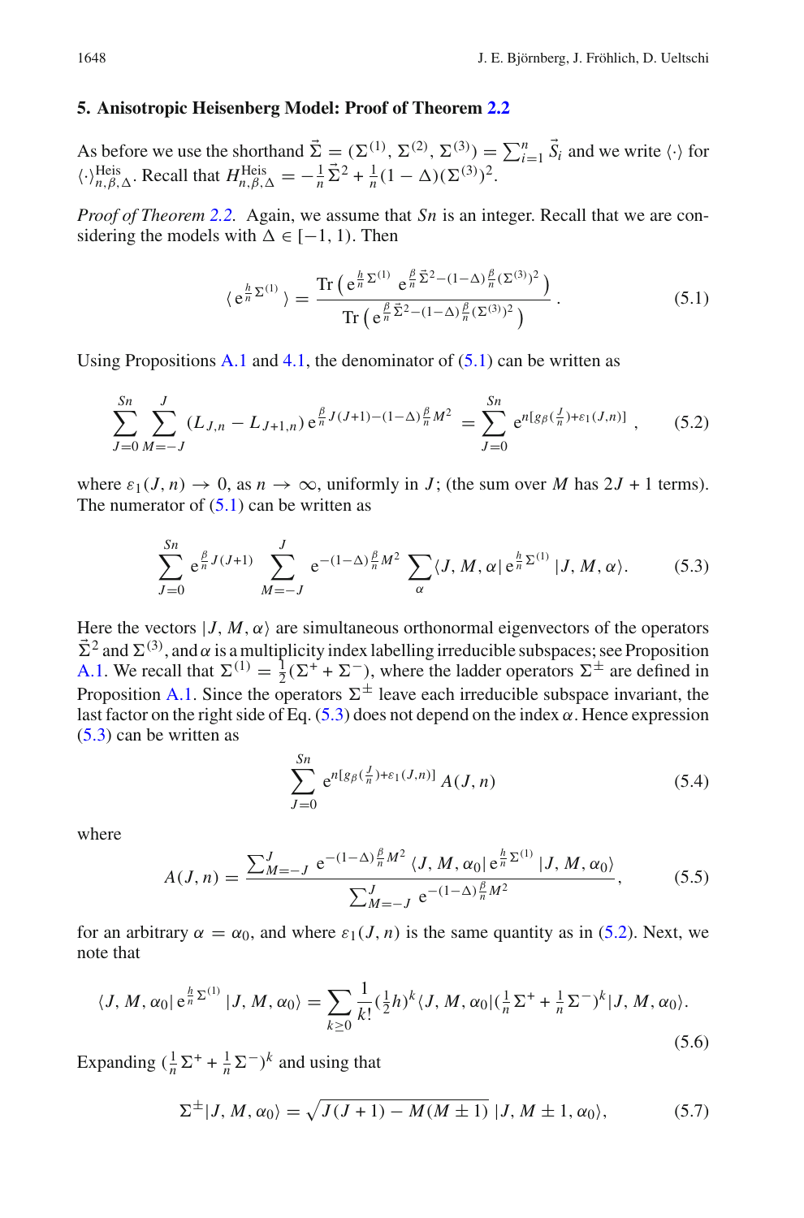## 5. Anisotropic Heisenberg Model: Proof of Theorem 2.2

As before we use the shorthand $\vec{\Sigma} = (\Sigma^{(1)}, \Sigma^{(2)}, \Sigma^{(3)}) = \sum_{i=1}^n \vec{S}_i$ and we write $\langle\cdot\rangle$ for $\langle\cdot\rangle^{\mathrm{Heis}}_{n,\beta,\Delta}$. Recall that $H^{\mathrm{Heis}}_{n,\beta,\Delta} = -\frac{1}{n}\vec{\Sigma}^2 + \frac{1}{n}(1-\Delta)(\Sigma^{(3)})^2$.

*Proof of Theorem 2.2.* Again, we assume that $Sn$ is an integer. Recall that we are considering the models with $\Delta \in [-1, 1)$. Then

$$\langle \mathrm{e}^{\frac{h}{n}\Sigma^{(1)}} \rangle = \frac{\operatorname{Tr}\left(\mathrm{e}^{\frac{h}{n}\Sigma^{(1)}}\ \mathrm{e}^{\frac{\beta}{n}\vec{\Sigma}^2 - (1-\Delta)\frac{\beta}{n}(\Sigma^{(3)})^2}\right)}{\operatorname{Tr}\left(\mathrm{e}^{\frac{\beta}{n}\vec{\Sigma}^2 - (1-\Delta)\frac{\beta}{n}(\Sigma^{(3)})^2}\right)}. \tag{5.1}$$

Using Propositions A.1 and 4.1, the denominator of (5.1) can be written as

$$\sum_{J=0}^{Sn}\sum_{M=-J}^{J}(L_{J,n} - L_{J+1,n})\,\mathrm{e}^{\frac{\beta}{n}J(J+1) - (1-\Delta)\frac{\beta}{n}M^2} = \sum_{J=0}^{Sn}\mathrm{e}^{n[g_\beta(\frac{J}{n}) + \varepsilon_1(J,n)]}, \tag{5.2}$$

where $\varepsilon_1(J,n) \to 0$, as $n \to \infty$, uniformly in $J$; (the sum over $M$ has $2J+1$ terms). The numerator of (5.1) can be written as

$$\sum_{J=0}^{Sn}\mathrm{e}^{\frac{\beta}{n}J(J+1)}\sum_{M=-J}^{J}\mathrm{e}^{-(1-\Delta)\frac{\beta}{n}M^2}\sum_{\alpha}\langle J, M, \alpha|\,\mathrm{e}^{\frac{h}{n}\Sigma^{(1)}}\,|J, M, \alpha\rangle. \tag{5.3}$$

Here the vectors $|J, M, \alpha\rangle$ are simultaneous orthonormal eigenvectors of the operators $\vec{\Sigma}^2$ and $\Sigma^{(3)}$, and $\alpha$ is a multiplicity index labelling irreducible subspaces; see Proposition A.1. We recall that $\Sigma^{(1)} = \frac{1}{2}(\Sigma^+ + \Sigma^-)$, where the ladder operators $\Sigma^\pm$ are defined in Proposition A.1. Since the operators $\Sigma^\pm$ leave each irreducible subspace invariant, the last factor on the right side of Eq. (5.3) does not depend on the index $\alpha$. Hence expression (5.3) can be written as

$$\sum_{J=0}^{Sn}\mathrm{e}^{n[g_\beta(\frac{J}{n}) + \varepsilon_1(J,n)]}\,A(J,n) \tag{5.4}$$

where

$$A(J,n) = \frac{\sum_{M=-J}^{J}\mathrm{e}^{-(1-\Delta)\frac{\beta}{n}M^2}\,\langle J, M, \alpha_0|\,\mathrm{e}^{\frac{h}{n}\Sigma^{(1)}}\,|J, M, \alpha_0\rangle}{\sum_{M=-J}^{J}\mathrm{e}^{-(1-\Delta)\frac{\beta}{n}M^2}}, \tag{5.5}$$

for an arbitrary $\alpha = \alpha_0$, and where $\varepsilon_1(J,n)$ is the same quantity as in (5.2). Next, we note that

$$\langle J, M, \alpha_0|\,\mathrm{e}^{\frac{h}{n}\Sigma^{(1)}}\,|J, M, \alpha_0\rangle = \sum_{k\geq 0}\frac{1}{k!}(\tfrac{1}{2}h)^k\langle J, M, \alpha_0|(\tfrac{1}{n}\Sigma^+ + \tfrac{1}{n}\Sigma^-)^k|J, M, \alpha_0\rangle. \tag{5.6}$$

Expanding $(\frac{1}{n}\Sigma^+ + \frac{1}{n}\Sigma^-)^k$ and using that

$$\Sigma^\pm|J, M, \alpha_0\rangle = \sqrt{J(J+1) - M(M\pm 1)}\;|J, M\pm 1, \alpha_0\rangle, \tag{5.7}$$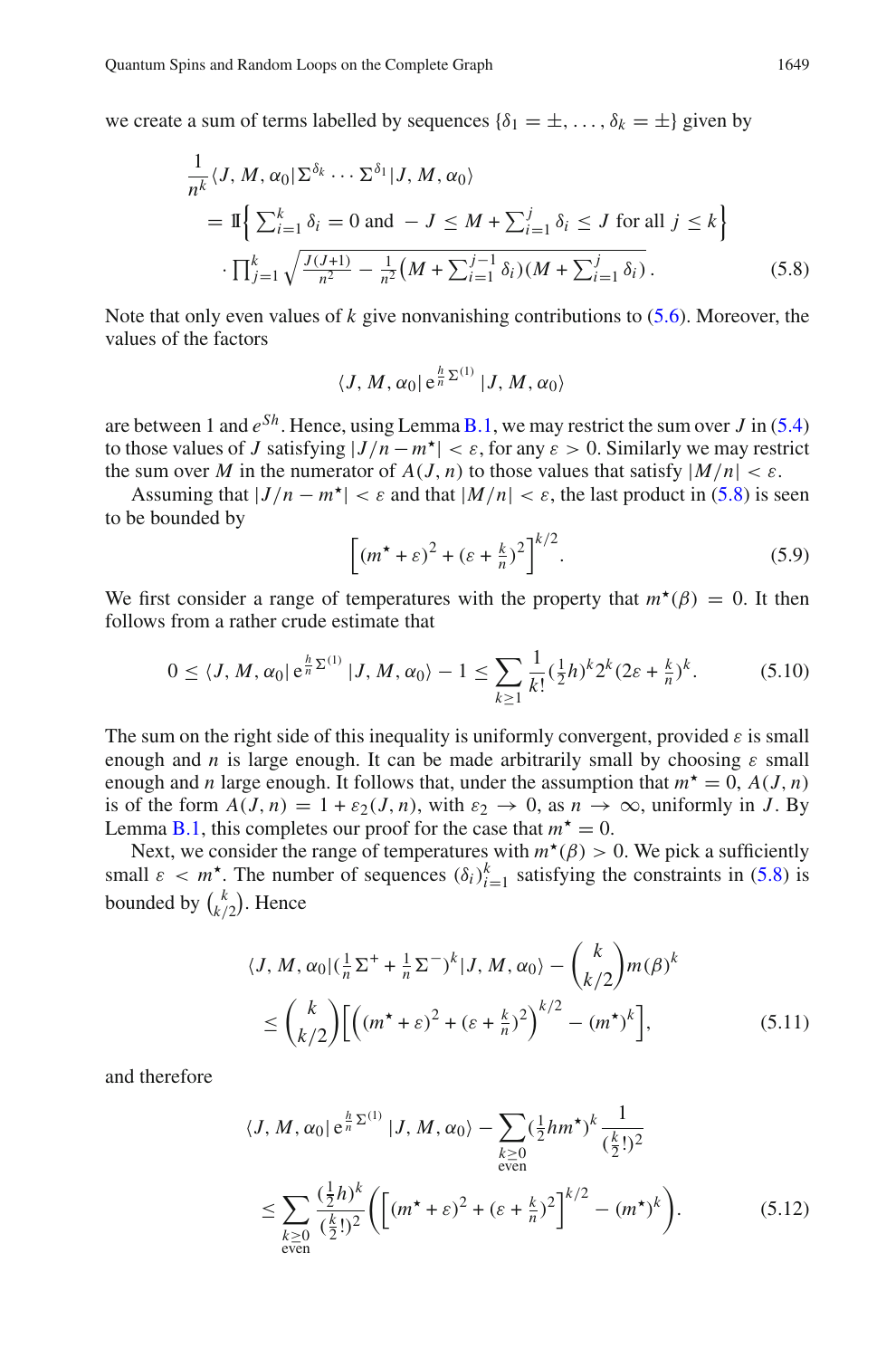we create a sum of terms labelled by sequences $\{\delta_1 = \pm, \ldots, \delta_k = \pm\}$ given by

$$
\begin{aligned}
&\frac{1}{n^k}\langle J, M, \alpha_0 | \Sigma^{\delta_k} \cdots \Sigma^{\delta_1} | J, M, \alpha_0 \rangle \\
&\quad = \mathbb{1}\Big\{ \textstyle\sum_{i=1}^k \delta_i = 0 \text{ and } -J \le M + \sum_{i=1}^j \delta_i \le J \text{ for all } j \le k \Big\} \\
&\quad\quad \cdot \textstyle\prod_{j=1}^k \sqrt{\frac{J(J+1)}{n^2} - \frac{1}{n^2}\big(M + \sum_{i=1}^{j-1}\delta_i\big)\big(M + \sum_{i=1}^j \delta_i\big)}\,.
\end{aligned}
\tag{5.8}
$$

Note that only even values of $k$ give nonvanishing contributions to (5.6). Moreover, the values of the factors

$$
\langle J, M, \alpha_0 | \, \mathrm{e}^{\frac{h}{n}\Sigma^{(1)}} \, | J, M, \alpha_0 \rangle
$$

are between 1 and $e^{Sh}$. Hence, using Lemma B.1, we may restrict the sum over $J$ in (5.4) to those values of $J$ satisfying $|J/n - m^\star| < \varepsilon$, for any $\varepsilon > 0$. Similarly we may restrict the sum over $M$ in the numerator of $A(J, n)$ to those values that satisfy $|M/n| < \varepsilon$.

Assuming that $|J/n - m^\star| < \varepsilon$ and that $|M/n| < \varepsilon$, the last product in (5.8) is seen to be bounded by

$$
\Big[ (m^\star + \varepsilon)^2 + (\varepsilon + \tfrac{k}{n})^2 \Big]^{k/2}. \tag{5.9}
$$

We first consider a range of temperatures with the property that $m^\star(\beta) = 0$. It then follows from a rather crude estimate that

$$
0 \le \langle J, M, \alpha_0 | \, \mathrm{e}^{\frac{h}{n}\Sigma^{(1)}} \, | J, M, \alpha_0 \rangle - 1 \le \sum_{k \ge 1} \frac{1}{k!} (\tfrac{1}{2}h)^k 2^k (2\varepsilon + \tfrac{k}{n})^k. \tag{5.10}
$$

The sum on the right side of this inequality is uniformly convergent, provided $\varepsilon$ is small enough and $n$ is large enough. It can be made arbitrarily small by choosing $\varepsilon$ small enough and $n$ large enough. It follows that, under the assumption that $m^\star = 0$, $A(J, n)$ is of the form $A(J, n) = 1 + \varepsilon_2(J, n)$, with $\varepsilon_2 \to 0$, as $n \to \infty$, uniformly in $J$. By Lemma B.1, this completes our proof for the case that $m^\star = 0$.

Next, we consider the range of temperatures with $m^\star(\beta) > 0$. We pick a sufficiently small $\varepsilon < m^\star$. The number of sequences $(\delta_i)_{i=1}^k$ satisfying the constraints in (5.8) is bounded by $\binom{k}{k/2}$. Hence

$$
\begin{aligned}
&\langle J, M, \alpha_0 | (\tfrac{1}{n}\Sigma^+ + \tfrac{1}{n}\Sigma^-)^k | J, M, \alpha_0 \rangle - \binom{k}{k/2} m(\beta)^k \\
&\quad \le \binom{k}{k/2} \Big[ \Big( (m^\star + \varepsilon)^2 + (\varepsilon + \tfrac{k}{n})^2 \Big)^{k/2} - (m^\star)^k \Big],
\end{aligned}
\tag{5.11}
$$

and therefore

$$
\begin{aligned}
&\langle J, M, \alpha_0 | \, \mathrm{e}^{\frac{h}{n}\Sigma^{(1)}} \, | J, M, \alpha_0 \rangle - \sum_{\substack{k \ge 0 \\ \text{even}}} (\tfrac{1}{2}hm^\star)^k \frac{1}{(\frac{k}{2}!)^2} \\
&\quad \le \sum_{\substack{k \ge 0 \\ \text{even}}} \frac{(\frac{1}{2}h)^k}{(\frac{k}{2}!)^2} \Big( \Big[ (m^\star + \varepsilon)^2 + (\varepsilon + \tfrac{k}{n})^2 \Big]^{k/2} - (m^\star)^k \Big).
\end{aligned}
\tag{5.12}
$$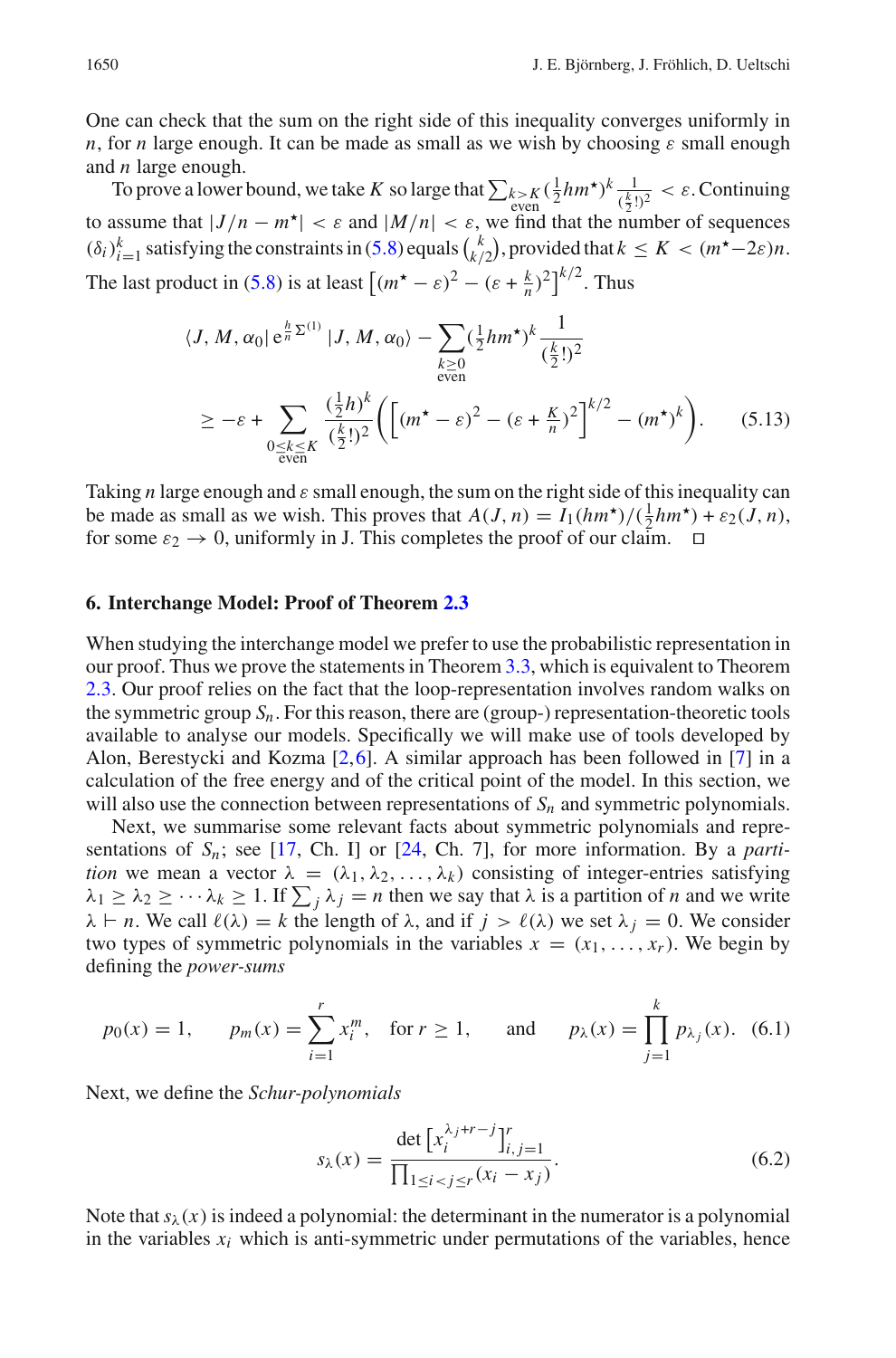One can check that the sum on the right side of this inequality converges uniformly in $n$, for $n$ large enough. It can be made as small as we wish by choosing $\varepsilon$ small enough and $n$ large enough.

To prove a lower bound, we take $K$ so large that $\sum_{\substack{k>K\\ \text{even}}} (\frac{1}{2}hm^\star)^k \frac{1}{(\frac{k}{2}!)^2} < \varepsilon$. Continuing to assume that $|J/n - m^\star| < \varepsilon$ and $|M/n| < \varepsilon$, we find that the number of sequences $(\delta_i)_{i=1}^k$ satisfying the constraints in (5.8) equals $\binom{k}{k/2}$, provided that $k \leq K < (m^\star - 2\varepsilon)n$. The last product in (5.8) is at least $\left[(m^\star - \varepsilon)^2 - (\varepsilon + \frac{k}{n})^2\right]^{k/2}$. Thus

$$
\begin{aligned}
&\langle J, M, \alpha_0 |\, \mathrm{e}^{\frac{h}{n}\Sigma^{(1)}}\, | J, M, \alpha_0 \rangle - \sum_{\substack{k\geq 0\\ \text{even}}} (\tfrac{1}{2}hm^\star)^k \frac{1}{(\frac{k}{2}!)^2} \\
&\quad \geq -\varepsilon + \sum_{\substack{0\leq k\leq K\\ \text{even}}} \frac{(\frac{1}{2}h)^k}{(\frac{k}{2}!)^2} \left( \left[ (m^\star - \varepsilon)^2 - (\varepsilon + \tfrac{K}{n})^2 \right]^{k/2} - (m^\star)^k \right).
\end{aligned}
\tag{5.13}
$$

Taking $n$ large enough and $\varepsilon$ small enough, the sum on the right side of this inequality can be made as small as we wish. This proves that $A(J,n) = I_1(hm^\star)/(\frac{1}{2}hm^\star) + \varepsilon_2(J,n)$, for some $\varepsilon_2 \to 0$, uniformly in J. This completes the proof of our claim. $\square$

## 6. Interchange Model: Proof of Theorem 2.3

When studying the interchange model we prefer to use the probabilistic representation in our proof. Thus we prove the statements in Theorem 3.3, which is equivalent to Theorem 2.3. Our proof relies on the fact that the loop-representation involves random walks on the symmetric group $S_n$. For this reason, there are (group-) representation-theoretic tools available to analyse our models. Specifically we will make use of tools developed by Alon, Berestycki and Kozma [2,6]. A similar approach has been followed in [7] in a calculation of the free energy and of the critical point of the model. In this section, we will also use the connection between representations of $S_n$ and symmetric polynomials.

Next, we summarise some relevant facts about symmetric polynomials and representations of $S_n$; see [17, Ch. I] or [24, Ch. 7], for more information. By a *partition* we mean a vector $\lambda = (\lambda_1, \lambda_2, \ldots, \lambda_k)$ consisting of integer-entries satisfying $\lambda_1 \geq \lambda_2 \geq \cdots \lambda_k \geq 1$. If $\sum_j \lambda_j = n$ then we say that $\lambda$ is a partition of $n$ and we write $\lambda \vdash n$. We call $\ell(\lambda) = k$ the length of $\lambda$, and if $j > \ell(\lambda)$ we set $\lambda_j = 0$. We consider two types of symmetric polynomials in the variables $x = (x_1, \ldots, x_r)$. We begin by defining the *power-sums*

$$
p_0(x) = 1, \qquad p_m(x) = \sum_{i=1}^r x_i^m, \quad \text{for } r \geq 1, \qquad \text{and} \qquad p_\lambda(x) = \prod_{j=1}^k p_{\lambda_j}(x). \tag{6.1}
$$

Next, we define the *Schur-polynomials*

$$
s_\lambda(x) = \frac{\det\left[x_i^{\lambda_j + r - j}\right]_{i,j=1}^r}{\prod_{1\leq i<j\leq r}(x_i - x_j)}. \tag{6.2}
$$

Note that $s_\lambda(x)$ is indeed a polynomial: the determinant in the numerator is a polynomial in the variables $x_i$ which is anti-symmetric under permutations of the variables, hence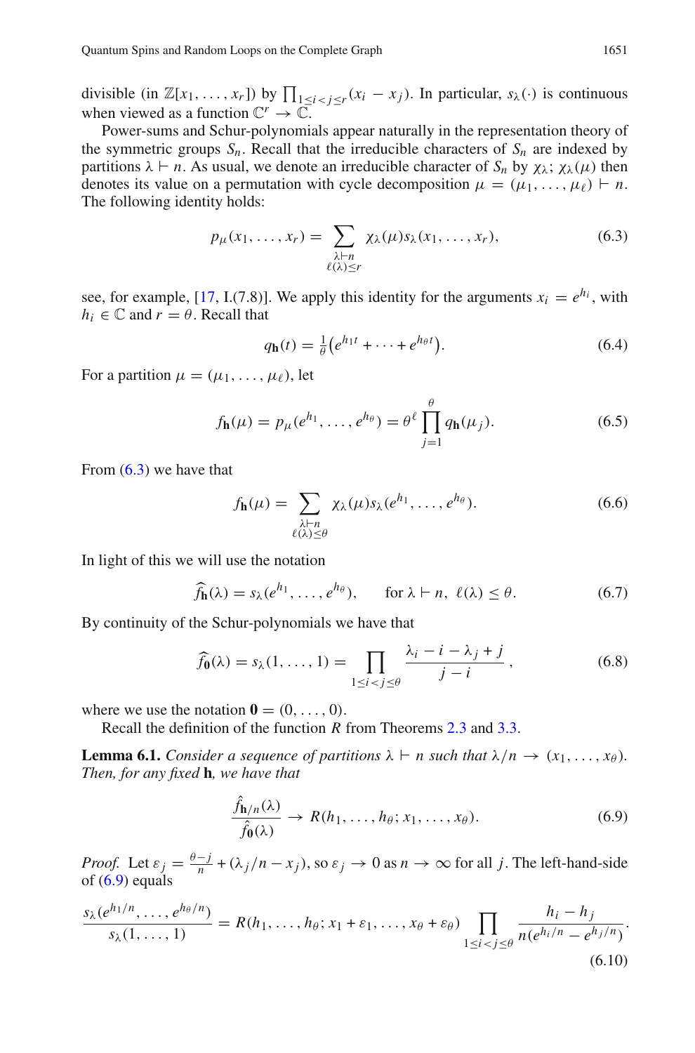divisible (in $\mathbb{Z}[x_1, \dots, x_r]$) by $\prod_{1 \le i < j \le r}(x_i - x_j)$. In particular, $s_\lambda(\cdot)$ is continuous when viewed as a function $\mathbb{C}^r \to \mathbb{C}$.

Power-sums and Schur-polynomials appear naturally in the representation theory of the symmetric groups $S_n$. Recall that the irreducible characters of $S_n$ are indexed by partitions $\lambda \vdash n$. As usual, we denote an irreducible character of $S_n$ by $\chi_\lambda$; $\chi_\lambda(\mu)$ then denotes its value on a permutation with cycle decomposition $\mu = (\mu_1, \dots, \mu_\ell) \vdash n$. The following identity holds:

$$p_\mu(x_1, \dots, x_r) = \sum_{\substack{\lambda \vdash n \\ \ell(\lambda) \le r}} \chi_\lambda(\mu) s_\lambda(x_1, \dots, x_r), \tag{6.3}$$

see, for example, [17, I.(7.8)]. We apply this identity for the arguments $x_i = e^{h_i}$, with $h_i \in \mathbb{C}$ and $r = \theta$. Recall that

$$q_{\mathbf{h}}(t) = \tfrac{1}{\theta}\big(e^{h_1 t} + \dots + e^{h_\theta t}\big). \tag{6.4}$$

For a partition $\mu = (\mu_1, \dots, \mu_\ell)$, let

$$f_{\mathbf{h}}(\mu) = p_\mu(e^{h_1}, \dots, e^{h_\theta}) = \theta^\ell \prod_{j=1}^{\theta} q_{\mathbf{h}}(\mu_j). \tag{6.5}$$

From (6.3) we have that

$$f_{\mathbf{h}}(\mu) = \sum_{\substack{\lambda \vdash n \\ \ell(\lambda) \le \theta}} \chi_\lambda(\mu) s_\lambda(e^{h_1}, \dots, e^{h_\theta}). \tag{6.6}$$

In light of this we will use the notation

$$\widehat{f}_{\mathbf{h}}(\lambda) = s_\lambda(e^{h_1}, \dots, e^{h_\theta}), \qquad \text{for } \lambda \vdash n,\ \ell(\lambda) \le \theta. \tag{6.7}$$

By continuity of the Schur-polynomials we have that

$$\widehat{f}_{\mathbf{0}}(\lambda) = s_\lambda(1, \dots, 1) = \prod_{1 \le i < j \le \theta} \frac{\lambda_i - i - \lambda_j + j}{j - i}, \tag{6.8}$$

where we use the notation $\mathbf{0} = (0, \dots, 0)$.

Recall the definition of the function $R$ from Theorems 2.3 and 3.3.

**Lemma 6.1.** *Consider a sequence of partitions $\lambda \vdash n$ such that $\lambda/n \to (x_1, \dots, x_\theta)$. Then, for any fixed* $\mathbf{h}$*, we have that*

$$\frac{\hat{f}_{\mathbf{h}/n}(\lambda)}{\hat{f}_{\mathbf{0}}(\lambda)} \to R(h_1, \dots, h_\theta; x_1, \dots, x_\theta). \tag{6.9}$$

*Proof.* Let $\varepsilon_j = \frac{\theta - j}{n} + (\lambda_j/n - x_j)$, so $\varepsilon_j \to 0$ as $n \to \infty$ for all $j$. The left-hand-side of (6.9) equals

$$\frac{s_\lambda(e^{h_1/n}, \dots, e^{h_\theta/n})}{s_\lambda(1, \dots, 1)} = R(h_1, \dots, h_\theta; x_1 + \varepsilon_1, \dots, x_\theta + \varepsilon_\theta) \prod_{1 \le i < j \le \theta} \frac{h_i - h_j}{n(e^{h_i/n} - e^{h_j/n})}. \tag{6.10}$$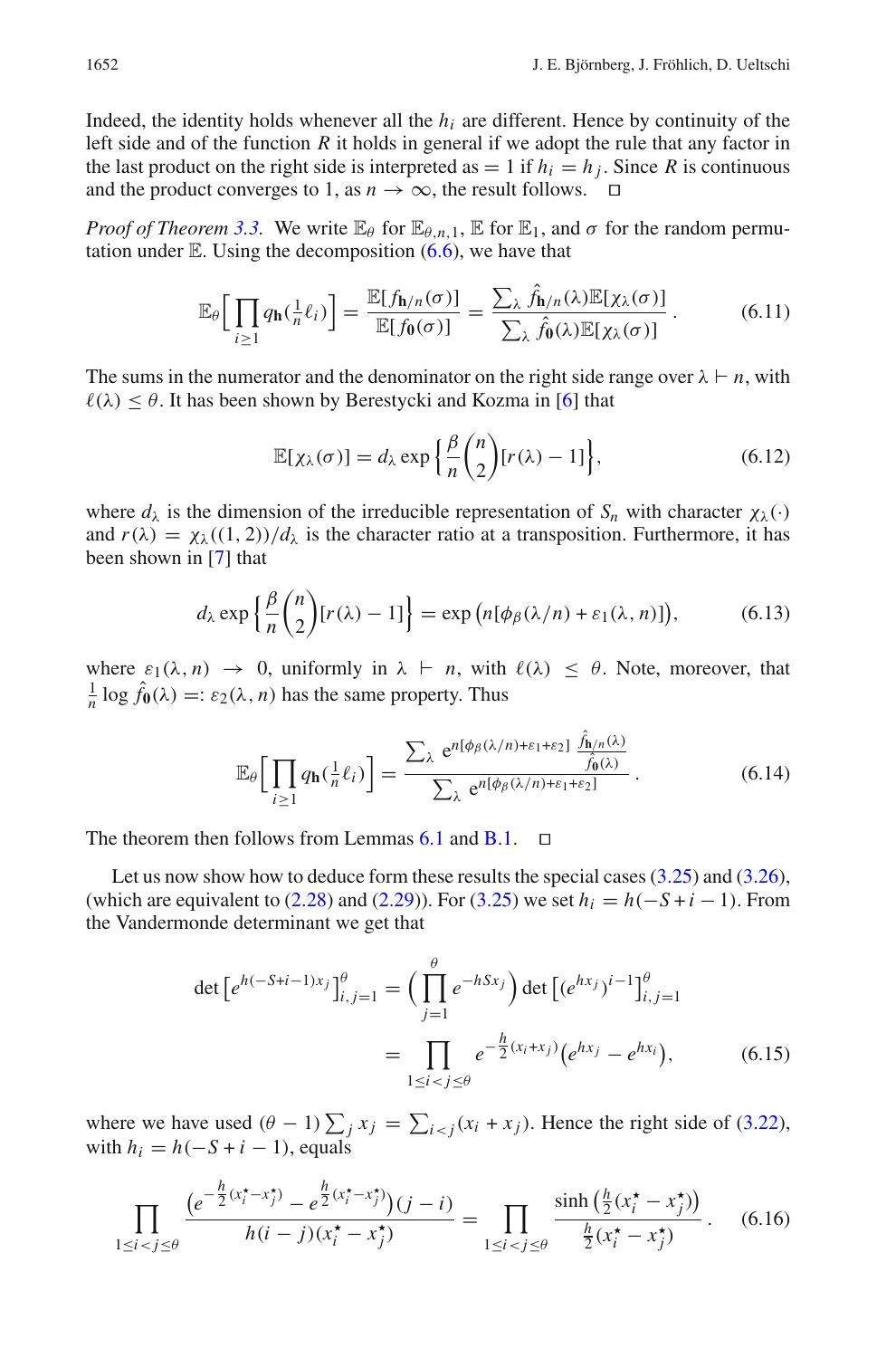Indeed, the identity holds whenever all the $h_i$ are different. Hence by continuity of the left side and of the function $R$ it holds in general if we adopt the rule that any factor in the last product on the right side is interpreted as $= 1$ if $h_i = h_j$. Since $R$ is continuous and the product converges to 1, as $n \to \infty$, the result follows. $\square$

*Proof of Theorem 3.3.* We write $\mathbb{E}_\theta$ for $\mathbb{E}_{\theta,n,1}$, $\mathbb{E}$ for $\mathbb{E}_1$, and $\sigma$ for the random permutation under $\mathbb{E}$. Using the decomposition (6.6), we have that

$$\mathbb{E}_\theta\Big[\prod_{i\geq 1} q_{\mathbf{h}}(\tfrac{1}{n}\ell_i)\Big] = \frac{\mathbb{E}[f_{\mathbf{h}/n}(\sigma)]}{\mathbb{E}[f_{\mathbf{0}}(\sigma)]} = \frac{\sum_\lambda \hat{f}_{\mathbf{h}/n}(\lambda)\mathbb{E}[\chi_\lambda(\sigma)]}{\sum_\lambda \hat{f}_{\mathbf{0}}(\lambda)\mathbb{E}[\chi_\lambda(\sigma)]}. \tag{6.11}$$

The sums in the numerator and the denominator on the right side range over $\lambda \vdash n$, with $\ell(\lambda) \leq \theta$. It has been shown by Berestycki and Kozma in [6] that

$$\mathbb{E}[\chi_\lambda(\sigma)] = d_\lambda \exp\Big\{\frac{\beta}{n}\binom{n}{2}[r(\lambda)-1]\Big\}, \tag{6.12}$$

where $d_\lambda$ is the dimension of the irreducible representation of $S_n$ with character $\chi_\lambda(\cdot)$ and $r(\lambda) = \chi_\lambda((1,2))/d_\lambda$ is the character ratio at a transposition. Furthermore, it has been shown in [7] that

$$d_\lambda \exp\Big\{\frac{\beta}{n}\binom{n}{2}[r(\lambda)-1]\Big\} = \exp\big(n[\phi_\beta(\lambda/n) + \varepsilon_1(\lambda, n)]\big), \tag{6.13}$$

where $\varepsilon_1(\lambda, n) \to 0$, uniformly in $\lambda \vdash n$, with $\ell(\lambda) \leq \theta$. Note, moreover, that $\frac{1}{n}\log \hat{f}_{\mathbf{0}}(\lambda) =: \varepsilon_2(\lambda, n)$ has the same property. Thus

$$\mathbb{E}_\theta\Big[\prod_{i\geq 1} q_{\mathbf{h}}(\tfrac{1}{n}\ell_i)\Big] = \frac{\sum_\lambda \mathrm{e}^{n[\phi_\beta(\lambda/n)+\varepsilon_1+\varepsilon_2]}\,\frac{\hat{f}_{\mathbf{h}/n}(\lambda)}{\hat{f}_{\mathbf{0}}(\lambda)}}{\sum_\lambda \mathrm{e}^{n[\phi_\beta(\lambda/n)+\varepsilon_1+\varepsilon_2]}}. \tag{6.14}$$

The theorem then follows from Lemmas 6.1 and B.1. $\square$

Let us now show how to deduce form these results the special cases (3.25) and (3.26), (which are equivalent to (2.28) and (2.29)). For (3.25) we set $h_i = h(-S+i-1)$. From the Vandermonde determinant we get that

$$\begin{aligned}
\det\big[e^{h(-S+i-1)x_j}\big]_{i,j=1}^{\theta} &= \Big(\prod_{j=1}^{\theta} e^{-hSx_j}\Big)\det\big[(e^{hx_j})^{i-1}\big]_{i,j=1}^{\theta} \\
&= \prod_{1\leq i<j\leq\theta} e^{-\frac{h}{2}(x_i+x_j)}\big(e^{hx_j} - e^{hx_i}\big),
\end{aligned} \tag{6.15}$$

where we have used $(\theta-1)\sum_j x_j = \sum_{i<j}(x_i+x_j)$. Hence the right side of (3.22), with $h_i = h(-S+i-1)$, equals

$$\prod_{1\leq i<j\leq\theta} \frac{\big(e^{-\frac{h}{2}(x_i^\star - x_j^\star)} - e^{\frac{h}{2}(x_i^\star - x_j^\star)}\big)(j-i)}{h(i-j)(x_i^\star - x_j^\star)} = \prod_{1\leq i<j\leq\theta} \frac{\sinh\big(\frac{h}{2}(x_i^\star - x_j^\star)\big)}{\frac{h}{2}(x_i^\star - x_j^\star)}. \tag{6.16}$$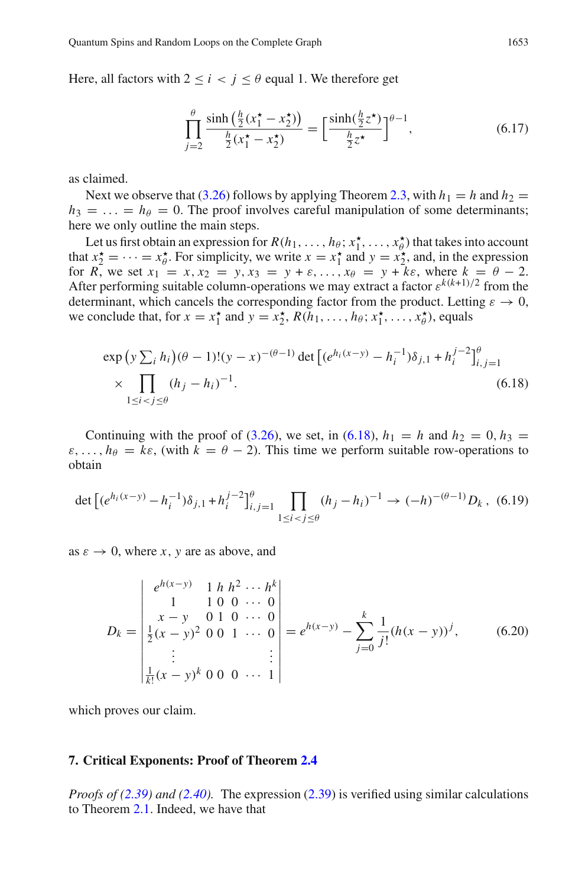Here, all factors with $2 \le i < j \le \theta$ equal 1. We therefore get

$$\prod_{j=2}^{\theta} \frac{\sinh\left(\frac{h}{2}(x_1^\star - x_2^\star)\right)}{\frac{h}{2}(x_1^\star - x_2^\star)} = \left[\frac{\sinh(\frac{h}{2}z^\star)}{\frac{h}{2}z^\star}\right]^{\theta-1}, \tag{6.17}$$

as claimed.

Next we observe that (3.26) follows by applying Theorem 2.3, with $h_1 = h$ and $h_2 = h_3 = \ldots = h_\theta = 0$. The proof involves careful manipulation of some determinants; here we only outline the main steps.

Let us first obtain an expression for $R(h_1, \ldots, h_\theta; x_1^\star, \ldots, x_\theta^\star)$ that takes into account that $x_2^\star = \cdots = x_\theta^\star$. For simplicity, we write $x = x_1^\star$ and $y = x_2^\star$, and, in the expression for $R$, we set $x_1 = x, x_2 = y, x_3 = y + \varepsilon, \ldots, x_\theta = y + k\varepsilon$, where $k = \theta - 2$. After performing suitable column-operations we may extract a factor $\varepsilon^{k(k+1)/2}$ from the determinant, which cancels the corresponding factor from the product. Letting $\varepsilon \to 0$, we conclude that, for $x = x_1^\star$ and $y = x_2^\star$, $R(h_1, \ldots, h_\theta; x_1^\star, \ldots, x_\theta^\star)$, equals

$$\exp\left(y \textstyle\sum_i h_i\right)(\theta - 1)!(y - x)^{-(\theta-1)} \det\left[(e^{h_i(x-y)} - h_i^{-1})\delta_{j,1} + h_i^{j-2}\right]_{i,j=1}^{\theta} \times \prod_{1 \le i < j \le \theta} (h_j - h_i)^{-1}. \tag{6.18}$$

Continuing with the proof of (3.26), we set, in (6.18), $h_1 = h$ and $h_2 = 0, h_3 = \varepsilon, \ldots, h_\theta = k\varepsilon$, (with $k = \theta - 2$). This time we perform suitable row-operations to obtain

$$\det\left[(e^{h_i(x-y)} - h_i^{-1})\delta_{j,1} + h_i^{j-2}\right]_{i,j=1}^{\theta} \prod_{1 \le i < j \le \theta} (h_j - h_i)^{-1} \to (-h)^{-(\theta-1)} D_k\,, \tag{6.19}$$

as $\varepsilon \to 0$, where $x, y$ are as above, and

$$D_k = \begin{vmatrix} e^{h(x-y)} & 1 & h & h^2 & \cdots & h^k \\ 1 & 1 & 0 & 0 & \cdots & 0 \\ x - y & 0 & 1 & 0 & \cdots & 0 \\ \frac{1}{2}(x-y)^2 & 0 & 0 & 1 & \cdots & 0 \\ \vdots & & & & & \vdots \\ \frac{1}{k!}(x-y)^k & 0 & 0 & 0 & \cdots & 1 \end{vmatrix} = e^{h(x-y)} - \sum_{j=0}^{k} \frac{1}{j!}(h(x-y))^j, \tag{6.20}$$

which proves our claim.

## 7. Critical Exponents: Proof of Theorem 2.4

*Proofs of (2.39) and (2.40).* The expression (2.39) is verified using similar calculations to Theorem 2.1. Indeed, we have that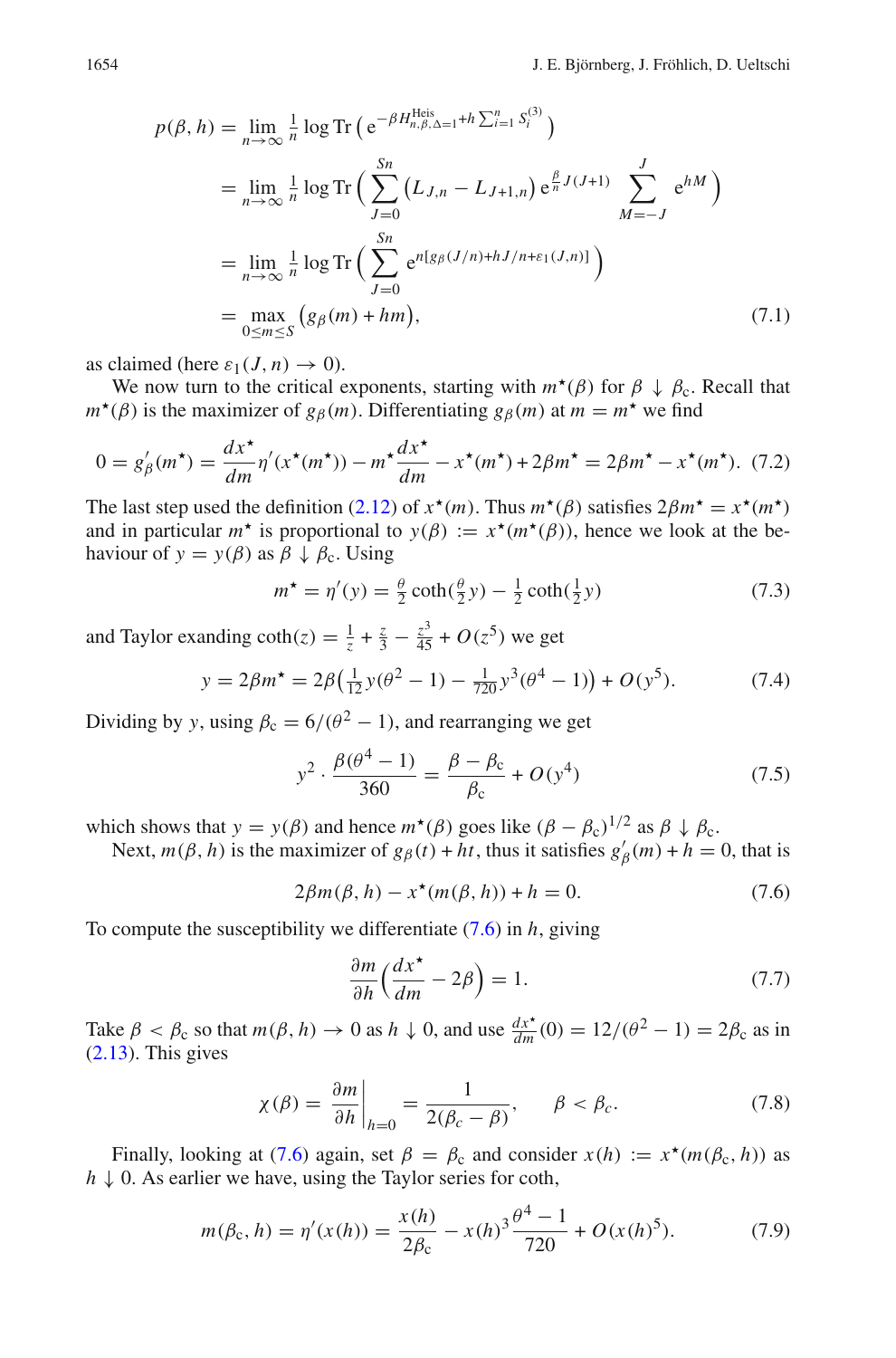$$
\begin{aligned}
p(\beta,h) &= \lim_{n\to\infty} \tfrac{1}{n} \log \operatorname{Tr}\Big( \mathrm{e}^{-\beta H^{\mathrm{Heis}}_{n,\beta,\Delta=1} + h\sum_{i=1}^n S_i^{(3)}} \Big) \\
&= \lim_{n\to\infty} \tfrac{1}{n} \log \operatorname{Tr}\Big( \sum_{J=0}^{Sn} \big(L_{J,n} - L_{J+1,n}\big)\, \mathrm{e}^{\frac{\beta}{n}J(J+1)} \sum_{M=-J}^{J} \mathrm{e}^{hM} \Big) \\
&= \lim_{n\to\infty} \tfrac{1}{n} \log \operatorname{Tr}\Big( \sum_{J=0}^{Sn} \mathrm{e}^{n[g_\beta(J/n) + hJ/n + \varepsilon_1(J,n)]} \Big) \\
&= \max_{0\le m\le S} \big( g_\beta(m) + hm \big),
\end{aligned}
\tag{7.1}
$$

as claimed (here $\varepsilon_1(J,n)\to 0$).

We now turn to the critical exponents, starting with $m^\star(\beta)$ for $\beta \downarrow \beta_c$. Recall that $m^\star(\beta)$ is the maximizer of $g_\beta(m)$. Differentiating $g_\beta(m)$ at $m=m^\star$ we find

$$
0 = g'_\beta(m^\star) = \frac{dx^\star}{dm}\eta'(x^\star(m^\star)) - m^\star \frac{dx^\star}{dm} - x^\star(m^\star) + 2\beta m^\star = 2\beta m^\star - x^\star(m^\star). \tag{7.2}
$$

The last step used the definition (2.12) of $x^\star(m)$. Thus $m^\star(\beta)$ satisfies $2\beta m^\star = x^\star(m^\star)$ and in particular $m^\star$ is proportional to $y(\beta) := x^\star(m^\star(\beta))$, hence we look at the behaviour of $y = y(\beta)$ as $\beta \downarrow \beta_c$. Using

$$
m^\star = \eta'(y) = \tfrac{\theta}{2}\coth(\tfrac{\theta}{2}y) - \tfrac{1}{2}\coth(\tfrac{1}{2}y) \tag{7.3}
$$

and Taylor exanding $\coth(z) = \frac{1}{z} + \frac{z}{3} - \frac{z^3}{45} + O(z^5)$ we get

$$
y = 2\beta m^\star = 2\beta\big(\tfrac{1}{12}y(\theta^2-1) - \tfrac{1}{720}y^3(\theta^4-1)\big) + O(y^5). \tag{7.4}
$$

Dividing by $y$, using $\beta_c = 6/(\theta^2-1)$, and rearranging we get

$$
y^2 \cdot \frac{\beta(\theta^4-1)}{360} = \frac{\beta-\beta_c}{\beta_c} + O(y^4) \tag{7.5}
$$

which shows that $y = y(\beta)$ and hence $m^\star(\beta)$ goes like $(\beta-\beta_c)^{1/2}$ as $\beta\downarrow\beta_c$.

Next, $m(\beta,h)$ is the maximizer of $g_\beta(t)+ht$, thus it satisfies $g'_\beta(m)+h=0$, that is

$$
2\beta m(\beta,h) - x^\star(m(\beta,h)) + h = 0. \tag{7.6}
$$

To compute the susceptibility we differentiate (7.6) in $h$, giving

$$
\frac{\partial m}{\partial h}\Big(\frac{dx^\star}{dm} - 2\beta\Big) = 1. \tag{7.7}
$$

Take $\beta < \beta_c$ so that $m(\beta,h)\to 0$ as $h\downarrow 0$, and use $\frac{dx^\star}{dm}(0) = 12/(\theta^2-1) = 2\beta_c$ as in (2.13). This gives

$$
\chi(\beta) = \frac{\partial m}{\partial h}\Big|_{h=0} = \frac{1}{2(\beta_c-\beta)}, \qquad \beta<\beta_c. \tag{7.8}
$$

Finally, looking at (7.6) again, set $\beta=\beta_c$ and consider $x(h) := x^\star(m(\beta_c,h))$ as $h\downarrow 0$. As earlier we have, using the Taylor series for coth,

$$
m(\beta_c,h) = \eta'(x(h)) = \frac{x(h)}{2\beta_c} - x(h)^3\frac{\theta^4-1}{720} + O(x(h)^5). \tag{7.9}
$$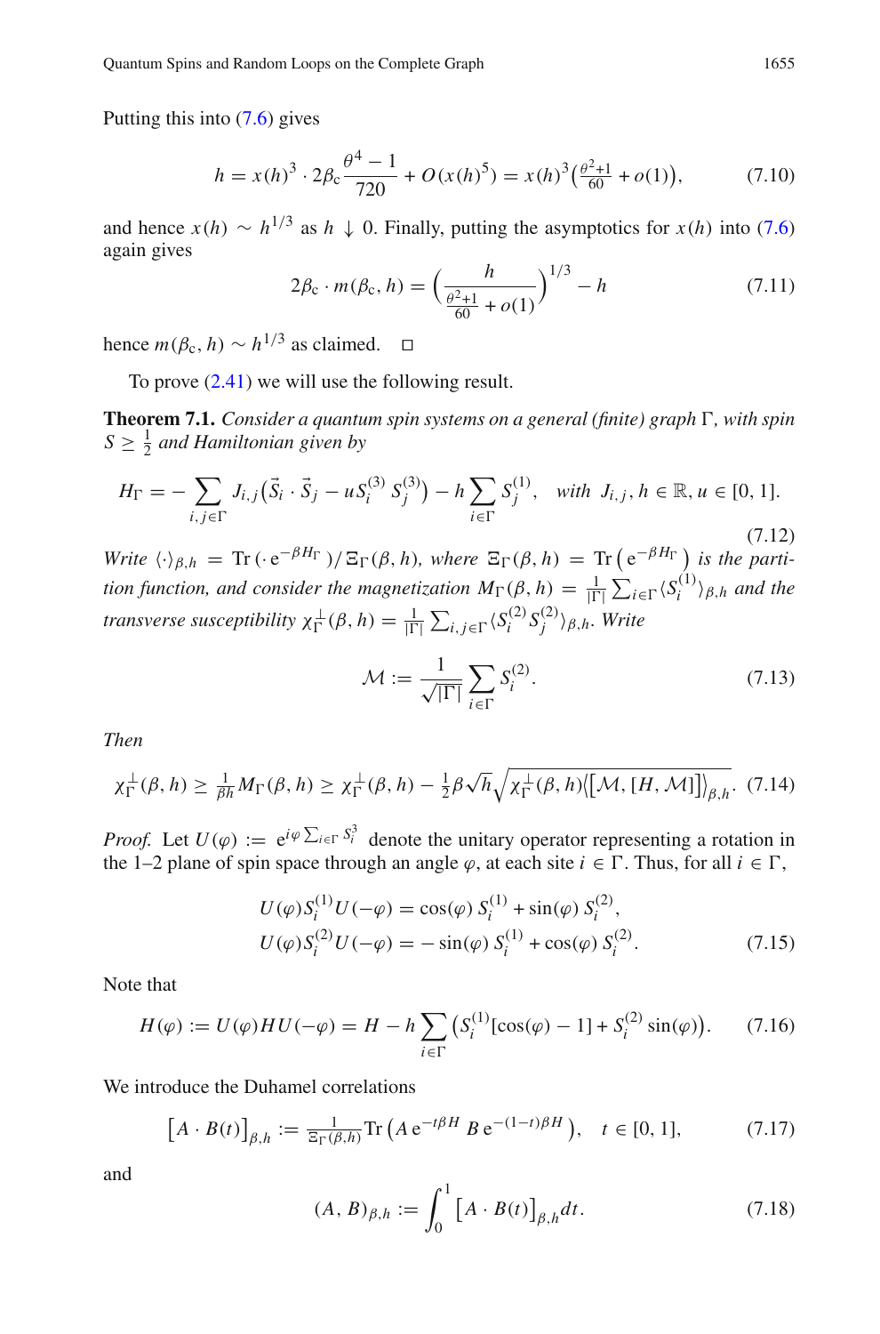Putting this into (7.6) gives

$$h = x(h)^3 \cdot 2\beta_c \frac{\theta^4 - 1}{720} + O(x(h)^5) = x(h)^3 \big(\tfrac{\theta^2+1}{60} + o(1)\big), \tag{7.10}$$

and hence $x(h) \sim h^{1/3}$ as $h \downarrow 0$. Finally, putting the asymptotics for $x(h)$ into (7.6) again gives

$$2\beta_c \cdot m(\beta_c, h) = \Big(\frac{h}{\frac{\theta^2+1}{60} + o(1)}\Big)^{1/3} - h \tag{7.11}$$

hence $m(\beta_c, h) \sim h^{1/3}$ as claimed. □

To prove (2.41) we will use the following result.

**Theorem 7.1.** *Consider a quantum spin systems on a general (finite) graph $\Gamma$, with spin $S \geq \frac{1}{2}$ and Hamiltonian given by*

$$H_\Gamma = -\sum_{i,j\in\Gamma} J_{i,j}\big(\vec{S}_i \cdot \vec{S}_j - u S_i^{(3)} S_j^{(3)}\big) - h \sum_{i\in\Gamma} S_i^{(1)}, \quad \textit{with } J_{i,j}, h \in \mathbb{R}, u \in [0, 1]. \tag{7.12}$$

*Write $\langle\cdot\rangle_{\beta,h} = \operatorname{Tr}(\cdot\, \mathrm{e}^{-\beta H_\Gamma})/\Xi_\Gamma(\beta, h)$, where $\Xi_\Gamma(\beta, h) = \operatorname{Tr}\big(\mathrm{e}^{-\beta H_\Gamma}\big)$ is the partition function, and consider the magnetization $M_\Gamma(\beta, h) = \frac{1}{|\Gamma|}\sum_{i\in\Gamma}\langle S_i^{(1)}\rangle_{\beta,h}$ and the transverse susceptibility $\chi_\Gamma^\perp(\beta, h) = \frac{1}{|\Gamma|}\sum_{i,j\in\Gamma}\langle S_i^{(2)} S_j^{(2)}\rangle_{\beta,h}$. Write*

$$\mathcal{M} := \frac{1}{\sqrt{|\Gamma|}} \sum_{i\in\Gamma} S_i^{(2)}. \tag{7.13}$$

*Then*

$$\chi_\Gamma^\perp(\beta, h) \geq \tfrac{1}{\beta h} M_\Gamma(\beta, h) \geq \chi_\Gamma^\perp(\beta, h) - \tfrac{1}{2}\beta\sqrt{h}\sqrt{\chi_\Gamma^\perp(\beta, h)\big\langle\big[\mathcal{M}, [H, \mathcal{M}]\big]\big\rangle_{\beta,h}}. \tag{7.14}$$

*Proof.* Let $U(\varphi) := \mathrm{e}^{i\varphi\sum_{i\in\Gamma} S_i^3}$ denote the unitary operator representing a rotation in the 1–2 plane of spin space through an angle $\varphi$, at each site $i \in \Gamma$. Thus, for all $i \in \Gamma$,

$$\begin{aligned}
U(\varphi) S_i^{(1)} U(-\varphi) &= \cos(\varphi)\, S_i^{(1)} + \sin(\varphi)\, S_i^{(2)}, \\
U(\varphi) S_i^{(2)} U(-\varphi) &= -\sin(\varphi)\, S_i^{(1)} + \cos(\varphi)\, S_i^{(2)}.
\end{aligned} \tag{7.15}$$

Note that

$$H(\varphi) := U(\varphi) H U(-\varphi) = H - h \sum_{i\in\Gamma}\big(S_i^{(1)}[\cos(\varphi) - 1] + S_i^{(2)}\sin(\varphi)\big). \tag{7.16}$$

We introduce the Duhamel correlations

$$\big[A \cdot B(t)\big]_{\beta,h} := \tfrac{1}{\Xi_\Gamma(\beta,h)} \operatorname{Tr}\big(A\, \mathrm{e}^{-t\beta H}\, B\, \mathrm{e}^{-(1-t)\beta H}\big), \quad t \in [0, 1], \tag{7.17}$$

and

$$(A, B)_{\beta,h} := \int_0^1 \big[A \cdot B(t)\big]_{\beta,h} dt. \tag{7.18}$$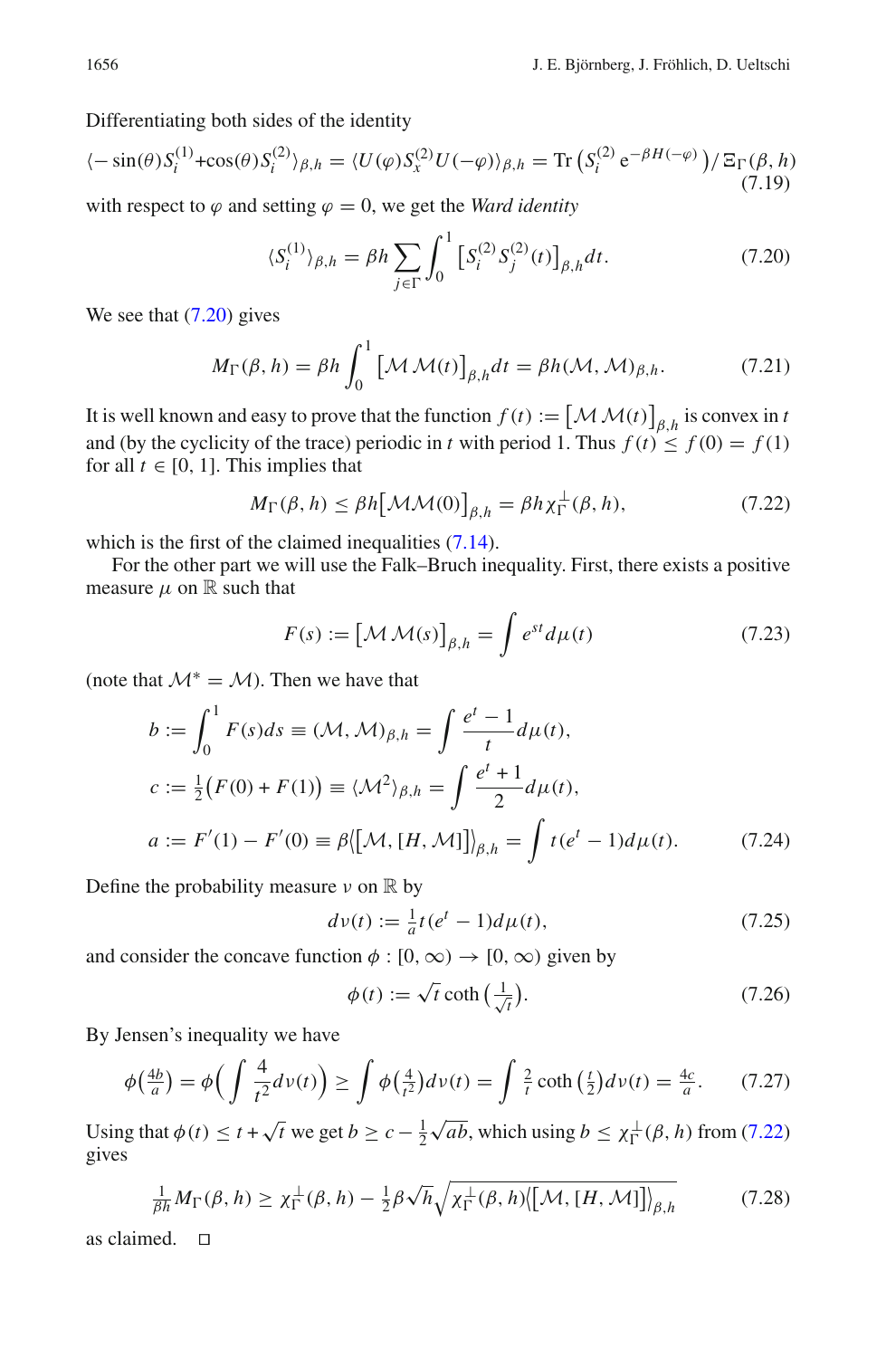Differentiating both sides of the identity

$$\langle -\sin(\theta)S_i^{(1)}+\cos(\theta)S_i^{(2)}\rangle_{\beta,h} = \langle U(\varphi)S_x^{(2)}U(-\varphi)\rangle_{\beta,h} = \mathrm{Tr}\left(S_i^{(2)}\,\mathrm{e}^{-\beta H(-\varphi)}\right)/\,\Xi_\Gamma(\beta,h) \tag{7.19}$$

with respect to $\varphi$ and setting $\varphi = 0$, we get the *Ward identity*

$$\langle S_i^{(1)}\rangle_{\beta,h} = \beta h \sum_{j\in\Gamma}\int_0^1 \left[S_i^{(2)}S_j^{(2)}(t)\right]_{\beta,h} dt. \tag{7.20}$$

We see that (7.20) gives

$$M_\Gamma(\beta,h) = \beta h \int_0^1 \left[\mathcal{M}\,\mathcal{M}(t)\right]_{\beta,h} dt = \beta h (\mathcal{M},\mathcal{M})_{\beta,h}. \tag{7.21}$$

It is well known and easy to prove that the function $f(t) := \left[\mathcal{M}\,\mathcal{M}(t)\right]_{\beta,h}$ is convex in $t$ and (by the cyclicity of the trace) periodic in $t$ with period 1. Thus $f(t) \le f(0) = f(1)$ for all $t \in [0,1]$. This implies that

$$M_\Gamma(\beta,h) \le \beta h \big[\mathcal{M}\mathcal{M}(0)\big]_{\beta,h} = \beta h\, \chi_\Gamma^\perp(\beta,h), \tag{7.22}$$

which is the first of the claimed inequalities (7.14).

For the other part we will use the Falk–Bruch inequality. First, there exists a positive measure $\mu$ on $\mathbb{R}$ such that

$$F(s) := \left[\mathcal{M}\,\mathcal{M}(s)\right]_{\beta,h} = \int e^{st}\, d\mu(t) \tag{7.23}$$

(note that $\mathcal{M}^* = \mathcal{M}$). Then we have that

$$\begin{aligned}
b &:= \int_0^1 F(s)ds \equiv (\mathcal{M},\mathcal{M})_{\beta,h} = \int \frac{e^t-1}{t}\, d\mu(t),\\
c &:= \tfrac{1}{2}\big(F(0)+F(1)\big) \equiv \langle \mathcal{M}^2\rangle_{\beta,h} = \int \frac{e^t+1}{2}\, d\mu(t),\\
a &:= F'(1)-F'(0) \equiv \beta\big\langle\big[\mathcal{M},[H,\mathcal{M}]\big]\big\rangle_{\beta,h} = \int t(e^t-1)\, d\mu(t).
\end{aligned} \tag{7.24}$$

Define the probability measure $\nu$ on $\mathbb{R}$ by

$$d\nu(t) := \tfrac{1}{a} t(e^t-1)\, d\mu(t), \tag{7.25}$$

and consider the concave function $\phi : [0,\infty) \to [0,\infty)$ given by

$$\phi(t) := \sqrt{t}\,\coth\left(\tfrac{1}{\sqrt{t}}\right). \tag{7.26}$$

By Jensen's inequality we have

$$\phi\left(\tfrac{4b}{a}\right) = \phi\Big(\int \frac{4}{t^2}\, d\nu(t)\Big) \ge \int \phi\left(\tfrac{4}{t^2}\right) d\nu(t) = \int \tfrac{2}{t}\coth\left(\tfrac{t}{2}\right) d\nu(t) = \tfrac{4c}{a}. \tag{7.27}$$

Using that $\phi(t) \le t + \sqrt{t}$ we get $b \ge c - \frac{1}{2}\sqrt{ab}$, which using $b \le \chi_\Gamma^\perp(\beta,h)$ from (7.22) gives

$$\tfrac{1}{\beta h} M_\Gamma(\beta,h) \ge \chi_\Gamma^\perp(\beta,h) - \tfrac{1}{2}\beta\sqrt{h}\sqrt{\chi_\Gamma^\perp(\beta,h)\big\langle\big[\mathcal{M},[H,\mathcal{M}]\big]\big\rangle_{\beta,h}} \tag{7.28}$$

as claimed. □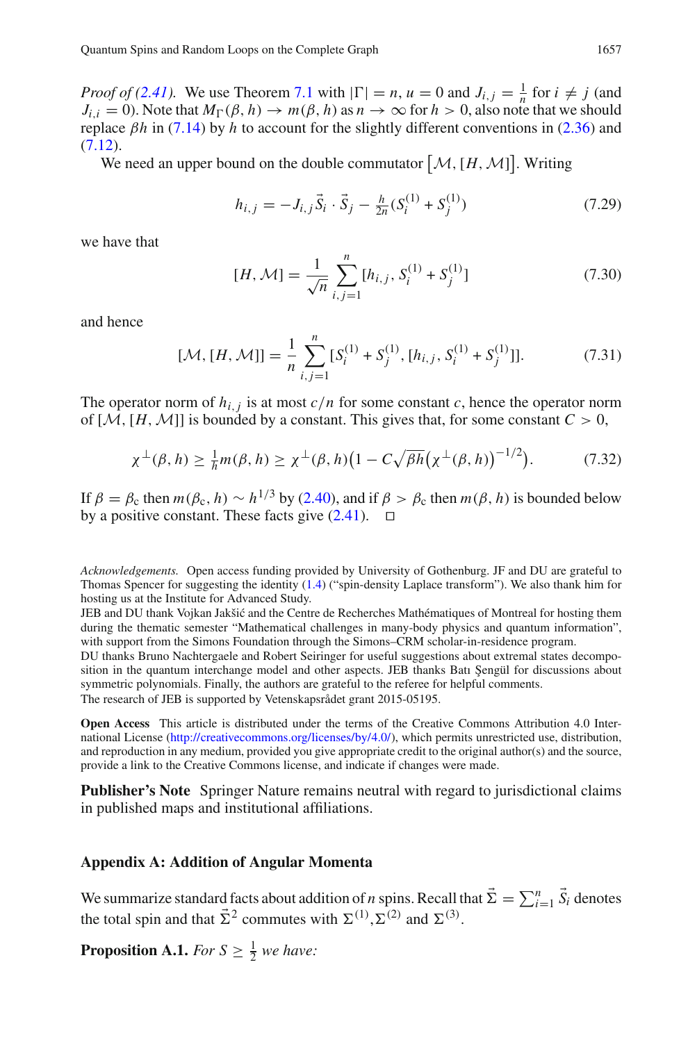*Proof of (2.41).* We use Theorem 7.1 with $|\Gamma| = n$, $u = 0$ and $J_{i,j} = \frac{1}{n}$ for $i \neq j$ (and $J_{i,i} = 0$). Note that $M_\Gamma(\beta, h) \to m(\beta, h)$ as $n \to \infty$ for $h > 0$, also note that we should replace $\beta h$ in (7.14) by $h$ to account for the slightly different conventions in (2.36) and (7.12).

We need an upper bound on the double commutator $\big[\mathcal{M}, [H, \mathcal{M}]\big]$. Writing

$$h_{i,j} = -J_{i,j}\vec{S}_i \cdot \vec{S}_j - \tfrac{h}{2n}(S_i^{(1)} + S_j^{(1)}) \tag{7.29}$$

we have that

$$[H, \mathcal{M}] = \frac{1}{\sqrt{n}} \sum_{i,j=1}^{n} [h_{i,j}, S_i^{(1)} + S_j^{(1)}] \tag{7.30}$$

and hence

$$[\mathcal{M}, [H, \mathcal{M}]] = \frac{1}{n} \sum_{i,j=1}^{n} [S_i^{(1)} + S_j^{(1)}, [h_{i,j}, S_i^{(1)} + S_j^{(1)}]]. \tag{7.31}$$

The operator norm of $h_{i,j}$ is at most $c/n$ for some constant $c$, hence the operator norm of $[\mathcal{M}, [H, \mathcal{M}]]$ is bounded by a constant. This gives that, for some constant $C > 0$,

$$\chi^\perp(\beta, h) \geq \tfrac{1}{h} m(\beta, h) \geq \chi^\perp(\beta, h)\big(1 - C\sqrt{\beta h}\big(\chi^\perp(\beta, h)\big)^{-1/2}\big). \tag{7.32}$$

If $\beta = \beta_c$ then $m(\beta_c, h) \sim h^{1/3}$ by (2.40), and if $\beta > \beta_c$ then $m(\beta, h)$ is bounded below by a positive constant. These facts give (2.41). □

*Acknowledgements.* Open access funding provided by University of Gothenburg. JF and DU are grateful to Thomas Spencer for suggesting the identity (1.4) ("spin-density Laplace transform"). We also thank him for hosting us at the Institute for Advanced Study.
JEB and DU thank Vojkan Jakšić and the Centre de Recherches Mathématiques of Montreal for hosting them during the thematic semester "Mathematical challenges in many-body physics and quantum information", with support from the Simons Foundation through the Simons–CRM scholar-in-residence program.
DU thanks Bruno Nachtergaele and Robert Seiringer for useful suggestions about extremal states decomposition in the quantum interchange model and other aspects. JEB thanks Batı Şengül for discussions about symmetric polynomials. Finally, the authors are grateful to the referee for helpful comments.
The research of JEB is supported by Vetenskapsrådet grant 2015-05195.

**Open Access** This article is distributed under the terms of the Creative Commons Attribution 4.0 International License (http://creativecommons.org/licenses/by/4.0/), which permits unrestricted use, distribution, and reproduction in any medium, provided you give appropriate credit to the original author(s) and the source, provide a link to the Creative Commons license, and indicate if changes were made.

**Publisher's Note** Springer Nature remains neutral with regard to jurisdictional claims in published maps and institutional affiliations.

## Appendix A: Addition of Angular Momenta

We summarize standard facts about addition of $n$ spins. Recall that $\vec{\Sigma} = \sum_{i=1}^{n} \vec{S}_i$ denotes the total spin and that $\vec{\Sigma}^2$ commutes with $\Sigma^{(1)}, \Sigma^{(2)}$ and $\Sigma^{(3)}$.

**Proposition A.1.** *For $S \geq \frac{1}{2}$ we have:*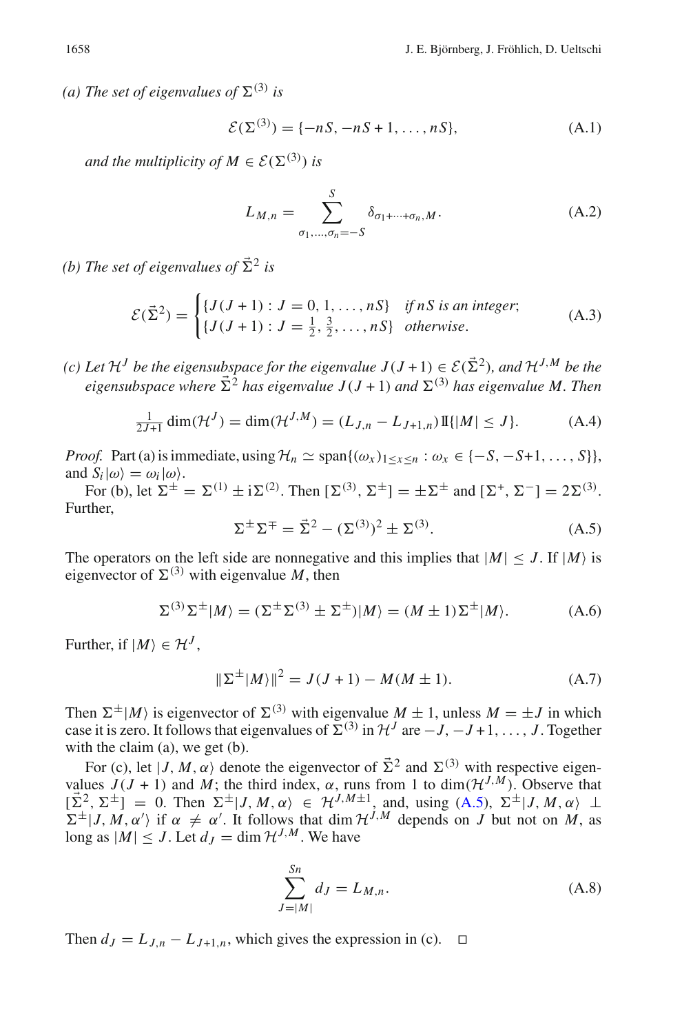*(a) The set of eigenvalues of* $\Sigma^{(3)}$ *is*

$$\mathcal{E}(\Sigma^{(3)}) = \{-nS, -nS+1, \dots, nS\}, \tag{A.1}$$

*and the multiplicity of* $M \in \mathcal{E}(\Sigma^{(3)})$ *is*

$$L_{M,n} = \sum_{\sigma_1,\dots,\sigma_n=-S}^{S} \delta_{\sigma_1+\dots+\sigma_n, M}. \tag{A.2}$$

*(b) The set of eigenvalues of* $\vec{\Sigma}^2$ *is*

$$\mathcal{E}(\vec{\Sigma}^2) = \begin{cases} \{J(J+1) : J = 0, 1, \dots, nS\} & \text{if } nS \text{ is an integer;} \\ \{J(J+1) : J = \frac{1}{2}, \frac{3}{2}, \dots, nS\} & \text{otherwise.} \end{cases} \tag{A.3}$$

*(c) Let* $\mathcal{H}^J$ *be the eigensubspace for the eigenvalue* $J(J+1) \in \mathcal{E}(\vec{\Sigma}^2)$*, and* $\mathcal{H}^{J,M}$ *be the eigensubspace where* $\vec{\Sigma}^2$ *has eigenvalue* $J(J+1)$ *and* $\Sigma^{(3)}$ *has eigenvalue* $M$*. Then*

$$\tfrac{1}{2J+1} \dim(\mathcal{H}^J) = \dim(\mathcal{H}^{J,M}) = (L_{J,n} - L_{J+1,n}) \mathbb{I}\{|M| \le J\}. \tag{A.4}$$

*Proof.* Part (a) is immediate, using $\mathcal{H}_n \simeq \text{span}\{(\omega_x)_{1 \le x \le n} : \omega_x \in \{-S, -S+1, \dots, S\}\}$, and $S_i|\omega\rangle = \omega_i|\omega\rangle$.

For (b), let $\Sigma^{\pm} = \Sigma^{(1)} \pm \mathrm{i}\Sigma^{(2)}$. Then $[\Sigma^{(3)}, \Sigma^{\pm}] = \pm\Sigma^{\pm}$ and $[\Sigma^+, \Sigma^-] = 2\Sigma^{(3)}$. Further,

$$\Sigma^{\pm}\Sigma^{\mp} = \vec{\Sigma}^2 - (\Sigma^{(3)})^2 \pm \Sigma^{(3)}. \tag{A.5}$$

The operators on the left side are nonnegative and this implies that $|M| \le J$. If $|M\rangle$ is eigenvector of $\Sigma^{(3)}$ with eigenvalue $M$, then

$$\Sigma^{(3)}\Sigma^{\pm}|M\rangle = (\Sigma^{\pm}\Sigma^{(3)} \pm \Sigma^{\pm})|M\rangle = (M \pm 1)\Sigma^{\pm}|M\rangle. \tag{A.6}$$

Further, if $|M\rangle \in \mathcal{H}^J$,

$$\|\Sigma^{\pm}|M\rangle\|^2 = J(J+1) - M(M \pm 1). \tag{A.7}$$

Then $\Sigma^{\pm}|M\rangle$ is eigenvector of $\Sigma^{(3)}$ with eigenvalue $M \pm 1$, unless $M = \pm J$ in which case it is zero. It follows that eigenvalues of $\Sigma^{(3)}$ in $\mathcal{H}^J$ are $-J, -J+1, \dots, J$. Together with the claim (a), we get (b).

For (c), let $|J, M, \alpha\rangle$ denote the eigenvector of $\vec{\Sigma}^2$ and $\Sigma^{(3)}$ with respective eigenvalues $J(J+1)$ and $M$; the third index, $\alpha$, runs from 1 to $\dim(\mathcal{H}^{J,M})$. Observe that $[\vec{\Sigma}^2, \Sigma^{\pm}] = 0$. Then $\Sigma^{\pm}|J, M, \alpha\rangle \in \mathcal{H}^{J,M\pm1}$, and, using (A.5), $\Sigma^{\pm}|J, M, \alpha\rangle \perp \Sigma^{\pm}|J, M, \alpha'\rangle$ if $\alpha \ne \alpha'$. It follows that $\dim \mathcal{H}^{J,M}$ depends on $J$ but not on $M$, as long as $|M| \le J$. Let $d_J = \dim \mathcal{H}^{J,M}$. We have

$$\sum_{J=|M|}^{Sn} d_J = L_{M,n}. \tag{A.8}$$

Then $d_J = L_{J,n} - L_{J+1,n}$, which gives the expression in (c). $\square$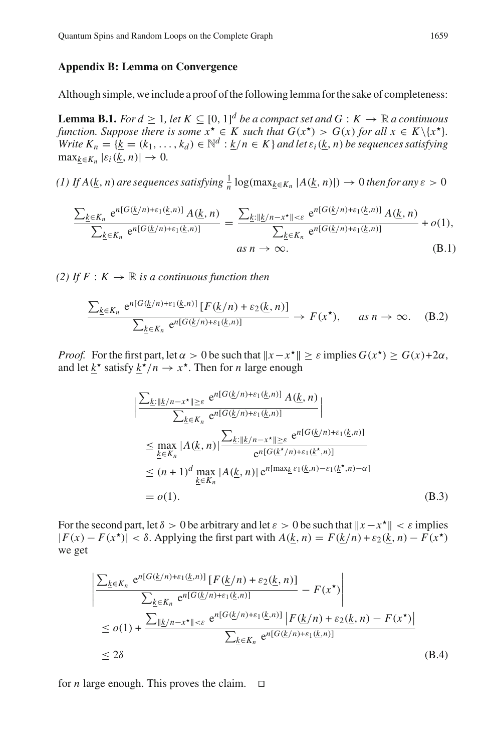## Appendix B: Lemma on Convergence

Although simple, we include a proof of the following lemma for the sake of completeness:

**Lemma B.1.** *For $d \geq 1$, let $K \subseteq [0,1]^d$ be a compact set and $G : K \to \mathbb{R}$ a continuous function. Suppose there is some $x^\star \in K$ such that $G(x^\star) > G(x)$ for all $x \in K \setminus \{x^\star\}$. Write $K_n = \{\underline{k} = (k_1, \ldots, k_d) \in \mathbb{N}^d : \underline{k}/n \in K\}$ and let $\varepsilon_i(\underline{k}, n)$ be sequences satisfying $\max_{\underline{k} \in K_n} |\varepsilon_i(\underline{k}, n)| \to 0$.*

*(1) If $A(\underline{k}, n)$ are sequences satisfying $\frac{1}{n} \log(\max_{\underline{k} \in K_n} |A(\underline{k}, n)|) \to 0$ then for any $\varepsilon > 0$*

$$\frac{\sum_{\underline{k} \in K_n} \mathrm{e}^{n[G(\underline{k}/n) + \varepsilon_1(\underline{k},n)]} A(\underline{k}, n)}{\sum_{\underline{k} \in K_n} \mathrm{e}^{n[G(\underline{k}/n) + \varepsilon_1(\underline{k},n)]}} = \frac{\sum_{\underline{k} : \|\underline{k}/n - x^\star\| < \varepsilon} \mathrm{e}^{n[G(\underline{k}/n) + \varepsilon_1(\underline{k},n)]} A(\underline{k}, n)}{\sum_{\underline{k} \in K_n} \mathrm{e}^{n[G(\underline{k}/n) + \varepsilon_1(\underline{k},n)]}} + o(1), \quad \text{as } n \to \infty. \tag{B.1}$$

*(2) If $F : K \to \mathbb{R}$ is a continuous function then*

$$\frac{\sum_{\underline{k} \in K_n} \mathrm{e}^{n[G(\underline{k}/n) + \varepsilon_1(\underline{k},n)]} [F(\underline{k}/n) + \varepsilon_2(\underline{k}, n)]}{\sum_{\underline{k} \in K_n} \mathrm{e}^{n[G(\underline{k}/n) + \varepsilon_1(\underline{k},n)]}} \to F(x^\star), \qquad \text{as } n \to \infty. \tag{B.2}$$

*Proof.* For the first part, let $\alpha > 0$ be such that $\|x - x^\star\| \geq \varepsilon$ implies $G(x^\star) \geq G(x) + 2\alpha$, and let $\underline{k}^\star$ satisfy $\underline{k}^\star/n \to x^\star$. Then for $n$ large enough

$$\begin{aligned}
&\left| \frac{\sum_{\underline{k} : \|\underline{k}/n - x^\star\| \geq \varepsilon} \mathrm{e}^{n[G(\underline{k}/n) + \varepsilon_1(\underline{k},n)]} A(\underline{k}, n)}{\sum_{\underline{k} \in K_n} \mathrm{e}^{n[G(\underline{k}/n) + \varepsilon_1(\underline{k},n)]}} \right| \\
&\leq \max_{\underline{k} \in K_n} |A(\underline{k}, n)| \frac{\sum_{\underline{k} : \|\underline{k}/n - x^\star\| \geq \varepsilon} \mathrm{e}^{n[G(\underline{k}/n) + \varepsilon_1(\underline{k},n)]}}{\mathrm{e}^{n[G(\underline{k}^\star/n) + \varepsilon_1(\underline{k}^\star,n)]}} \\
&\leq (n+1)^d \max_{\underline{k} \in K_n} |A(\underline{k}, n)| \, \mathrm{e}^{n[\max_{\underline{k}} \varepsilon_1(\underline{k},n) - \varepsilon_1(\underline{k}^\star,n) - \alpha]} \\
&= o(1).
\end{aligned} \tag{B.3}$$

For the second part, let $\delta > 0$ be arbitrary and let $\varepsilon > 0$ be such that $\|x - x^\star\| < \varepsilon$ implies $|F(x) - F(x^\star)| < \delta$. Applying the first part with $A(\underline{k}, n) = F(\underline{k}/n) + \varepsilon_2(\underline{k}, n) - F(x^\star)$ we get

$$\begin{aligned}
&\left| \frac{\sum_{\underline{k} \in K_n} \mathrm{e}^{n[G(\underline{k}/n) + \varepsilon_1(\underline{k},n)]} [F(\underline{k}/n) + \varepsilon_2(\underline{k}, n)]}{\sum_{\underline{k} \in K_n} \mathrm{e}^{n[G(\underline{k}/n) + \varepsilon_1(\underline{k},n)]}} - F(x^\star) \right| \\
&\leq o(1) + \frac{\sum_{\|\underline{k}/n - x^\star\| < \varepsilon} \mathrm{e}^{n[G(\underline{k}/n) + \varepsilon_1(\underline{k},n)]} \left| F(\underline{k}/n) + \varepsilon_2(\underline{k}, n) - F(x^\star) \right|}{\sum_{\underline{k} \in K_n} \mathrm{e}^{n[G(\underline{k}/n) + \varepsilon_1(\underline{k},n)]}} \\
&\leq 2\delta
\end{aligned} \tag{B.4}$$

for $n$ large enough. This proves the claim. $\square$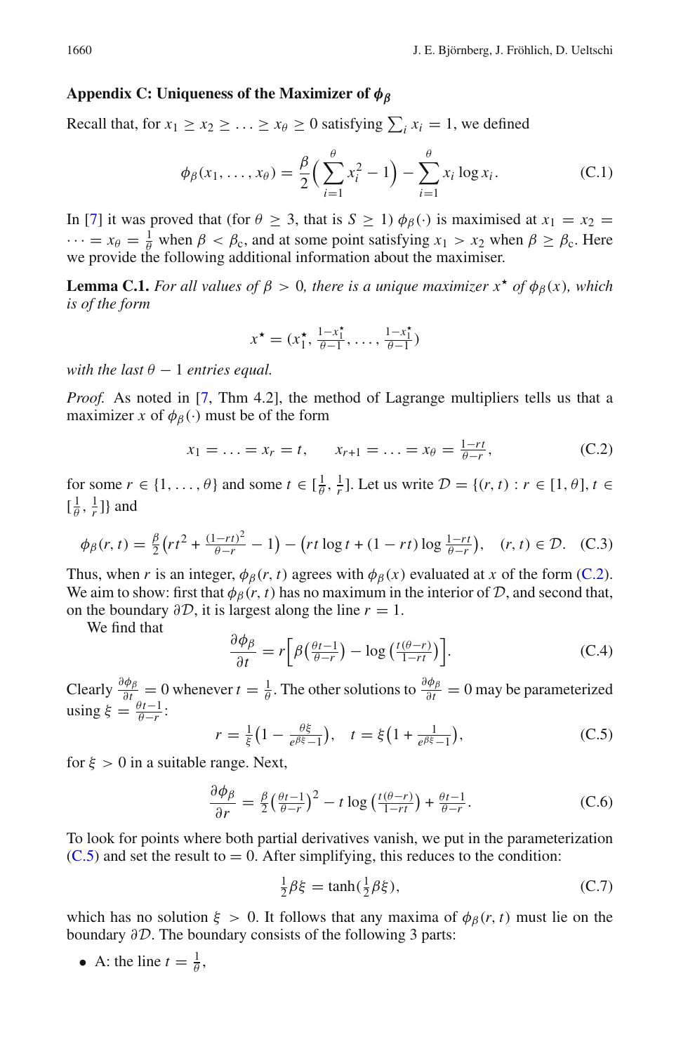## Appendix C: Uniqueness of the Maximizer of $\phi_\beta$

Recall that, for $x_1 \geq x_2 \geq \ldots \geq x_\theta \geq 0$ satisfying $\sum_i x_i = 1$, we defined

$$\phi_\beta(x_1, \ldots, x_\theta) = \frac{\beta}{2}\Big(\sum_{i=1}^{\theta} x_i^2 - 1\Big) - \sum_{i=1}^{\theta} x_i \log x_i. \tag{C.1}$$

In [7] it was proved that (for $\theta \geq 3$, that is $S \geq 1$) $\phi_\beta(\cdot)$ is maximised at $x_1 = x_2 = \cdots = x_\theta = \frac{1}{\theta}$ when $\beta < \beta_c$, and at some point satisfying $x_1 > x_2$ when $\beta \geq \beta_c$. Here we provide the following additional information about the maximiser.

**Lemma C.1.** *For all values of $\beta > 0$, there is a unique maximizer $x^\star$ of $\phi_\beta(x)$, which is of the form*

$$x^\star = (x_1^\star, \tfrac{1-x_1^\star}{\theta-1}, \ldots, \tfrac{1-x_1^\star}{\theta-1})$$

*with the last $\theta - 1$ entries equal.*

*Proof.* As noted in [7, Thm 4.2], the method of Lagrange multipliers tells us that a maximizer $x$ of $\phi_\beta(\cdot)$ must be of the form

$$x_1 = \ldots = x_r = t, \qquad x_{r+1} = \ldots = x_\theta = \tfrac{1-rt}{\theta-r}, \tag{C.2}$$

for some $r \in \{1, \ldots, \theta\}$ and some $t \in [\frac{1}{\theta}, \frac{1}{r}]$. Let us write $\mathcal{D} = \{(r,t) : r \in [1,\theta], t \in [\frac{1}{\theta}, \frac{1}{r}]\}$ and

$$\phi_\beta(r,t) = \tfrac{\beta}{2}\big(rt^2 + \tfrac{(1-rt)^2}{\theta-r} - 1\big) - \big(rt\log t + (1-rt)\log\tfrac{1-rt}{\theta-r}\big), \quad (r,t) \in \mathcal{D}. \tag{C.3}$$

Thus, when $r$ is an integer, $\phi_\beta(r,t)$ agrees with $\phi_\beta(x)$ evaluated at $x$ of the form (C.2). We aim to show: first that $\phi_\beta(r,t)$ has no maximum in the interior of $\mathcal{D}$, and second that, on the boundary $\partial\mathcal{D}$, it is largest along the line $r = 1$.

We find that

$$\frac{\partial\phi_\beta}{\partial t} = r\Big[\beta\big(\tfrac{\theta t-1}{\theta-r}\big) - \log\big(\tfrac{t(\theta-r)}{1-rt}\big)\Big]. \tag{C.4}$$

Clearly $\frac{\partial\phi_\beta}{\partial t} = 0$ whenever $t = \frac{1}{\theta}$. The other solutions to $\frac{\partial\phi_\beta}{\partial t} = 0$ may be parameterized using $\xi = \frac{\theta t-1}{\theta-r}$:

$$r = \tfrac{1}{\xi}\big(1 - \tfrac{\theta\xi}{e^{\beta\xi}-1}\big), \quad t = \xi\big(1 + \tfrac{1}{e^{\beta\xi}-1}\big), \tag{C.5}$$

for $\xi > 0$ in a suitable range. Next,

$$\frac{\partial\phi_\beta}{\partial r} = \tfrac{\beta}{2}\big(\tfrac{\theta t-1}{\theta-r}\big)^2 - t\log\big(\tfrac{t(\theta-r)}{1-rt}\big) + \tfrac{\theta t-1}{\theta-r}. \tag{C.6}$$

To look for points where both partial derivatives vanish, we put in the parameterization (C.5) and set the result to $= 0$. After simplifying, this reduces to the condition:

$$\tfrac{1}{2}\beta\xi = \tanh(\tfrac{1}{2}\beta\xi), \tag{C.7}$$

which has no solution $\xi > 0$. It follows that any maxima of $\phi_\beta(r,t)$ must lie on the boundary $\partial\mathcal{D}$. The boundary consists of the following 3 parts:

- A: the line $t = \frac{1}{\theta}$,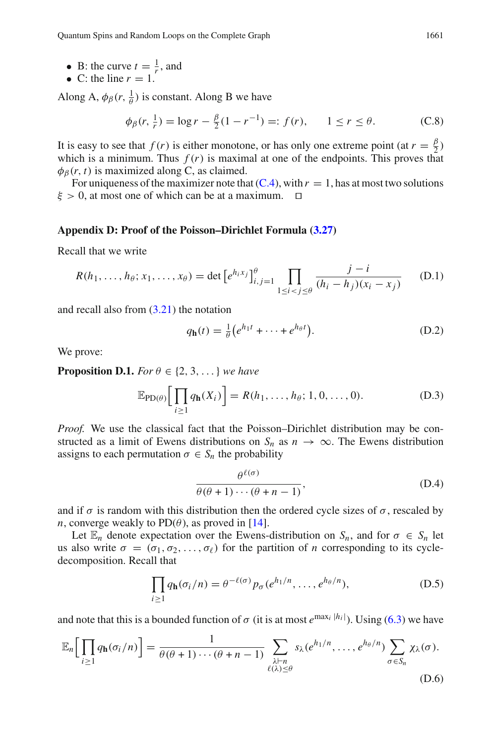- B: the curve $t = \frac{1}{r}$, and
- C: the line $r = 1$.

Along A, $\phi_\beta(r, \frac{1}{\theta})$ is constant. Along B we have

$$\phi_\beta(r, \tfrac{1}{r}) = \log r - \tfrac{\beta}{2}(1 - r^{-1}) =: f(r), \qquad 1 \leq r \leq \theta. \tag{C.8}$$

It is easy to see that $f(r)$ is either monotone, or has only one extreme point (at $r = \frac{\beta}{2}$) which is a minimum. Thus $f(r)$ is maximal at one of the endpoints. This proves that $\phi_\beta(r, t)$ is maximized along C, as claimed.

For uniqueness of the maximizer note that (C.4), with $r = 1$, has at most two solutions $\xi > 0$, at most one of which can be at a maximum. □

## Appendix D: Proof of the Poisson–Dirichlet Formula (3.27)

Recall that we write

$$R(h_1, \ldots, h_\theta; x_1, \ldots, x_\theta) = \det\left[e^{h_i x_j}\right]_{i,j=1}^{\theta} \prod_{1 \leq i < j \leq \theta} \frac{j - i}{(h_i - h_j)(x_i - x_j)} \tag{D.1}$$

and recall also from (3.21) the notation

$$q_{\mathbf{h}}(t) = \tfrac{1}{\theta}\left(e^{h_1 t} + \cdots + e^{h_\theta t}\right). \tag{D.2}$$

We prove:

**Proposition D.1.** *For $\theta \in \{2, 3, \ldots\}$ we have*

$$\mathbb{E}_{\mathrm{PD}(\theta)}\Big[\prod_{i \geq 1} q_{\mathbf{h}}(X_i)\Big] = R(h_1, \ldots, h_\theta; 1, 0, \ldots, 0). \tag{D.3}$$

*Proof.* We use the classical fact that the Poisson–Dirichlet distribution may be constructed as a limit of Ewens distributions on $S_n$ as $n \to \infty$. The Ewens distribution assigns to each permutation $\sigma \in S_n$ the probability

$$\frac{\theta^{\ell(\sigma)}}{\theta(\theta + 1) \cdots (\theta + n - 1)}, \tag{D.4}$$

and if $\sigma$ is random with this distribution then the ordered cycle sizes of $\sigma$, rescaled by $n$, converge weakly to $\mathrm{PD}(\theta)$, as proved in [14].

Let $\mathbb{E}_n$ denote expectation over the Ewens-distribution on $S_n$, and for $\sigma \in S_n$ let us also write $\sigma = (\sigma_1, \sigma_2, \ldots, \sigma_\ell)$ for the partition of $n$ corresponding to its cycle-decomposition. Recall that

$$\prod_{i \geq 1} q_{\mathbf{h}}(\sigma_i / n) = \theta^{-\ell(\sigma)} p_\sigma(e^{h_1/n}, \ldots, e^{h_\theta/n}), \tag{D.5}$$

and note that this is a bounded function of $\sigma$ (it is at most $e^{\max_i |h_i|}$). Using (6.3) we have

$$\mathbb{E}_n\Big[\prod_{i \geq 1} q_{\mathbf{h}}(\sigma_i / n)\Big] = \frac{1}{\theta(\theta + 1) \cdots (\theta + n - 1)} \sum_{\substack{\lambda \vdash n \\ \ell(\lambda) \leq \theta}} s_\lambda(e^{h_1/n}, \ldots, e^{h_\theta/n}) \sum_{\sigma \in S_n} \chi_\lambda(\sigma). \tag{D.6}$$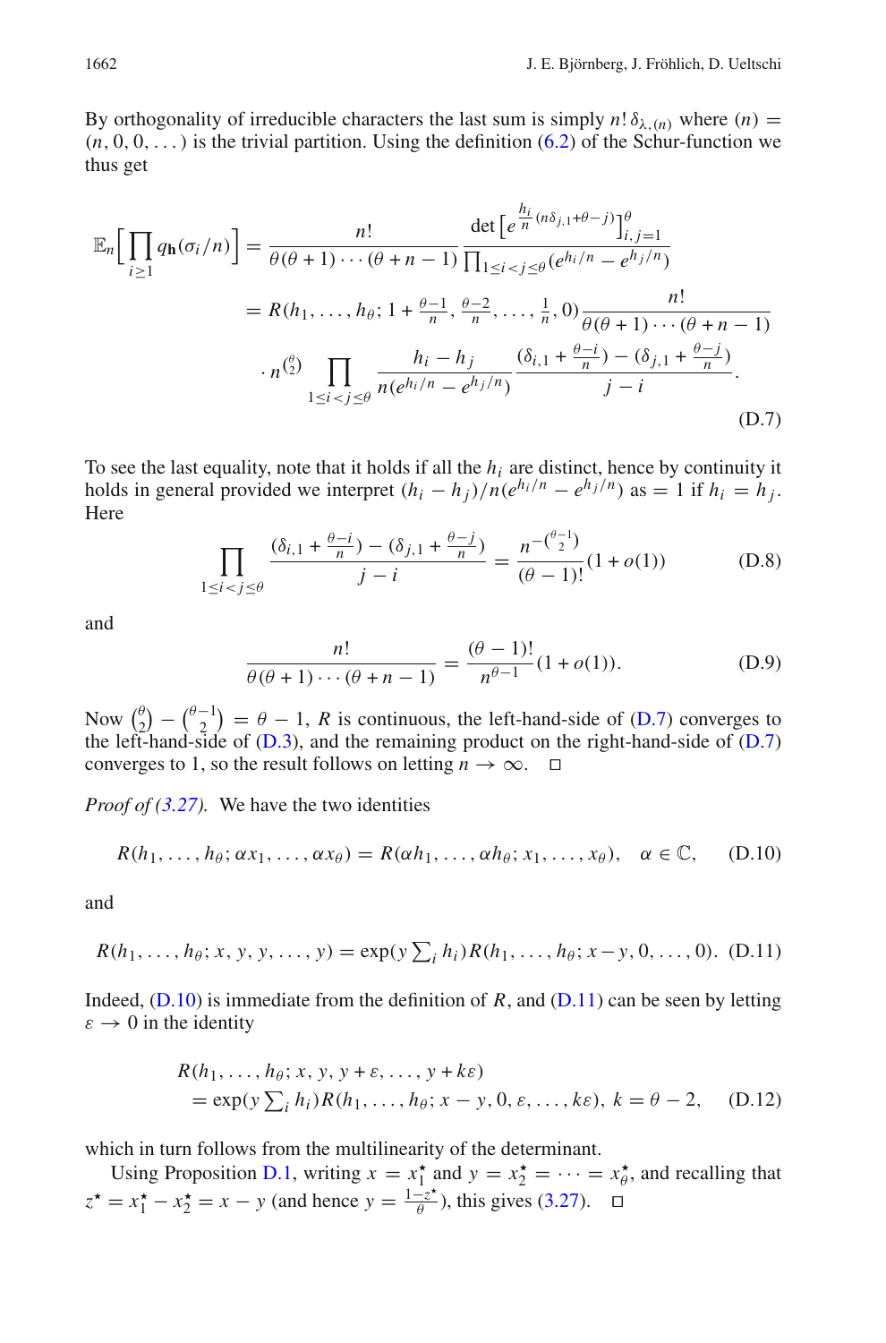By orthogonality of irreducible characters the last sum is simply $n!\,\delta_{\lambda,(n)}$ where $(n) = (n, 0, 0, \dots)$ is the trivial partition. Using the definition (6.2) of the Schur-function we thus get

$$
\begin{aligned}
\mathbb{E}_n\Big[\prod_{i\geq 1} q_{\mathbf{h}}(\sigma_i/n)\Big] &= \frac{n!}{\theta(\theta+1)\cdots(\theta+n-1)} \frac{\det\big[e^{\frac{h_i}{n}(n\delta_{j,1}+\theta-j)}\big]_{i,j=1}^{\theta}}{\prod_{1\leq i<j\leq\theta}(e^{h_i/n}-e^{h_j/n})} \\
&= R(h_1,\dots,h_\theta;1+\tfrac{\theta-1}{n},\tfrac{\theta-2}{n},\dots,\tfrac{1}{n},0)\frac{n!}{\theta(\theta+1)\cdots(\theta+n-1)} \\
&\quad \cdot n^{\binom{\theta}{2}} \prod_{1\leq i<j\leq\theta} \frac{h_i-h_j}{n(e^{h_i/n}-e^{h_j/n})} \frac{(\delta_{i,1}+\frac{\theta-i}{n})-(\delta_{j,1}+\frac{\theta-j}{n})}{j-i}.
\end{aligned}
\tag{D.7}
$$

To see the last equality, note that it holds if all the $h_i$ are distinct, hence by continuity it holds in general provided we interpret $(h_i-h_j)/n(e^{h_i/n}-e^{h_j/n})$ as $=1$ if $h_i=h_j$. Here

$$
\prod_{1\leq i<j\leq\theta} \frac{(\delta_{i,1}+\frac{\theta-i}{n})-(\delta_{j,1}+\frac{\theta-j}{n})}{j-i} = \frac{n^{-\binom{\theta-1}{2}}}{(\theta-1)!}(1+o(1)) \tag{D.8}
$$

and

$$
\frac{n!}{\theta(\theta+1)\cdots(\theta+n-1)} = \frac{(\theta-1)!}{n^{\theta-1}}(1+o(1)). \tag{D.9}
$$

Now $\binom{\theta}{2}-\binom{\theta-1}{2}=\theta-1$, $R$ is continuous, the left-hand-side of (D.7) converges to the left-hand-side of (D.3), and the remaining product on the right-hand-side of (D.7) converges to 1, so the result follows on letting $n\to\infty$. □

*Proof of (3.27).* We have the two identities

$$
R(h_1,\dots,h_\theta;\alpha x_1,\dots,\alpha x_\theta) = R(\alpha h_1,\dots,\alpha h_\theta;x_1,\dots,x_\theta), \quad \alpha\in\mathbb{C}, \tag{D.10}
$$

and

$$
R(h_1,\dots,h_\theta;x,y,y,\dots,y) = \exp(y\textstyle\sum_i h_i)R(h_1,\dots,h_\theta;x-y,0,\dots,0). \tag{D.11}
$$

Indeed, (D.10) is immediate from the definition of $R$, and (D.11) can be seen by letting $\varepsilon\to 0$ in the identity

$$
\begin{aligned}
&R(h_1,\dots,h_\theta;x,y,y+\varepsilon,\dots,y+k\varepsilon) \\
&\quad = \exp(y\textstyle\sum_i h_i)R(h_1,\dots,h_\theta;x-y,0,\varepsilon,\dots,k\varepsilon),\ k=\theta-2,
\end{aligned}
\tag{D.12}
$$

which in turn follows from the multilinearity of the determinant.

Using Proposition D.1, writing $x=x_1^\star$ and $y=x_2^\star=\cdots=x_\theta^\star$, and recalling that $z^\star=x_1^\star-x_2^\star=x-y$ (and hence $y=\frac{1-z^\star}{\theta}$), this gives (3.27). □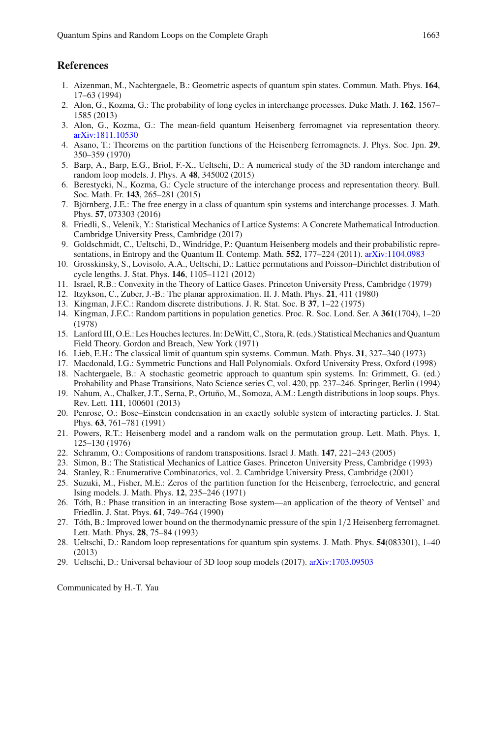## References

1. Aizenman, M., Nachtergaele, B.: Geometric aspects of quantum spin states. Commun. Math. Phys. **164**, 17–63 (1994)
2. Alon, G., Kozma, G.: The probability of long cycles in interchange processes. Duke Math. J. **162**, 1567–1585 (2013)
3. Alon, G., Kozma, G.: The mean-field quantum Heisenberg ferromagnet via representation theory. arXiv:1811.10530
4. Asano, T.: Theorems on the partition functions of the Heisenberg ferromagnets. J. Phys. Soc. Jpn. **29**, 350–359 (1970)
5. Barp, A., Barp, E.G., Briol, F.-X., Ueltschi, D.: A numerical study of the 3D random interchange and random loop models. J. Phys. A **48**, 345002 (2015)
6. Berestycki, N., Kozma, G.: Cycle structure of the interchange process and representation theory. Bull. Soc. Math. Fr. **143**, 265–281 (2015)
7. Björnberg, J.E.: The free energy in a class of quantum spin systems and interchange processes. J. Math. Phys. **57**, 073303 (2016)
8. Friedli, S., Velenik, Y.: Statistical Mechanics of Lattice Systems: A Concrete Mathematical Introduction. Cambridge University Press, Cambridge (2017)
9. Goldschmidt, C., Ueltschi, D., Windridge, P.: Quantum Heisenberg models and their probabilistic representations, in Entropy and the Quantum II. Contemp. Math. **552**, 177–224 (2011). arXiv:1104.0983
10. Grosskinsky, S., Lovisolo, A.A., Ueltschi, D.: Lattice permutations and Poisson–Dirichlet distribution of cycle lengths. J. Stat. Phys. **146**, 1105–1121 (2012)
11. Israel, R.B.: Convexity in the Theory of Lattice Gases. Princeton University Press, Cambridge (1979)
12. Itzykson, C., Zuber, J.-B.: The planar approximation. II. J. Math. Phys. **21**, 411 (1980)
13. Kingman, J.F.C.: Random discrete distributions. J. R. Stat. Soc. B **37**, 1–22 (1975)
14. Kingman, J.F.C.: Random partitions in population genetics. Proc. R. Soc. Lond. Ser. A **361**(1704), 1–20 (1978)
15. Lanford III, O.E.: Les Houches lectures. In: DeWitt, C., Stora, R. (eds.) Statistical Mechanics and Quantum Field Theory. Gordon and Breach, New York (1971)
16. Lieb, E.H.: The classical limit of quantum spin systems. Commun. Math. Phys. **31**, 327–340 (1973)
17. Macdonald, I.G.: Symmetric Functions and Hall Polynomials. Oxford University Press, Oxford (1998)
18. Nachtergaele, B.: A stochastic geometric approach to quantum spin systems. In: Grimmett, G. (ed.) Probability and Phase Transitions, Nato Science series C, vol. 420, pp. 237–246. Springer, Berlin (1994)
19. Nahum, A., Chalker, J.T., Serna, P., Ortuño, M., Somoza, A.M.: Length distributions in loop soups. Phys. Rev. Lett. **111**, 100601 (2013)
20. Penrose, O.: Bose–Einstein condensation in an exactly soluble system of interacting particles. J. Stat. Phys. **63**, 761–781 (1991)
21. Powers, R.T.: Heisenberg model and a random walk on the permutation group. Lett. Math. Phys. **1**, 125–130 (1976)
22. Schramm, O.: Compositions of random transpositions. Israel J. Math. **147**, 221–243 (2005)
23. Simon, B.: The Statistical Mechanics of Lattice Gases. Princeton University Press, Cambridge (1993)
24. Stanley, R.: Enumerative Combinatorics, vol. 2. Cambridge University Press, Cambridge (2001)
25. Suzuki, M., Fisher, M.E.: Zeros of the partition function for the Heisenberg, ferroelectric, and general Ising models. J. Math. Phys. **12**, 235–246 (1971)
26. Tóth, B.: Phase transition in an interacting Bose system—an application of the theory of Ventsel' and Friedlin. J. Stat. Phys. **61**, 749–764 (1990)
27. Tóth, B.: Improved lower bound on the thermodynamic pressure of the spin $1/2$ Heisenberg ferromagnet. Lett. Math. Phys. **28**, 75–84 (1993)
28. Ueltschi, D.: Random loop representations for quantum spin systems. J. Math. Phys. **54**(083301), 1–40 (2013)
29. Ueltschi, D.: Universal behaviour of 3D loop soup models (2017). arXiv:1703.09503

Communicated by H.-T. Yau